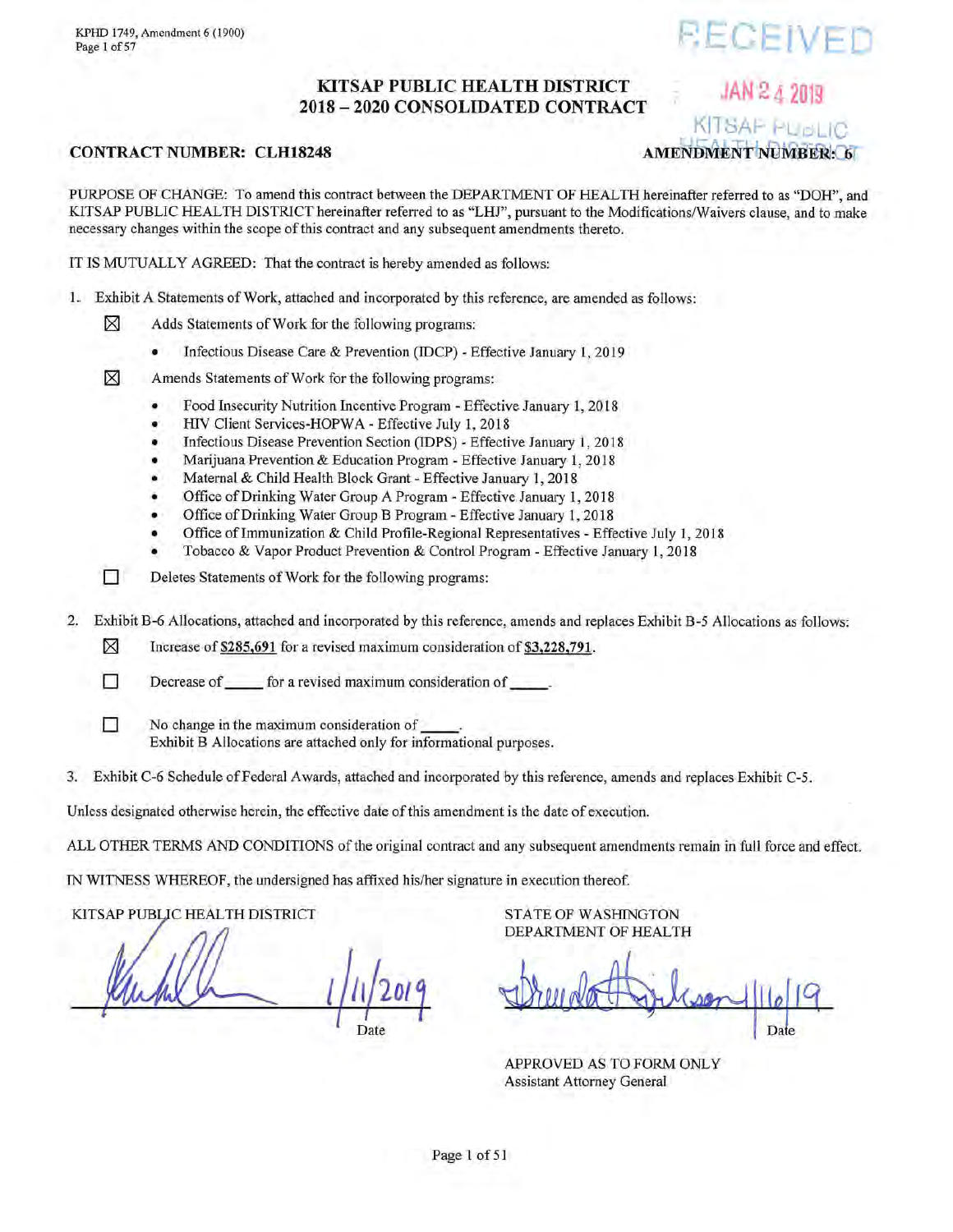RECEIVED

JAN 24 2019

KITSAP PUBLIC HEALTH DISTRICT

# KITSAP PUBLIC HEALTH DISTRICT
# 2018 – 2020 CONSOLIDATED CONTRACT

**CONTRACT NUMBER: CLH18248** **AMENDMENT NUMBER: 6**

PURPOSE OF CHANGE: To amend this contract between the DEPARTMENT OF HEALTH hereinafter referred to as "DOH", and KITSAP PUBLIC HEALTH DISTRICT hereinafter referred to as "LHJ", pursuant to the Modifications/Waivers clause, and to make necessary changes within the scope of this contract and any subsequent amendments thereto.

IT IS MUTUALLY AGREED: That the contract is hereby amended as follows:

1. Exhibit A Statements of Work, attached and incorporated by this reference, are amended as follows:

   ☒ Adds Statements of Work for the following programs:

   - Infectious Disease Care & Prevention (IDCP) - Effective January 1, 2019

   ☒ Amends Statements of Work for the following programs:

   - Food Insecurity Nutrition Incentive Program - Effective January 1, 2018
   - HIV Client Services-HOPWA - Effective July 1, 2018
   - Infectious Disease Prevention Section (IDPS) - Effective January 1, 2018
   - Marijuana Prevention & Education Program - Effective January 1, 2018
   - Maternal & Child Health Block Grant - Effective January 1, 2018
   - Office of Drinking Water Group A Program - Effective January 1, 2018
   - Office of Drinking Water Group B Program - Effective January 1, 2018
   - Office of Immunization & Child Profile-Regional Representatives - Effective July 1, 2018
   - Tobacco & Vapor Product Prevention & Control Program - Effective January 1, 2018

   ☐ Deletes Statements of Work for the following programs:

2. Exhibit B-6 Allocations, attached and incorporated by this reference, amends and replaces Exhibit B-5 Allocations as follows:

   ☒ Increase of **$285,691** for a revised maximum consideration of **$3,228,791**.

   ☐ Decrease of _____ for a revised maximum consideration of _____.

   ☐ No change in the maximum consideration of _____.
   Exhibit B Allocations are attached only for informational purposes.

3. Exhibit C-6 Schedule of Federal Awards, attached and incorporated by this reference, amends and replaces Exhibit C-5.

Unless designated otherwise herein, the effective date of this amendment is the date of execution.

ALL OTHER TERMS AND CONDITIONS of the original contract and any subsequent amendments remain in full force and effect.

IN WITNESS WHEREOF, the undersigned has affixed his/her signature in execution thereof.

| KITSAP PUBLIC HEALTH DISTRICT | STATE OF WASHINGTON DEPARTMENT OF HEALTH |
|---|---|
| [signature] 1/11/2019 | [signature] 1/16/19 |
| Date | Date |
| | APPROVED AS TO FORM ONLY<br>Assistant Attorney General |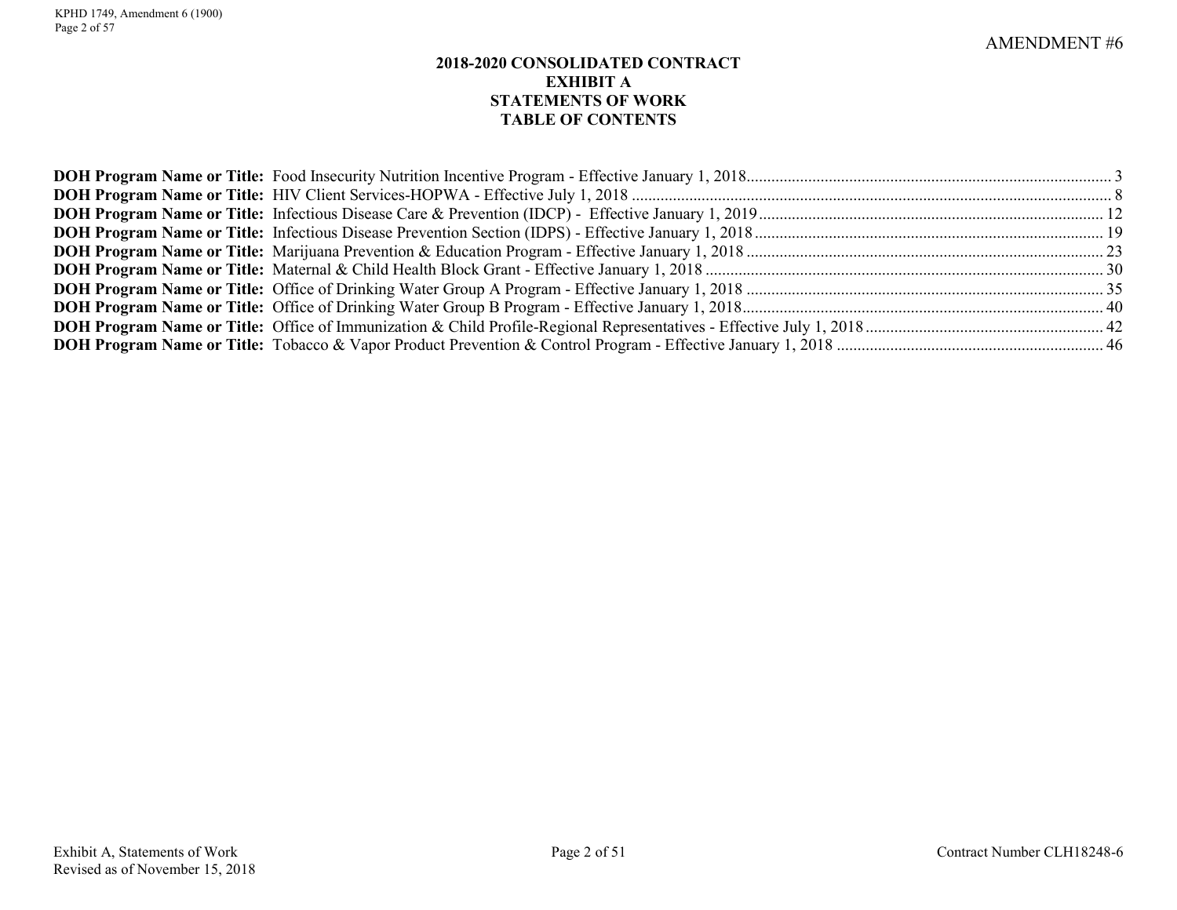AMENDMENT #6

## 2018-2020 CONSOLIDATED CONTRACT
## EXHIBIT A
## STATEMENTS OF WORK
## TABLE OF CONTENTS

**DOH Program Name or Title:** Food Insecurity Nutrition Incentive Program - Effective January 1, 2018 ........ 3
**DOH Program Name or Title:** HIV Client Services-HOPWA - Effective July 1, 2018 ........ 8
**DOH Program Name or Title:** Infectious Disease Care & Prevention (IDCP) - Effective January 1, 2019 ........ 12
**DOH Program Name or Title:** Infectious Disease Prevention Section (IDPS) - Effective January 1, 2018 ........ 19
**DOH Program Name or Title:** Marijuana Prevention & Education Program - Effective January 1, 2018 ........ 23
**DOH Program Name or Title:** Maternal & Child Health Block Grant - Effective January 1, 2018 ........ 30
**DOH Program Name or Title:** Office of Drinking Water Group A Program - Effective January 1, 2018 ........ 35
**DOH Program Name or Title:** Office of Drinking Water Group B Program - Effective January 1, 2018 ........ 40
**DOH Program Name or Title:** Office of Immunization & Child Profile-Regional Representatives - Effective July 1, 2018 ........ 42
**DOH Program Name or Title:** Tobacco & Vapor Product Prevention & Control Program - Effective January 1, 2018 ........ 46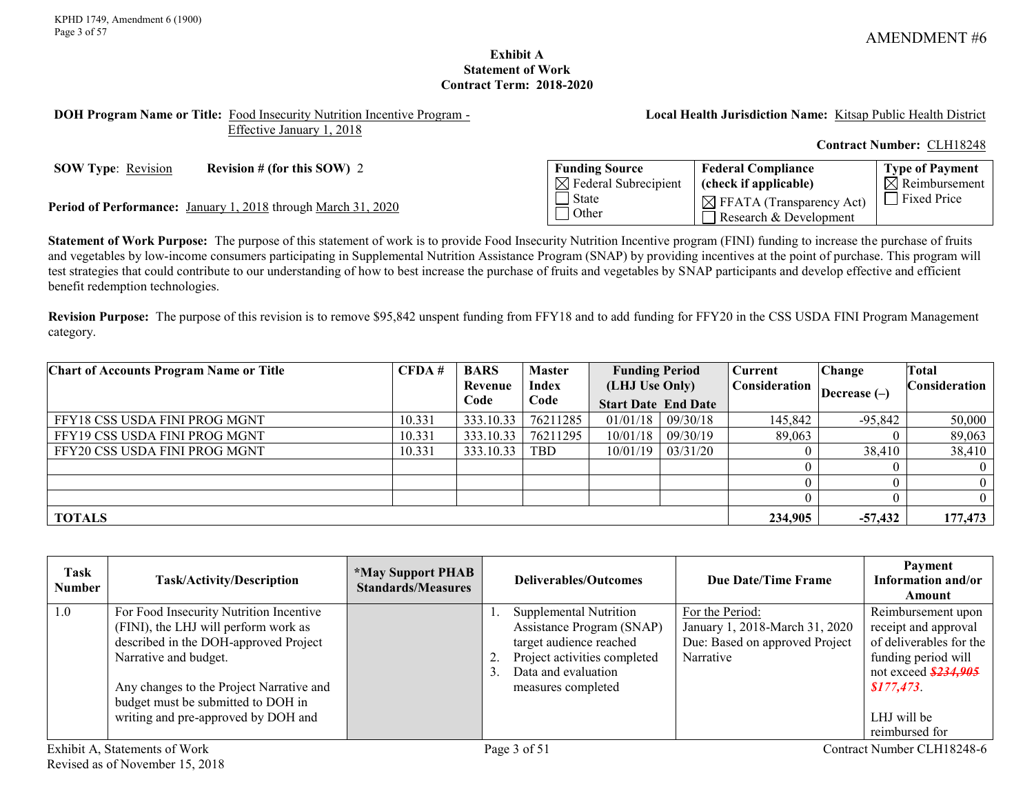AMENDMENT #6

**Exhibit A**
**Statement of Work**
**Contract Term: 2018-2020**

**DOH Program Name or Title:** Food Insecurity Nutrition Incentive Program - Effective January 1, 2018

**Local Health Jurisdiction Name:** Kitsap Public Health District

**Contract Number:** CLH18248

**SOW Type**: Revision **Revision # (for this SOW)** 2

**Period of Performance:** January 1, 2018 through March 31, 2020

| **Funding Source** | **Federal Compliance (check if applicable)** | **Type of Payment** |
|---|---|---|
| ☒ Federal Subrecipient<br>☐ State<br>☐ Other | ☒ FFATA (Transparency Act)<br>☐ Research & Development | ☒ Reimbursement<br>☐ Fixed Price |

**Statement of Work Purpose:** The purpose of this statement of work is to provide Food Insecurity Nutrition Incentive program (FINI) funding to increase the purchase of fruits and vegetables by low-income consumers participating in Supplemental Nutrition Assistance Program (SNAP) by providing incentives at the point of purchase. This program will test strategies that could contribute to our understanding of how to best increase the purchase of fruits and vegetables by SNAP participants and develop effective and efficient benefit redemption technologies.

**Revision Purpose:** The purpose of this revision is to remove $95,842 unspent funding from FFY18 and to add funding for FFY20 in the CSS USDA FINI Program Management category.

| Chart of Accounts Program Name or Title | CFDA # | BARS Revenue Code | Master Index Code | Funding Period (LHJ Use Only) | | Current Consideration | Change Decrease (–) | Total Consideration |
|---|---|---|---|---|---|---|---|---|
| | | | | Start Date | End Date | | | |
| FFY18 CSS USDA FINI PROG MGNT | 10.331 | 333.10.33 | 76211285 | 01/01/18 | 09/30/18 | 145,842 | -95,842 | 50,000 |
| FFY19 CSS USDA FINI PROG MGNT | 10.331 | 333.10.33 | 76211295 | 10/01/18 | 09/30/19 | 89,063 | 0 | 89,063 |
| FFY20 CSS USDA FINI PROG MGNT | 10.331 | 333.10.33 | TBD | 10/01/19 | 03/31/20 | 0 | 38,410 | 38,410 |
| | | | | | | 0 | 0 | 0 |
| | | | | | | 0 | 0 | 0 |
| | | | | | | 0 | 0 | 0 |
| **TOTALS** | | | | | | **234,905** | **-57,432** | **177,473** |

| Task Number | Task/Activity/Description | *May Support PHAB Standards/Measures | Deliverables/Outcomes | Due Date/Time Frame | Payment Information and/or Amount |
|---|---|---|---|---|---|
| 1.0 | For Food Insecurity Nutrition Incentive (FINI), the LHJ will perform work as described in the DOH-approved Project Narrative and budget.<br><br>Any changes to the Project Narrative and budget must be submitted to DOH in writing and pre-approved by DOH and | | 1. Supplemental Nutrition Assistance Program (SNAP) target audience reached<br>2. Project activities completed<br>3. Data and evaluation measures completed | For the Period:<br>January 1, 2018-March 31, 2020<br>Due: Based on approved Project Narrative | Reimbursement upon receipt and approval of deliverables for the funding period will not exceed ~~$234,905~~ *$177,473*.<br><br>LHJ will be reimbursed for |

Exhibit A, Statements of Work
Revised as of November 15, 2018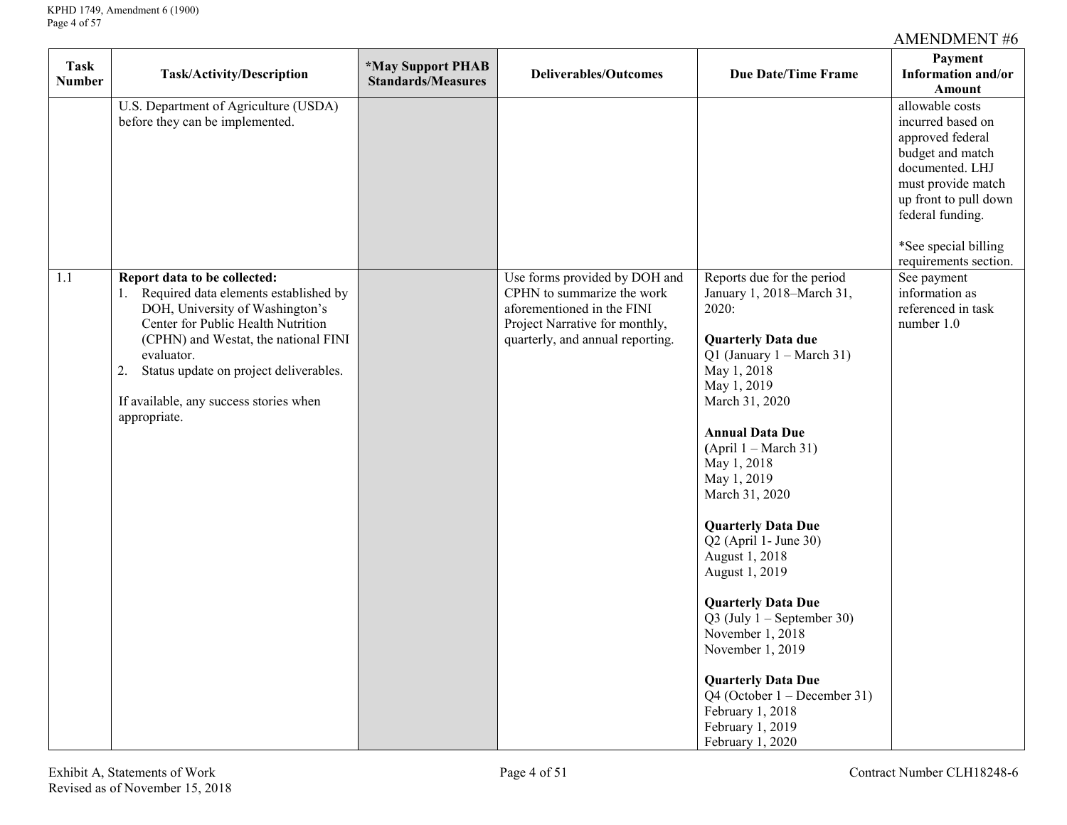AMENDMENT #6

| Task Number | Task/Activity/Description | *May Support PHAB Standards/Measures | Deliverables/Outcomes | Due Date/Time Frame | Payment Information and/or Amount |
|---|---|---|---|---|---|
| | U.S. Department of Agriculture (USDA) before they can be implemented. | | | | allowable costs incurred based on approved federal budget and match documented. LHJ must provide match up front to pull down federal funding.<br><br>*See special billing requirements section. |
| 1.1 | **Report data to be collected:**<br>1. Required data elements established by DOH, University of Washington's Center for Public Health Nutrition (CPHN) and Westat, the national FINI evaluator.<br>2. Status update on project deliverables.<br><br>If available, any success stories when appropriate. | | Use forms provided by DOH and CPHN to summarize the work aforementioned in the FINI Project Narrative for monthly, quarterly, and annual reporting. | Reports due for the period January 1, 2018–March 31, 2020:<br><br>**Quarterly Data due**<br>Q1 (January 1 – March 31)<br>May 1, 2018<br>May 1, 2019<br>March 31, 2020<br><br>**Annual Data Due**<br>**(**April 1 – March 31)<br>May 1, 2018<br>May 1, 2019<br>March 31, 2020<br><br>**Quarterly Data Due**<br>Q2 (April 1- June 30)<br>August 1, 2018<br>August 1, 2019<br><br>**Quarterly Data Due**<br>Q3 (July 1 – September 30)<br>November 1, 2018<br>November 1, 2019<br><br>**Quarterly Data Due**<br>Q4 (October 1 – December 31)<br>February 1, 2018<br>February 1, 2019<br>February 1, 2020 | See payment information as referenced in task number 1.0 |

Exhibit A, Statements of Work
Revised as of November 15, 2018

Contract Number CLH18248-6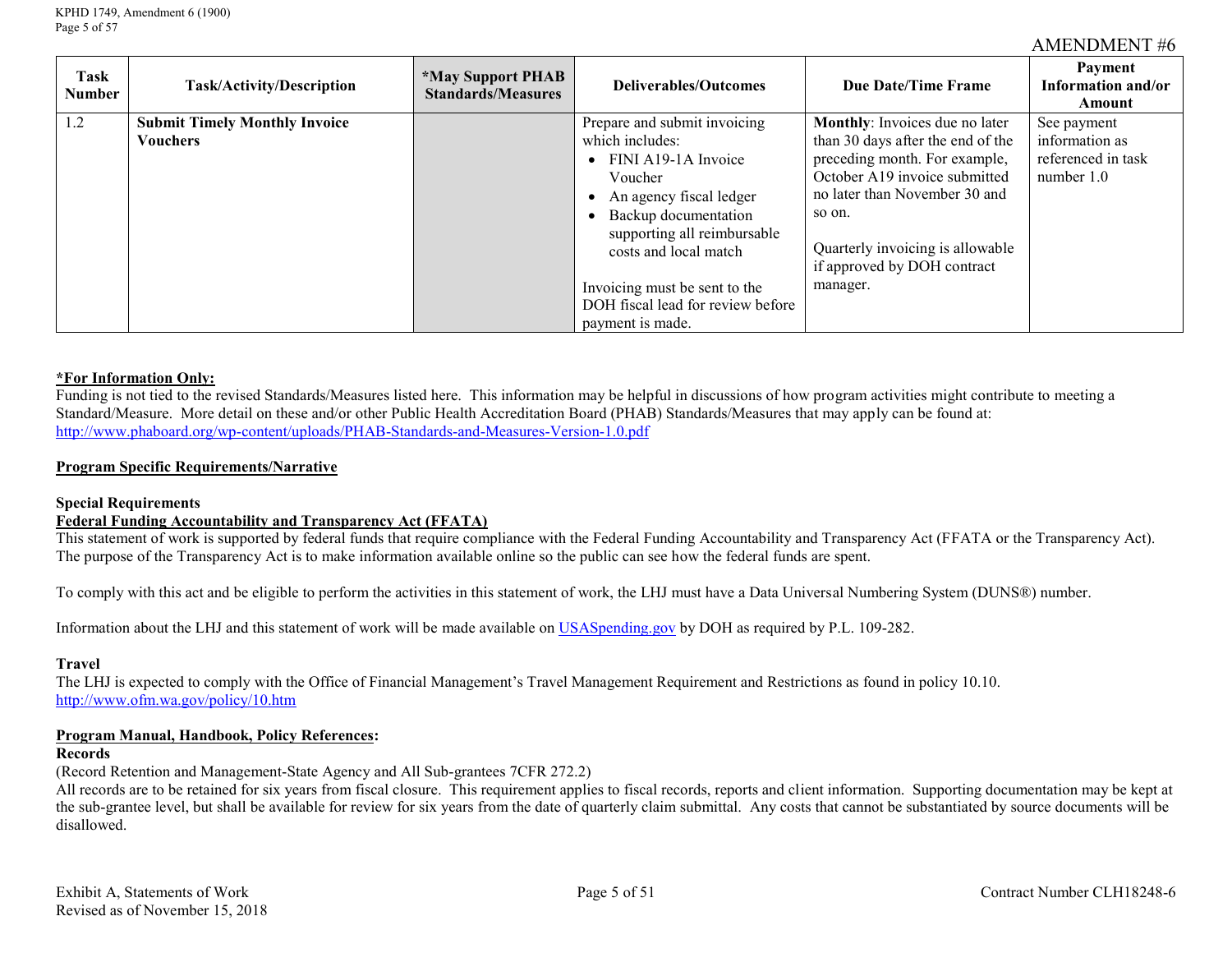AMENDMENT #6

| Task Number | Task/Activity/Description | *May Support PHAB Standards/Measures | Deliverables/Outcomes | Due Date/Time Frame | Payment Information and/or Amount |
|---|---|---|---|---|---|
| 1.2 | **Submit Timely Monthly Invoice Vouchers** | | Prepare and submit invoicing which includes:<br>• FINI A19-1A Invoice Voucher<br>• An agency fiscal ledger<br>• Backup documentation supporting all reimbursable costs and local match<br><br>Invoicing must be sent to the DOH fiscal lead for review before payment is made. | **Monthly**: Invoices due no later than 30 days after the end of the preceding month. For example, October A19 invoice submitted no later than November 30 and so on.<br><br>Quarterly invoicing is allowable if approved by DOH contract manager. | See payment information as referenced in task number 1.0 |

**\*For Information Only:**
Funding is not tied to the revised Standards/Measures listed here. This information may be helpful in discussions of how program activities might contribute to meeting a Standard/Measure. More detail on these and/or other Public Health Accreditation Board (PHAB) Standards/Measures that may apply can be found at: http://www.phaboard.org/wp-content/uploads/PHAB-Standards-and-Measures-Version-1.0.pdf

**Program Specific Requirements/Narrative**

**Special Requirements**

**Federal Funding Accountability and Transparency Act (FFATA)**

This statement of work is supported by federal funds that require compliance with the Federal Funding Accountability and Transparency Act (FFATA or the Transparency Act). The purpose of the Transparency Act is to make information available online so the public can see how the federal funds are spent.

To comply with this act and be eligible to perform the activities in this statement of work, the LHJ must have a Data Universal Numbering System (DUNS®) number.

Information about the LHJ and this statement of work will be made available on USASpending.gov by DOH as required by P.L. 109-282.

**Travel**

The LHJ is expected to comply with the Office of Financial Management's Travel Management Requirement and Restrictions as found in policy 10.10. http://www.ofm.wa.gov/policy/10.htm

**Program Manual, Handbook, Policy References:**

**Records**

(Record Retention and Management-State Agency and All Sub-grantees 7CFR 272.2)

All records are to be retained for six years from fiscal closure. This requirement applies to fiscal records, reports and client information. Supporting documentation may be kept at the sub-grantee level, but shall be available for review for six years from the date of quarterly claim submittal. Any costs that cannot be substantiated by source documents will be disallowed.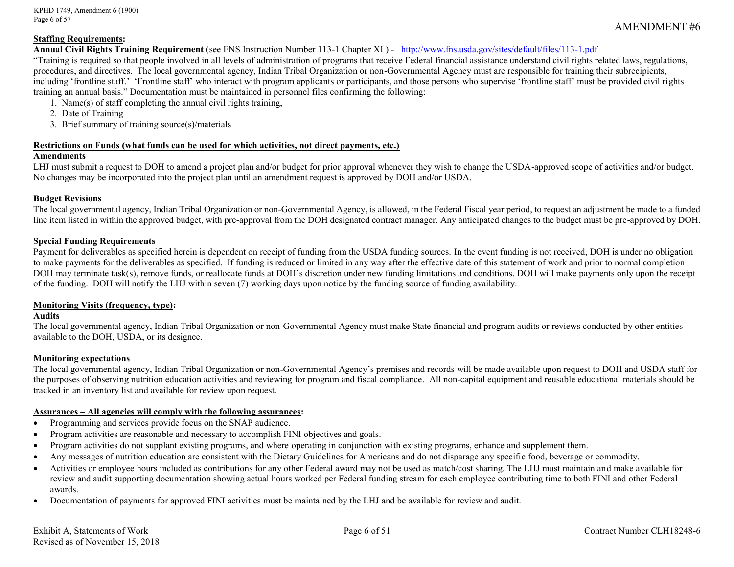AMENDMENT #6

**Staffing Requirements:**

**Annual Civil Rights Training Requirement** (see FNS Instruction Number 113-1 Chapter XI ) - http://www.fns.usda.gov/sites/default/files/113-1.pdf

"Training is required so that people involved in all levels of administration of programs that receive Federal financial assistance understand civil rights related laws, regulations, procedures, and directives. The local governmental agency, Indian Tribal Organization or non-Governmental Agency must are responsible for training their subrecipients, including 'frontline staff.' 'Frontline staff' who interact with program applicants or participants, and those persons who supervise 'frontline staff' must be provided civil rights training an annual basis." Documentation must be maintained in personnel files confirming the following:

1. Name(s) of staff completing the annual civil rights training,
2. Date of Training
3. Brief summary of training source(s)/materials

**Restrictions on Funds (what funds can be used for which activities, not direct payments, etc.)**

**Amendments**

LHJ must submit a request to DOH to amend a project plan and/or budget for prior approval whenever they wish to change the USDA-approved scope of activities and/or budget. No changes may be incorporated into the project plan until an amendment request is approved by DOH and/or USDA.

**Budget Revisions**

The local governmental agency, Indian Tribal Organization or non-Governmental Agency, is allowed, in the Federal Fiscal year period, to request an adjustment be made to a funded line item listed in within the approved budget, with pre-approval from the DOH designated contract manager. Any anticipated changes to the budget must be pre-approved by DOH.

**Special Funding Requirements**

Payment for deliverables as specified herein is dependent on receipt of funding from the USDA funding sources. In the event funding is not received, DOH is under no obligation to make payments for the deliverables as specified. If funding is reduced or limited in any way after the effective date of this statement of work and prior to normal completion DOH may terminate task(s), remove funds, or reallocate funds at DOH's discretion under new funding limitations and conditions. DOH will make payments only upon the receipt of the funding. DOH will notify the LHJ within seven (7) working days upon notice by the funding source of funding availability.

**Monitoring Visits (frequency, type):**

**Audits**

The local governmental agency, Indian Tribal Organization or non-Governmental Agency must make State financial and program audits or reviews conducted by other entities available to the DOH, USDA, or its designee.

**Monitoring expectations**

The local governmental agency, Indian Tribal Organization or non-Governmental Agency's premises and records will be made available upon request to DOH and USDA staff for the purposes of observing nutrition education activities and reviewing for program and fiscal compliance. All non-capital equipment and reusable educational materials should be tracked in an inventory list and available for review upon request.

**Assurances – All agencies will comply with the following assurances:**

- Programming and services provide focus on the SNAP audience.
- Program activities are reasonable and necessary to accomplish FINI objectives and goals.
- Program activities do not supplant existing programs, and where operating in conjunction with existing programs, enhance and supplement them.
- Any messages of nutrition education are consistent with the Dietary Guidelines for Americans and do not disparage any specific food, beverage or commodity.
- Activities or employee hours included as contributions for any other Federal award may not be used as match/cost sharing. The LHJ must maintain and make available for review and audit supporting documentation showing actual hours worked per Federal funding stream for each employee contributing time to both FINI and other Federal awards.
- Documentation of payments for approved FINI activities must be maintained by the LHJ and be available for review and audit.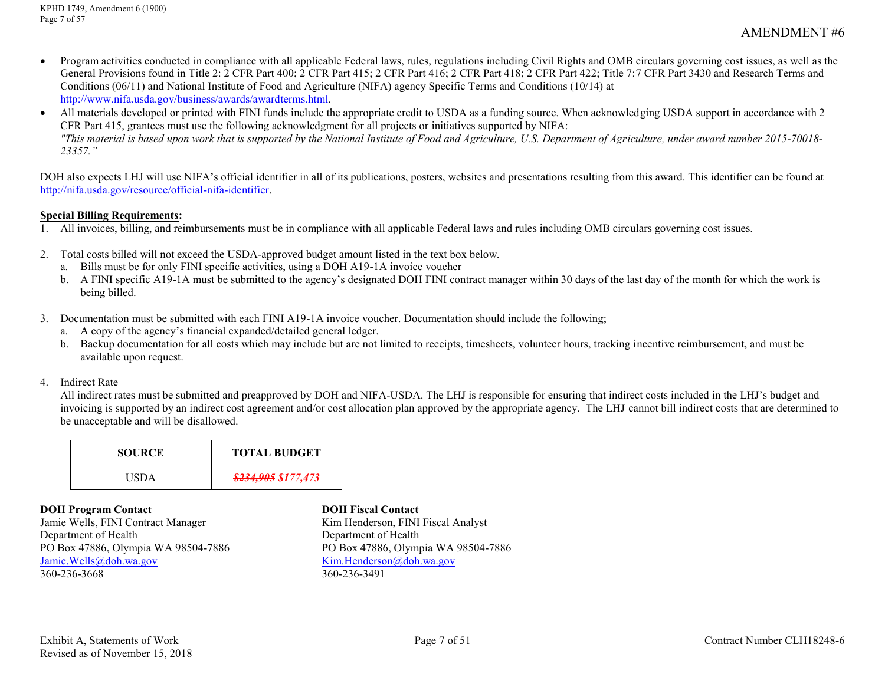- Program activities conducted in compliance with all applicable Federal laws, rules, regulations including Civil Rights and OMB circulars governing cost issues, as well as the General Provisions found in Title 2: 2 CFR Part 400; 2 CFR Part 415; 2 CFR Part 416; 2 CFR Part 418; 2 CFR Part 422; Title 7:7 CFR Part 3430 and Research Terms and Conditions (06/11) and National Institute of Food and Agriculture (NIFA) agency Specific Terms and Conditions (10/14) at http://www.nifa.usda.gov/business/awards/awardterms.html.
- All materials developed or printed with FINI funds include the appropriate credit to USDA as a funding source. When acknowledging USDA support in accordance with 2 CFR Part 415, grantees must use the following acknowledgment for all projects or initiatives supported by NIFA:
  *"This material is based upon work that is supported by the National Institute of Food and Agriculture, U.S. Department of Agriculture, under award number 2015-70018-23357."*

DOH also expects LHJ will use NIFA's official identifier in all of its publications, posters, websites and presentations resulting from this award. This identifier can be found at http://nifa.usda.gov/resource/official-nifa-identifier.

**Special Billing Requirements:**

1. All invoices, billing, and reimbursements must be in compliance with all applicable Federal laws and rules including OMB circulars governing cost issues.

2. Total costs billed will not exceed the USDA-approved budget amount listed in the text box below.
   a. Bills must be for only FINI specific activities, using a DOH A19-1A invoice voucher
   b. A FINI specific A19-1A must be submitted to the agency's designated DOH FINI contract manager within 30 days of the last day of the month for which the work is being billed.

3. Documentation must be submitted with each FINI A19-1A invoice voucher. Documentation should include the following;
   a. A copy of the agency's financial expanded/detailed general ledger.
   b. Backup documentation for all costs which may include but are not limited to receipts, timesheets, volunteer hours, tracking incentive reimbursement, and must be available upon request.

4. Indirect Rate
   All indirect rates must be submitted and preapproved by DOH and NIFA-USDA. The LHJ is responsible for ensuring that indirect costs included in the LHJ's budget and invoicing is supported by an indirect cost agreement and/or cost allocation plan approved by the appropriate agency. The LHJ cannot bill indirect costs that are determined to be unacceptable and will be disallowed.

| SOURCE | TOTAL BUDGET |
|---|---|
| USDA | ~~$234,905~~ $177,473 |

**DOH Program Contact**
Jamie Wells, FINI Contract Manager
Department of Health
PO Box 47886, Olympia WA 98504-7886
Jamie.Wells@doh.wa.gov
360-236-3668

**DOH Fiscal Contact**
Kim Henderson, FINI Fiscal Analyst
Department of Health
PO Box 47886, Olympia WA 98504-7886
Kim.Henderson@doh.wa.gov
360-236-3491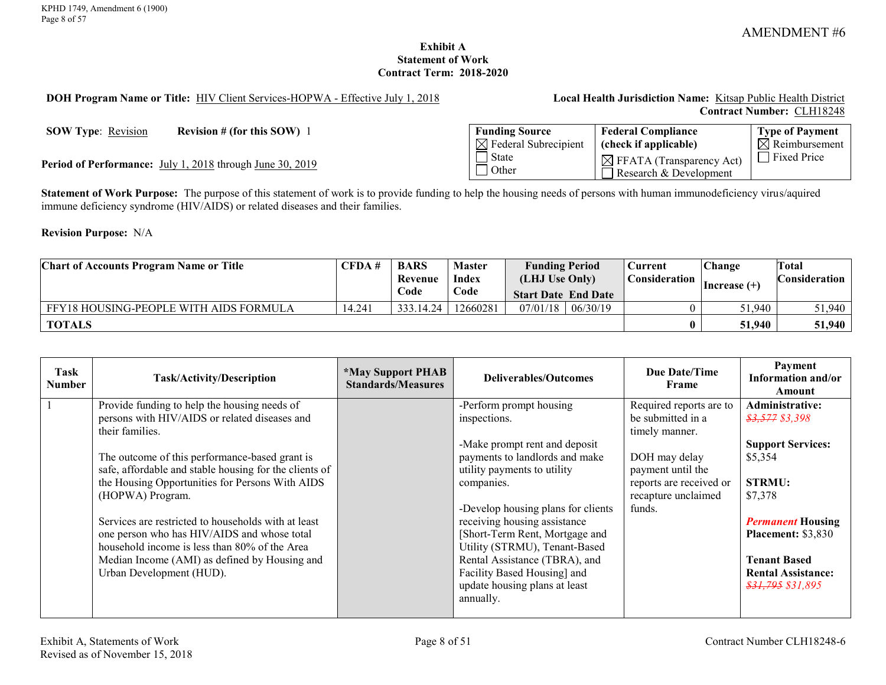AMENDMENT #6

**Exhibit A**
**Statement of Work**
**Contract Term: 2018-2020**

**DOH Program Name or Title:** HIV Client Services-HOPWA - Effective July 1, 2018

**Local Health Jurisdiction Name:** Kitsap Public Health District
**Contract Number:** CLH18248

**SOW Type**: Revision  **Revision # (for this SOW)** 1

**Period of Performance:** July 1, 2018 through June 30, 2019

| Funding Source | Federal Compliance (check if applicable) | Type of Payment |
|---|---|---|
| ☒ Federal Subrecipient<br>☐ State<br>☐ Other | ☒ FFATA (Transparency Act)<br>☐ Research & Development | ☒ Reimbursement<br>☐ Fixed Price |

**Statement of Work Purpose:** The purpose of this statement of work is to provide funding to help the housing needs of persons with human immunodeficiency virus/aquired immune deficiency syndrome (HIV/AIDS) or related diseases and their families.

**Revision Purpose:** N/A

| Chart of Accounts Program Name or Title | CFDA # | BARS Revenue Code | Master Index Code | Funding Period (LHJ Use Only) Start Date | End Date | Current Consideration | Change Increase (+) | Total Consideration |
|---|---|---|---|---|---|---|---|---|
| FFY18 HOUSING-PEOPLE WITH AIDS FORMULA | 14.241 | 333.14.24 | 12660281 | 07/01/18 | 06/30/19 | 0 | 51,940 | 51,940 |
| **TOTALS** | | | | | | **0** | **51,940** | **51,940** |

| Task Number | Task/Activity/Description | *May Support PHAB Standards/Measures | Deliverables/Outcomes | Due Date/Time Frame | Payment Information and/or Amount |
|---|---|---|---|---|---|
| 1 | Provide funding to help the housing needs of persons with HIV/AIDS or related diseases and their families.<br><br>The outcome of this performance-based grant is safe, affordable and stable housing for the clients of the Housing Opportunities for Persons With AIDS (HOPWA) Program.<br><br>Services are restricted to households with at least one person who has HIV/AIDS and whose total household income is less than 80% of the Area Median Income (AMI) as defined by Housing and Urban Development (HUD). | | -Perform prompt housing inspections.<br><br>-Make prompt rent and deposit payments to landlords and make utility payments to utility companies.<br><br>-Develop housing plans for clients receiving housing assistance [Short-Term Rent, Mortgage and Utility (STRMU), Tenant-Based Rental Assistance (TBRA), and Facility Based Housing] and update housing plans at least annually. | Required reports are to be submitted in a timely manner.<br><br>DOH may delay payment until the reports are received or recapture unclaimed funds. | **Administrative:** ~~*$3,577*~~ *$3,398*<br><br>**Support Services:** $5,354<br><br>**STRMU:** $7,378<br><br>***Permanent* Housing Placement:** $3,830<br><br>**Tenant Based Rental Assistance:** ~~*$31,795*~~ *$31,895* |

Exhibit A, Statements of Work
Revised as of November 15, 2018

Contract Number CLH18248-6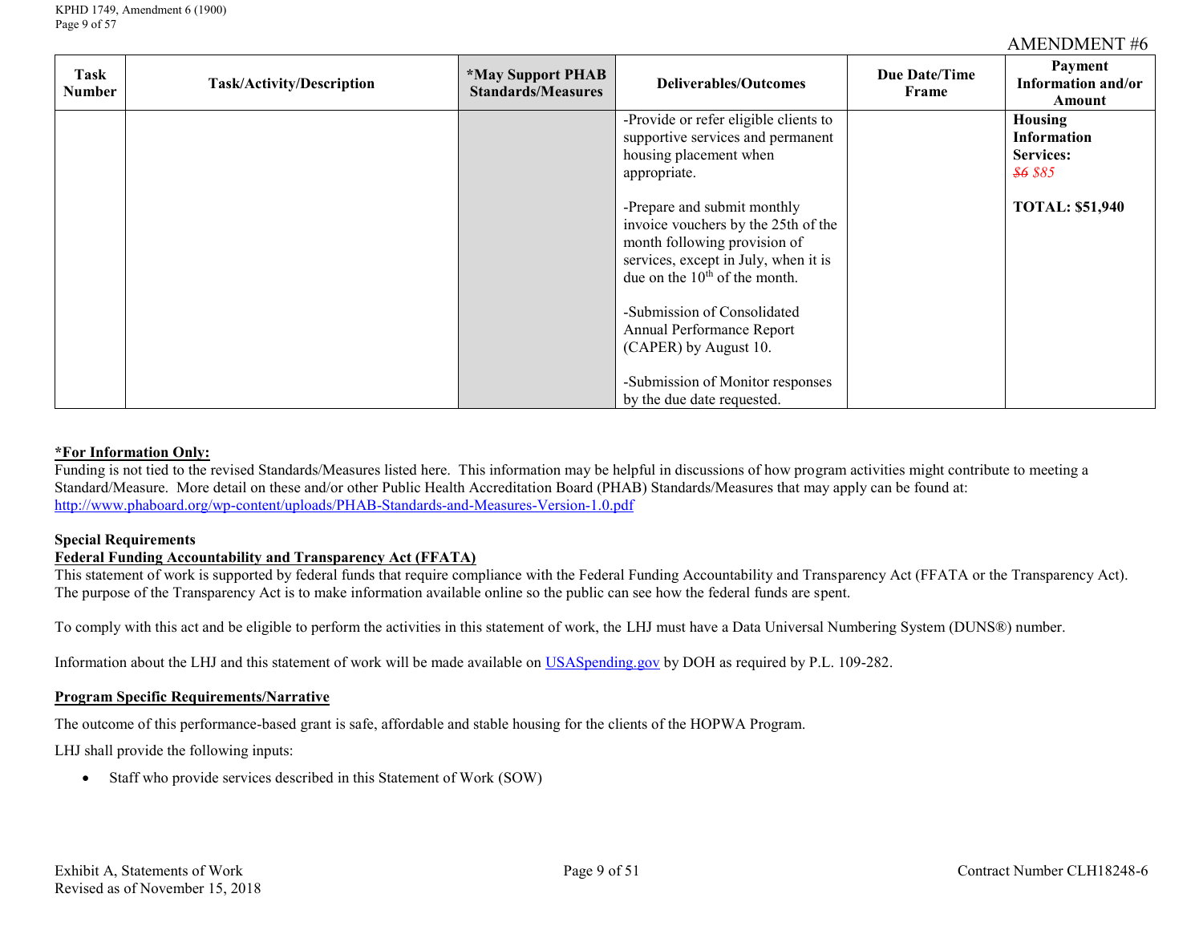AMENDMENT #6

| Task Number | Task/Activity/Description | *May Support PHAB Standards/Measures | Deliverables/Outcomes | Due Date/Time Frame | Payment Information and/or Amount |
|---|---|---|---|---|---|
| | | | -Provide or refer eligible clients to supportive services and permanent housing placement when appropriate.<br><br>-Prepare and submit monthly invoice vouchers by the 25th of the month following provision of services, except in July, when it is due on the 10th of the month.<br><br>-Submission of Consolidated Annual Performance Report (CAPER) by August 10.<br><br>-Submission of Monitor responses by the due date requested. | | **Housing Information Services:** ~~$6~~ $85<br><br>**TOTAL: $51,940** |

**\*For Information Only:**

Funding is not tied to the revised Standards/Measures listed here. This information may be helpful in discussions of how program activities might contribute to meeting a Standard/Measure. More detail on these and/or other Public Health Accreditation Board (PHAB) Standards/Measures that may apply can be found at: http://www.phaboard.org/wp-content/uploads/PHAB-Standards-and-Measures-Version-1.0.pdf

**Special Requirements**

**Federal Funding Accountability and Transparency Act (FFATA)**

This statement of work is supported by federal funds that require compliance with the Federal Funding Accountability and Transparency Act (FFATA or the Transparency Act). The purpose of the Transparency Act is to make information available online so the public can see how the federal funds are spent.

To comply with this act and be eligible to perform the activities in this statement of work, the LHJ must have a Data Universal Numbering System (DUNS®) number.

Information about the LHJ and this statement of work will be made available on USASpending.gov by DOH as required by P.L. 109-282.

**Program Specific Requirements/Narrative**

The outcome of this performance-based grant is safe, affordable and stable housing for the clients of the HOPWA Program.

LHJ shall provide the following inputs:

- Staff who provide services described in this Statement of Work (SOW)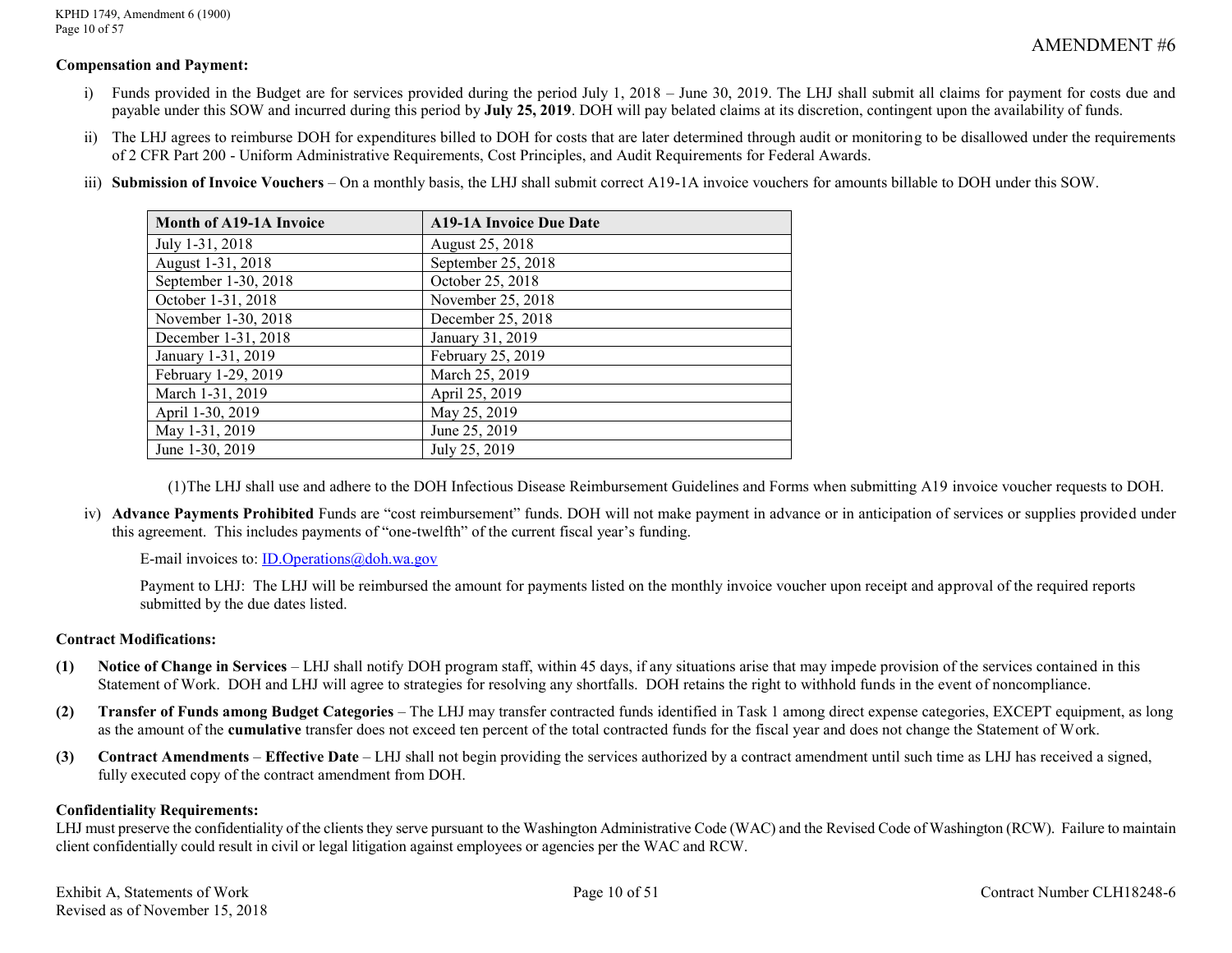AMENDMENT #6

**Compensation and Payment:**

i) Funds provided in the Budget are for services provided during the period July 1, 2018 – June 30, 2019. The LHJ shall submit all claims for payment for costs due and payable under this SOW and incurred during this period by **July 25, 2019**. DOH will pay belated claims at its discretion, contingent upon the availability of funds.

ii) The LHJ agrees to reimburse DOH for expenditures billed to DOH for costs that are later determined through audit or monitoring to be disallowed under the requirements of 2 CFR Part 200 - Uniform Administrative Requirements, Cost Principles, and Audit Requirements for Federal Awards.

iii) **Submission of Invoice Vouchers** – On a monthly basis, the LHJ shall submit correct A19-1A invoice vouchers for amounts billable to DOH under this SOW.

| Month of A19-1A Invoice | A19-1A Invoice Due Date |
|---|---|
| July 1-31, 2018 | August 25, 2018 |
| August 1-31, 2018 | September 25, 2018 |
| September 1-30, 2018 | October 25, 2018 |
| October 1-31, 2018 | November 25, 2018 |
| November 1-30, 2018 | December 25, 2018 |
| December 1-31, 2018 | January 31, 2019 |
| January 1-31, 2019 | February 25, 2019 |
| February 1-29, 2019 | March 25, 2019 |
| March 1-31, 2019 | April 25, 2019 |
| April 1-30, 2019 | May 25, 2019 |
| May 1-31, 2019 | June 25, 2019 |
| June 1-30, 2019 | July 25, 2019 |

(1)The LHJ shall use and adhere to the DOH Infectious Disease Reimbursement Guidelines and Forms when submitting A19 invoice voucher requests to DOH.

iv) **Advance Payments Prohibited** Funds are "cost reimbursement" funds. DOH will not make payment in advance or in anticipation of services or supplies provided under this agreement. This includes payments of "one-twelfth" of the current fiscal year's funding.

E-mail invoices to: ID.Operations@doh.wa.gov

Payment to LHJ: The LHJ will be reimbursed the amount for payments listed on the monthly invoice voucher upon receipt and approval of the required reports submitted by the due dates listed.

**Contract Modifications:**

**(1) Notice of Change in Services** – LHJ shall notify DOH program staff, within 45 days, if any situations arise that may impede provision of the services contained in this Statement of Work. DOH and LHJ will agree to strategies for resolving any shortfalls. DOH retains the right to withhold funds in the event of noncompliance.

**(2) Transfer of Funds among Budget Categories** – The LHJ may transfer contracted funds identified in Task 1 among direct expense categories, EXCEPT equipment, as long as the amount of the **cumulative** transfer does not exceed ten percent of the total contracted funds for the fiscal year and does not change the Statement of Work.

**(3) Contract Amendments** – **Effective Date** – LHJ shall not begin providing the services authorized by a contract amendment until such time as LHJ has received a signed, fully executed copy of the contract amendment from DOH.

**Confidentiality Requirements:**

LHJ must preserve the confidentiality of the clients they serve pursuant to the Washington Administrative Code (WAC) and the Revised Code of Washington (RCW). Failure to maintain client confidentially could result in civil or legal litigation against employees or agencies per the WAC and RCW.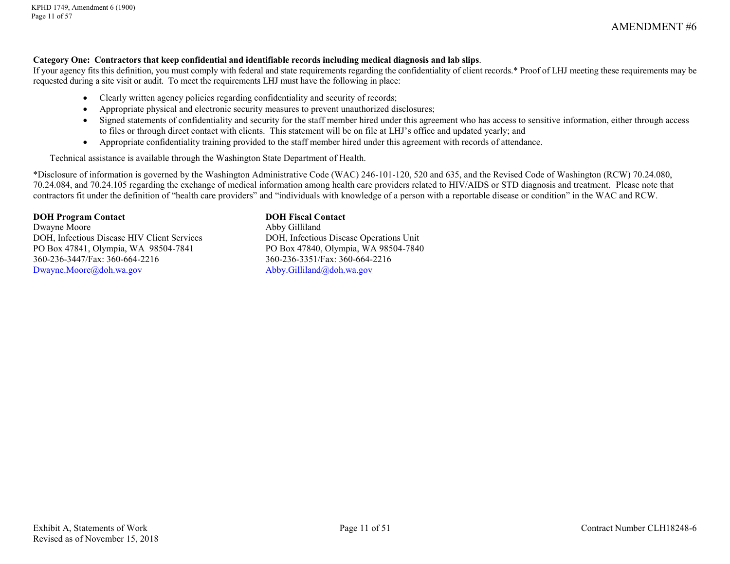**Category One: Contractors that keep confidential and identifiable records including medical diagnosis and lab slips**.

If your agency fits this definition, you must comply with federal and state requirements regarding the confidentiality of client records.* Proof of LHJ meeting these requirements may be requested during a site visit or audit. To meet the requirements LHJ must have the following in place:

- Clearly written agency policies regarding confidentiality and security of records;
- Appropriate physical and electronic security measures to prevent unauthorized disclosures;
- Signed statements of confidentiality and security for the staff member hired under this agreement who has access to sensitive information, either through access to files or through direct contact with clients. This statement will be on file at LHJ's office and updated yearly; and
- Appropriate confidentiality training provided to the staff member hired under this agreement with records of attendance.

Technical assistance is available through the Washington State Department of Health.

*Disclosure of information is governed by the Washington Administrative Code (WAC) 246-101-120, 520 and 635, and the Revised Code of Washington (RCW) 70.24.080, 70.24.084, and 70.24.105 regarding the exchange of medical information among health care providers related to HIV/AIDS or STD diagnosis and treatment. Please note that contractors fit under the definition of "health care providers" and "individuals with knowledge of a person with a reportable disease or condition" in the WAC and RCW.

**DOH Program Contact**
Dwayne Moore
DOH, Infectious Disease HIV Client Services
PO Box 47841, Olympia, WA 98504-7841
360-236-3447/Fax: 360-664-2216
Dwayne.Moore@doh.wa.gov

**DOH Fiscal Contact**
Abby Gilliland
DOH, Infectious Disease Operations Unit
PO Box 47840, Olympia, WA 98504-7840
360-236-3351/Fax: 360-664-2216
Abby.Gilliland@doh.wa.gov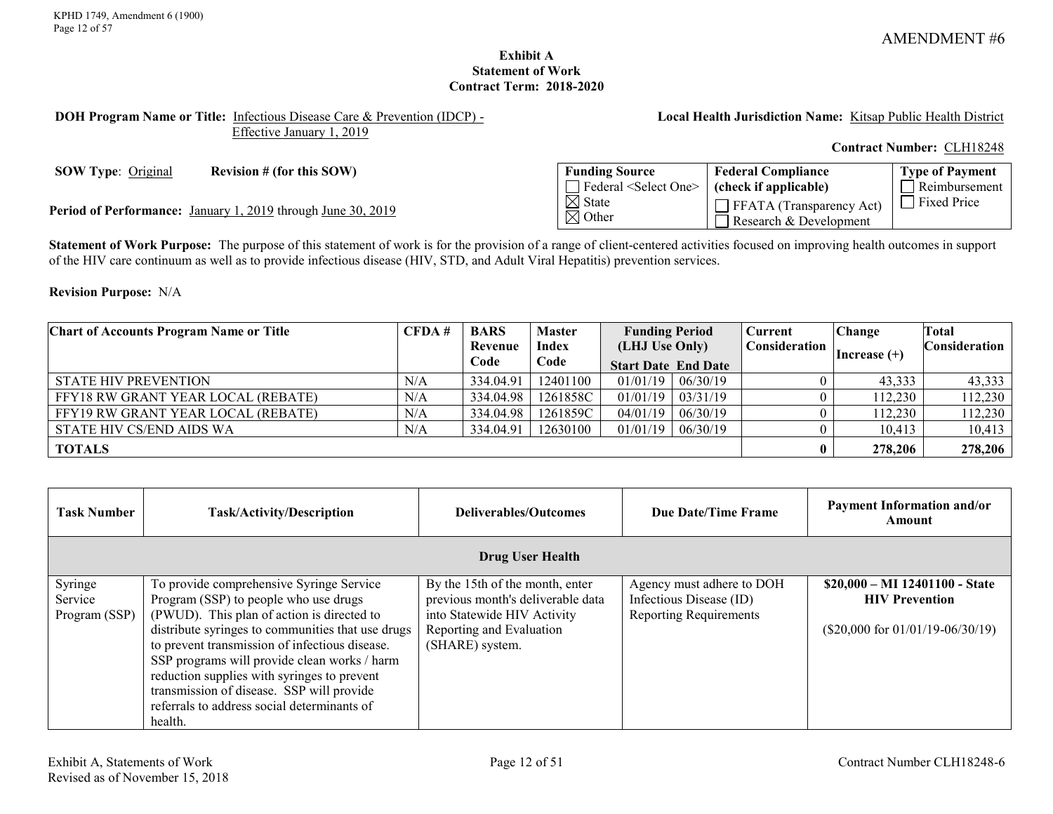AMENDMENT #6

**Exhibit A**
**Statement of Work**
**Contract Term: 2018-2020**

**DOH Program Name or Title:** Infectious Disease Care & Prevention (IDCP) - Effective January 1, 2019

**Local Health Jurisdiction Name:** Kitsap Public Health District

**Contract Number:** CLH18248

**SOW Type**: Original **Revision # (for this SOW)**

**Period of Performance:** January 1, 2019 through June 30, 2019

| Funding Source | Federal Compliance (check if applicable) | Type of Payment |
|---|---|---|
| ☐ Federal <Select One> ☒ State ☒ Other | ☐ FFATA (Transparency Act) ☐ Research & Development | ☐ Reimbursement ☐ Fixed Price |

**Statement of Work Purpose:** The purpose of this statement of work is for the provision of a range of client-centered activities focused on improving health outcomes in support of the HIV care continuum as well as to provide infectious disease (HIV, STD, and Adult Viral Hepatitis) prevention services.

**Revision Purpose:** N/A

| Chart of Accounts Program Name or Title | CFDA # | BARS Revenue Code | Master Index Code | Funding Period (LHJ Use Only) Start Date | End Date | Current Consideration | Change Increase (+) | Total Consideration |
|---|---|---|---|---|---|---|---|---|
| STATE HIV PREVENTION | N/A | 334.04.91 | 12401100 | 01/01/19 | 06/30/19 | 0 | 43,333 | 43,333 |
| FFY18 RW GRANT YEAR LOCAL (REBATE) | N/A | 334.04.98 | 1261858C | 01/01/19 | 03/31/19 | 0 | 112,230 | 112,230 |
| FFY19 RW GRANT YEAR LOCAL (REBATE) | N/A | 334.04.98 | 1261859C | 04/01/19 | 06/30/19 | 0 | 112,230 | 112,230 |
| STATE HIV CS/END AIDS WA | N/A | 334.04.91 | 12630100 | 01/01/19 | 06/30/19 | 0 | 10,413 | 10,413 |
| **TOTALS** | | | | | | **0** | **278,206** | **278,206** |

| Task Number | Task/Activity/Description | Deliverables/Outcomes | Due Date/Time Frame | Payment Information and/or Amount |
|---|---|---|---|---|
| | | **Drug User Health** | | |
| Syringe Service Program (SSP) | To provide comprehensive Syringe Service Program (SSP) to people who use drugs (PWUD). This plan of action is directed to distribute syringes to communities that use drugs to prevent transmission of infectious disease. SSP programs will provide clean works / harm reduction supplies with syringes to prevent transmission of disease. SSP will provide referrals to address social determinants of health. | By the 15th of the month, enter previous month's deliverable data into Statewide HIV Activity Reporting and Evaluation (SHARE) system. | Agency must adhere to DOH Infectious Disease (ID) Reporting Requirements | **$20,000 – MI 12401100 - State HIV Prevention** ($20,000 for 01/01/19-06/30/19) |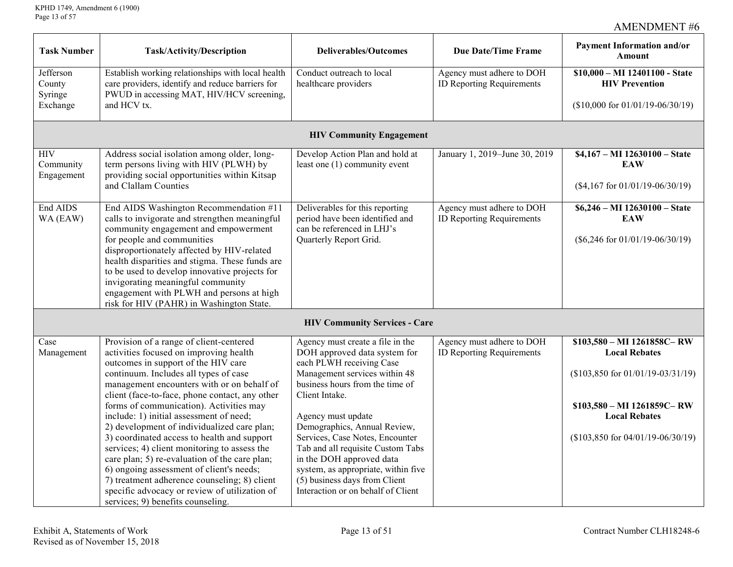AMENDMENT #6

| Task Number | Task/Activity/Description | Deliverables/Outcomes | Due Date/Time Frame | Payment Information and/or Amount |
|---|---|---|---|---|
| Jefferson County Syringe Exchange | Establish working relationships with local health care providers, identify and reduce barriers for PWUD in accessing MAT, HIV/HCV screening, and HCV tx. | Conduct outreach to local healthcare providers | Agency must adhere to DOH ID Reporting Requirements | **$10,000 – MI 12401100 - State HIV Prevention**<br><br>($10,000 for 01/01/19-06/30/19) |
| | | **HIV Community Engagement** | | |
| HIV Community Engagement | Address social isolation among older, long-term persons living with HIV (PLWH) by providing social opportunities within Kitsap and Clallam Counties | Develop Action Plan and hold at least one (1) community event | January 1, 2019–June 30, 2019 | **$4,167 – MI 12630100 – State EAW**<br><br>($4,167 for 01/01/19-06/30/19) |
| End AIDS WA (EAW) | End AIDS Washington Recommendation #11 calls to invigorate and strengthen meaningful community engagement and empowerment for people and communities disproportionately affected by HIV-related health disparities and stigma. These funds are to be used to develop innovative projects for invigorating meaningful community engagement with PLWH and persons at high risk for HIV (PAHR) in Washington State. | Deliverables for this reporting period have been identified and can be referenced in LHJ's Quarterly Report Grid. | Agency must adhere to DOH ID Reporting Requirements | **$6,246 – MI 12630100 – State EAW**<br><br>($6,246 for 01/01/19-06/30/19) |
| | | **HIV Community Services - Care** | | |
| Case Management | Provision of a range of client-centered activities focused on improving health outcomes in support of the HIV care continuum. Includes all types of case management encounters with or on behalf of client (face-to-face, phone contact, any other forms of communication). Activities may include: 1) initial assessment of need; 2) development of individualized care plan; 3) coordinated access to health and support services; 4) client monitoring to assess the care plan; 5) re-evaluation of the care plan; 6) ongoing assessment of client's needs; 7) treatment adherence counseling; 8) client specific advocacy or review of utilization of services; 9) benefits counseling. | Agency must create a file in the DOH approved data system for each PLWH receiving Case Management services within 48 business hours from the time of Client Intake.<br><br>Agency must update Demographics, Annual Review, Services, Case Notes, Encounter Tab and all requisite Custom Tabs in the DOH approved data system, as appropriate, within five (5) business days from Client Interaction or on behalf of Client | Agency must adhere to DOH ID Reporting Requirements | **$103,580 – MI 1261858C– RW Local Rebates**<br><br>($103,850 for 01/01/19-03/31/19)<br><br>**$103,580 – MI 1261859C– RW Local Rebates**<br><br>($103,850 for 04/01/19-06/30/19) |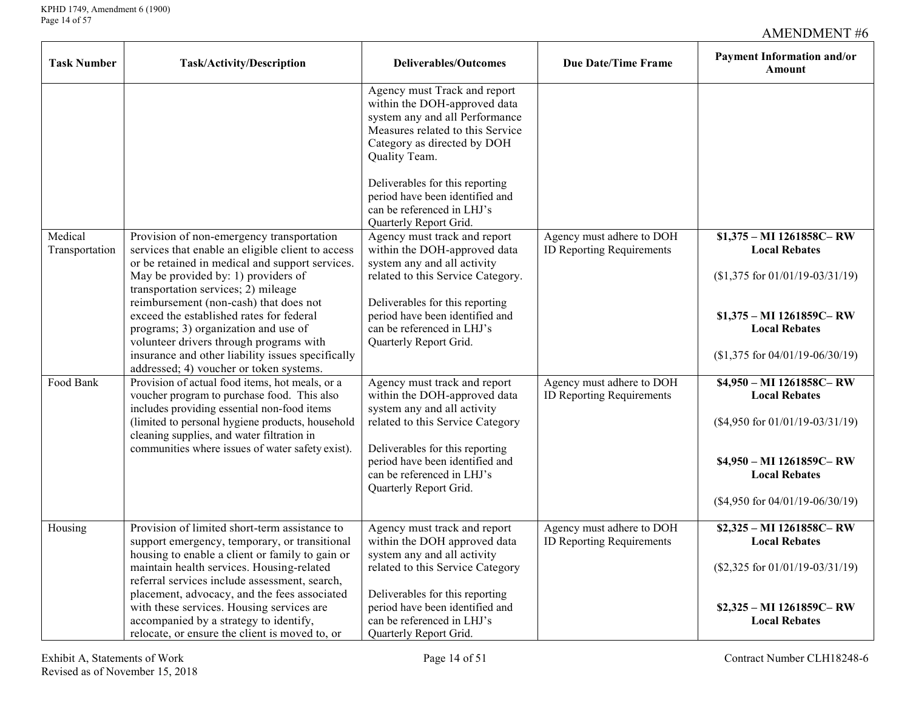AMENDMENT #6

| Task Number | Task/Activity/Description | Deliverables/Outcomes | Due Date/Time Frame | Payment Information and/or Amount |
|---|---|---|---|---|
| | | Agency must Track and report within the DOH-approved data system any and all Performance Measures related to this Service Category as directed by DOH Quality Team.<br><br>Deliverables for this reporting period have been identified and can be referenced in LHJ's Quarterly Report Grid. | | |
| Medical Transportation | Provision of non-emergency transportation services that enable an eligible client to access or be retained in medical and support services. May be provided by: 1) providers of transportation services; 2) mileage reimbursement (non-cash) that does not exceed the established rates for federal programs; 3) organization and use of volunteer drivers through programs with insurance and other liability issues specifically addressed; 4) voucher or token systems. | Agency must track and report within the DOH-approved data system any and all activity related to this Service Category.<br><br>Deliverables for this reporting period have been identified and can be referenced in LHJ's Quarterly Report Grid. | Agency must adhere to DOH ID Reporting Requirements | **$1,375 – MI 1261858C– RW Local Rebates**<br><br>($1,375 for 01/01/19-03/31/19)<br><br>**$1,375 – MI 1261859C– RW Local Rebates**<br><br>($1,375 for 04/01/19-06/30/19) |
| Food Bank | Provision of actual food items, hot meals, or a voucher program to purchase food. This also includes providing essential non-food items (limited to personal hygiene products, household cleaning supplies, and water filtration in communities where issues of water safety exist). | Agency must track and report within the DOH-approved data system any and all activity related to this Service Category<br><br>Deliverables for this reporting period have been identified and can be referenced in LHJ's Quarterly Report Grid. | Agency must adhere to DOH ID Reporting Requirements | **$4,950 – MI 1261858C– RW Local Rebates**<br><br>($4,950 for 01/01/19-03/31/19)<br><br>**$4,950 – MI 1261859C– RW Local Rebates**<br><br>($4,950 for 04/01/19-06/30/19) |
| Housing | Provision of limited short-term assistance to support emergency, temporary, or transitional housing to enable a client or family to gain or maintain health services. Housing-related referral services include assessment, search, placement, advocacy, and the fees associated with these services. Housing services are accompanied by a strategy to identify, relocate, or ensure the client is moved to, or | Agency must track and report within the DOH approved data system any and all activity related to this Service Category<br><br>Deliverables for this reporting period have been identified and can be referenced in LHJ's Quarterly Report Grid. | Agency must adhere to DOH ID Reporting Requirements | **$2,325 – MI 1261858C– RW Local Rebates**<br><br>($2,325 for 01/01/19-03/31/19)<br><br>**$2,325 – MI 1261859C– RW Local Rebates** |

Exhibit A, Statements of Work
Revised as of November 15, 2018

Contract Number CLH18248-6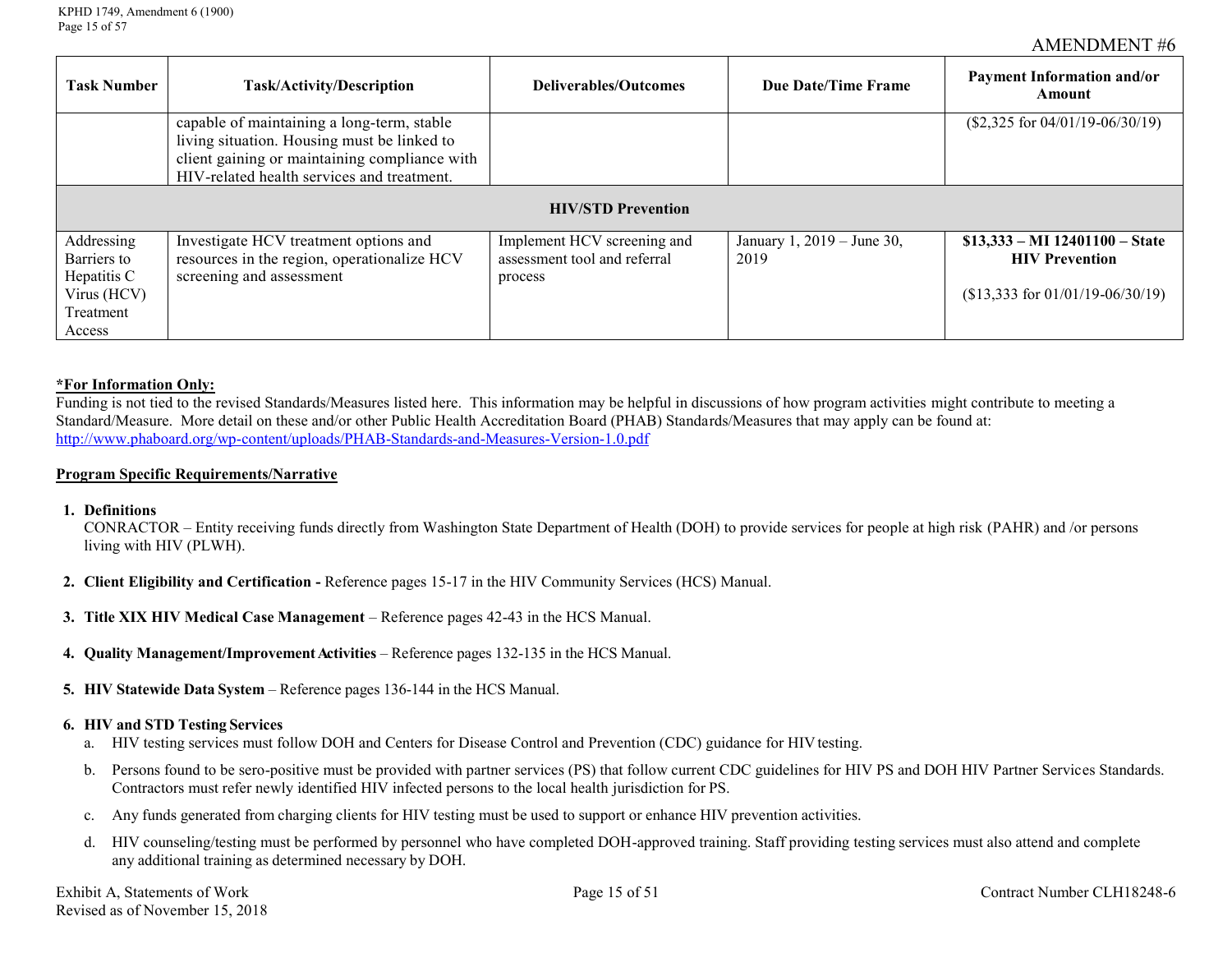AMENDMENT #6

| Task Number | Task/Activity/Description | Deliverables/Outcomes | Due Date/Time Frame | Payment Information and/or Amount |
|---|---|---|---|---|
| | capable of maintaining a long-term, stable living situation. Housing must be linked to client gaining or maintaining compliance with HIV-related health services and treatment. | | | ($2,325 for 04/01/19-06/30/19) |
| **HIV/STD Prevention** | | | | |
| Addressing Barriers to Hepatitis C Virus (HCV) Treatment Access | Investigate HCV treatment options and resources in the region, operationalize HCV screening and assessment | Implement HCV screening and assessment tool and referral process | January 1, 2019 – June 30, 2019 | **$13,333 – MI 12401100 – State HIV Prevention**<br><br>($13,333 for 01/01/19-06/30/19) |

**\*For Information Only:**
Funding is not tied to the revised Standards/Measures listed here. This information may be helpful in discussions of how program activities might contribute to meeting a Standard/Measure. More detail on these and/or other Public Health Accreditation Board (PHAB) Standards/Measures that may apply can be found at: http://www.phaboard.org/wp-content/uploads/PHAB-Standards-and-Measures-Version-1.0.pdf

**Program Specific Requirements/Narrative**

1. **Definitions**
   CONRACTOR – Entity receiving funds directly from Washington State Department of Health (DOH) to provide services for people at high risk (PAHR) and /or persons living with HIV (PLWH).

2. **Client Eligibility and Certification -** Reference pages 15-17 in the HIV Community Services (HCS) Manual.

3. **Title XIX HIV Medical Case Management** – Reference pages 42-43 in the HCS Manual.

4. **Quality Management/Improvement Activities** – Reference pages 132-135 in the HCS Manual.

5. **HIV Statewide Data System** – Reference pages 136-144 in the HCS Manual.

6. **HIV and STD Testing Services**
   a. HIV testing services must follow DOH and Centers for Disease Control and Prevention (CDC) guidance for HIV testing.
   b. Persons found to be sero-positive must be provided with partner services (PS) that follow current CDC guidelines for HIV PS and DOH HIV Partner Services Standards. Contractors must refer newly identified HIV infected persons to the local health jurisdiction for PS.
   c. Any funds generated from charging clients for HIV testing must be used to support or enhance HIV prevention activities.
   d. HIV counseling/testing must be performed by personnel who have completed DOH-approved training. Staff providing testing services must also attend and complete any additional training as determined necessary by DOH.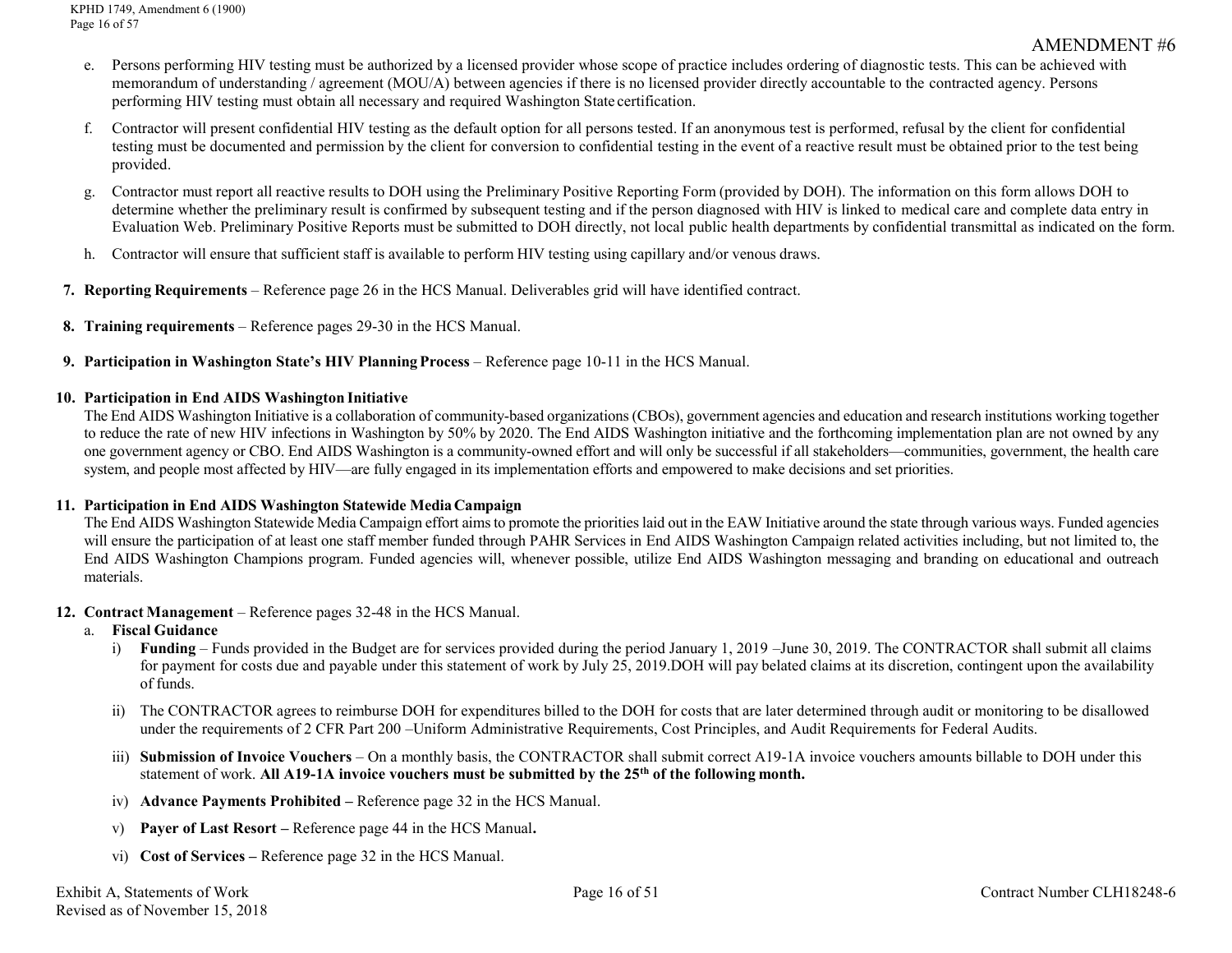AMENDMENT #6

e. Persons performing HIV testing must be authorized by a licensed provider whose scope of practice includes ordering of diagnostic tests. This can be achieved with memorandum of understanding / agreement (MOU/A) between agencies if there is no licensed provider directly accountable to the contracted agency. Persons performing HIV testing must obtain all necessary and required Washington State certification.

f. Contractor will present confidential HIV testing as the default option for all persons tested. If an anonymous test is performed, refusal by the client for confidential testing must be documented and permission by the client for conversion to confidential testing in the event of a reactive result must be obtained prior to the test being provided.

g. Contractor must report all reactive results to DOH using the Preliminary Positive Reporting Form (provided by DOH). The information on this form allows DOH to determine whether the preliminary result is confirmed by subsequent testing and if the person diagnosed with HIV is linked to medical care and complete data entry in Evaluation Web. Preliminary Positive Reports must be submitted to DOH directly, not local public health departments by confidential transmittal as indicated on the form.

h. Contractor will ensure that sufficient staff is available to perform HIV testing using capillary and/or venous draws.

7. **Reporting Requirements** – Reference page 26 in the HCS Manual. Deliverables grid will have identified contract.

8. **Training requirements** – Reference pages 29-30 in the HCS Manual.

9. **Participation in Washington State's HIV Planning Process** – Reference page 10-11 in the HCS Manual.

10. **Participation in End AIDS Washington Initiative**
The End AIDS Washington Initiative is a collaboration of community-based organizations (CBOs), government agencies and education and research institutions working together to reduce the rate of new HIV infections in Washington by 50% by 2020. The End AIDS Washington initiative and the forthcoming implementation plan are not owned by any one government agency or CBO. End AIDS Washington is a community-owned effort and will only be successful if all stakeholders—communities, government, the health care system, and people most affected by HIV—are fully engaged in its implementation efforts and empowered to make decisions and set priorities.

11. **Participation in End AIDS Washington Statewide Media Campaign**
The End AIDS Washington Statewide Media Campaign effort aims to promote the priorities laid out in the EAW Initiative around the state through various ways. Funded agencies will ensure the participation of at least one staff member funded through PAHR Services in End AIDS Washington Campaign related activities including, but not limited to, the End AIDS Washington Champions program. Funded agencies will, whenever possible, utilize End AIDS Washington messaging and branding on educational and outreach materials.

12. **Contract Management** – Reference pages 32-48 in the HCS Manual.
    a. **Fiscal Guidance**
        i) **Funding** – Funds provided in the Budget are for services provided during the period January 1, 2019 –June 30, 2019. The CONTRACTOR shall submit all claims for payment for costs due and payable under this statement of work by July 25, 2019.DOH will pay belated claims at its discretion, contingent upon the availability of funds.

        ii) The CONTRACTOR agrees to reimburse DOH for expenditures billed to the DOH for costs that are later determined through audit or monitoring to be disallowed under the requirements of 2 CFR Part 200 –Uniform Administrative Requirements, Cost Principles, and Audit Requirements for Federal Audits.

        iii) **Submission of Invoice Vouchers** – On a monthly basis, the CONTRACTOR shall submit correct A19-1A invoice vouchers amounts billable to DOH under this statement of work. **All A19-1A invoice vouchers must be submitted by the 25th of the following month.**

        iv) **Advance Payments Prohibited –** Reference page 32 in the HCS Manual.

        v) **Payer of Last Resort –** Reference page 44 in the HCS Manual**.**

        vi) **Cost of Services –** Reference page 32 in the HCS Manual.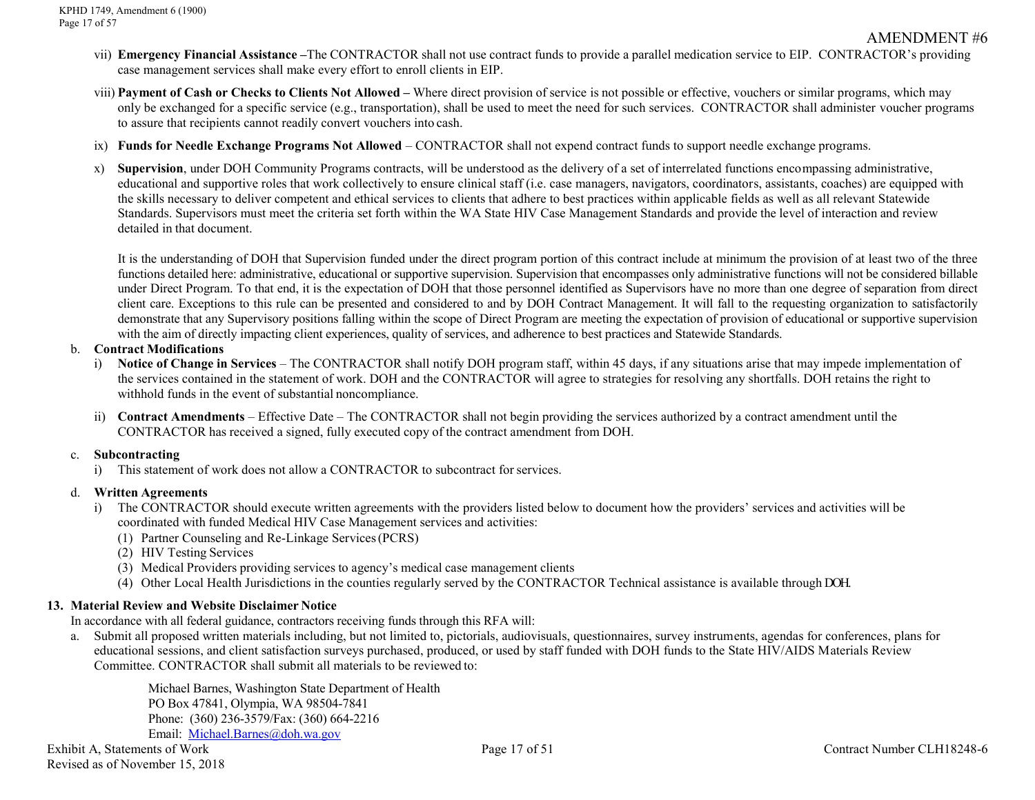AMENDMENT #6

vii) **Emergency Financial Assistance –**The CONTRACTOR shall not use contract funds to provide a parallel medication service to EIP. CONTRACTOR's providing case management services shall make every effort to enroll clients in EIP.

viii) **Payment of Cash or Checks to Clients Not Allowed –** Where direct provision of service is not possible or effective, vouchers or similar programs, which may only be exchanged for a specific service (e.g., transportation), shall be used to meet the need for such services. CONTRACTOR shall administer voucher programs to assure that recipients cannot readily convert vouchers into cash.

ix) **Funds for Needle Exchange Programs Not Allowed** – CONTRACTOR shall not expend contract funds to support needle exchange programs.

x) **Supervision**, under DOH Community Programs contracts, will be understood as the delivery of a set of interrelated functions encompassing administrative, educational and supportive roles that work collectively to ensure clinical staff (i.e. case managers, navigators, coordinators, assistants, coaches) are equipped with the skills necessary to deliver competent and ethical services to clients that adhere to best practices within applicable fields as well as all relevant Statewide Standards. Supervisors must meet the criteria set forth within the WA State HIV Case Management Standards and provide the level of interaction and review detailed in that document.

It is the understanding of DOH that Supervision funded under the direct program portion of this contract include at minimum the provision of at least two of the three functions detailed here: administrative, educational or supportive supervision. Supervision that encompasses only administrative functions will not be considered billable under Direct Program. To that end, it is the expectation of DOH that those personnel identified as Supervisors have no more than one degree of separation from direct client care. Exceptions to this rule can be presented and considered to and by DOH Contract Management. It will fall to the requesting organization to satisfactorily demonstrate that any Supervisory positions falling within the scope of Direct Program are meeting the expectation of provision of educational or supportive supervision with the aim of directly impacting client experiences, quality of services, and adherence to best practices and Statewide Standards.

b. **Contract Modifications**

i) **Notice of Change in Services** – The CONTRACTOR shall notify DOH program staff, within 45 days, if any situations arise that may impede implementation of the services contained in the statement of work. DOH and the CONTRACTOR will agree to strategies for resolving any shortfalls. DOH retains the right to withhold funds in the event of substantial noncompliance.

ii) **Contract Amendments** – Effective Date – The CONTRACTOR shall not begin providing the services authorized by a contract amendment until the CONTRACTOR has received a signed, fully executed copy of the contract amendment from DOH.

c. **Subcontracting**

i) This statement of work does not allow a CONTRACTOR to subcontract for services.

d. **Written Agreements**

i) The CONTRACTOR should execute written agreements with the providers listed below to document how the providers' services and activities will be coordinated with funded Medical HIV Case Management services and activities:

(1) Partner Counseling and Re-Linkage Services (PCRS)
(2) HIV Testing Services
(3) Medical Providers providing services to agency's medical case management clients
(4) Other Local Health Jurisdictions in the counties regularly served by the CONTRACTOR Technical assistance is available through DOH.

**13. Material Review and Website Disclaimer Notice**

In accordance with all federal guidance, contractors receiving funds through this RFA will:

a. Submit all proposed written materials including, but not limited to, pictorials, audiovisuals, questionnaires, survey instruments, agendas for conferences, plans for educational sessions, and client satisfaction surveys purchased, produced, or used by staff funded with DOH funds to the State HIV/AIDS Materials Review Committee. CONTRACTOR shall submit all materials to be reviewed to:

Michael Barnes, Washington State Department of Health
PO Box 47841, Olympia, WA 98504-7841
Phone: (360) 236-3579/Fax: (360) 664-2216
Email: Michael.Barnes@doh.wa.gov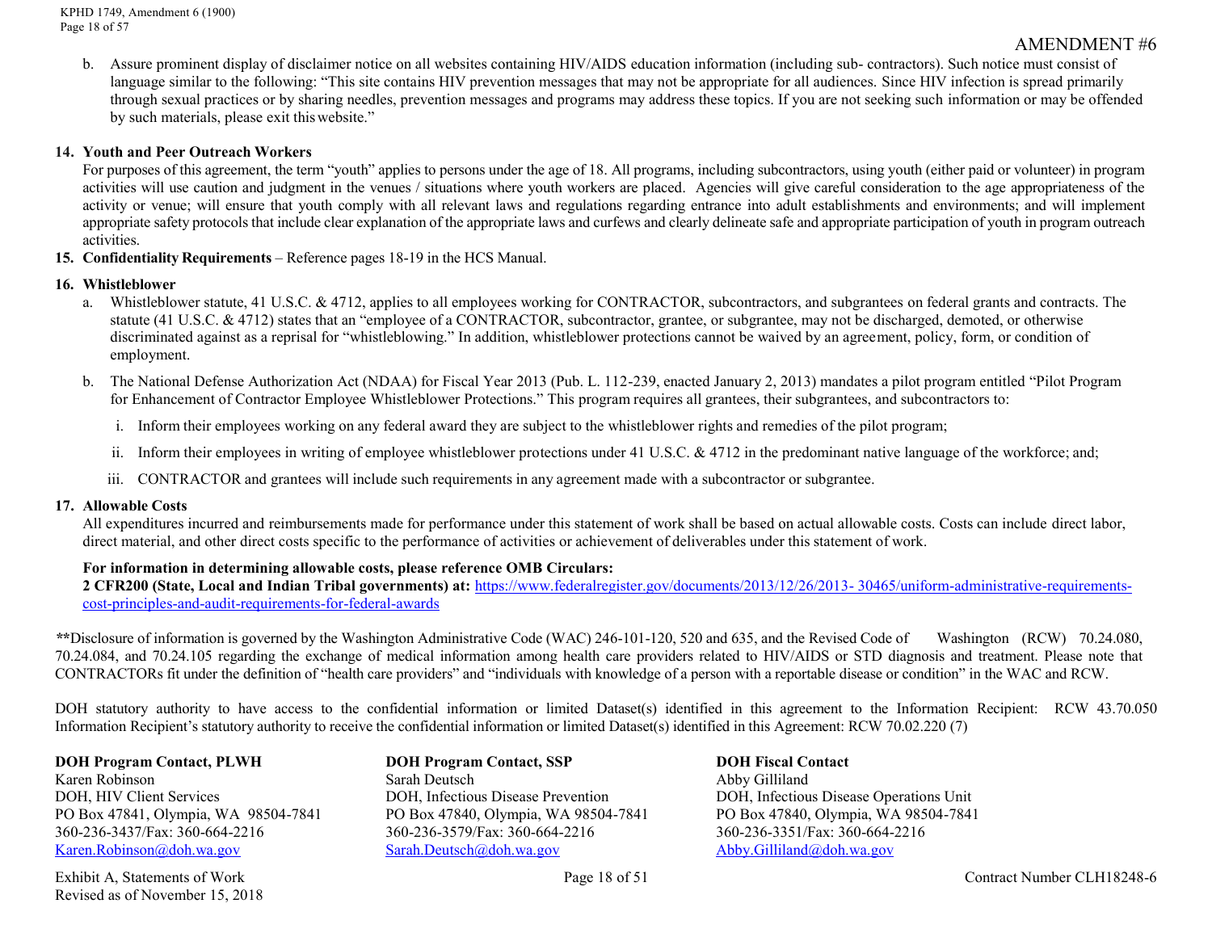AMENDMENT #6

b. Assure prominent display of disclaimer notice on all websites containing HIV/AIDS education information (including sub- contractors). Such notice must consist of language similar to the following: "This site contains HIV prevention messages that may not be appropriate for all audiences. Since HIV infection is spread primarily through sexual practices or by sharing needles, prevention messages and programs may address these topics. If you are not seeking such information or may be offended by such materials, please exit this website."

**14. Youth and Peer Outreach Workers**

For purposes of this agreement, the term "youth" applies to persons under the age of 18. All programs, including subcontractors, using youth (either paid or volunteer) in program activities will use caution and judgment in the venues / situations where youth workers are placed. Agencies will give careful consideration to the age appropriateness of the activity or venue; will ensure that youth comply with all relevant laws and regulations regarding entrance into adult establishments and environments; and will implement appropriate safety protocols that include clear explanation of the appropriate laws and curfews and clearly delineate safe and appropriate participation of youth in program outreach activities.

**15. Confidentiality Requirements** – Reference pages 18-19 in the HCS Manual.

**16. Whistleblower**

a. Whistleblower statute, 41 U.S.C. & 4712, applies to all employees working for CONTRACTOR, subcontractors, and subgrantees on federal grants and contracts. The statute (41 U.S.C. & 4712) states that an "employee of a CONTRACTOR, subcontractor, grantee, or subgrantee, may not be discharged, demoted, or otherwise discriminated against as a reprisal for "whistleblowing." In addition, whistleblower protections cannot be waived by an agreement, policy, form, or condition of employment.

b. The National Defense Authorization Act (NDAA) for Fiscal Year 2013 (Pub. L. 112-239, enacted January 2, 2013) mandates a pilot program entitled "Pilot Program for Enhancement of Contractor Employee Whistleblower Protections." This program requires all grantees, their subgrantees, and subcontractors to:

i. Inform their employees working on any federal award they are subject to the whistleblower rights and remedies of the pilot program;

ii. Inform their employees in writing of employee whistleblower protections under 41 U.S.C. & 4712 in the predominant native language of the workforce; and;

iii. CONTRACTOR and grantees will include such requirements in any agreement made with a subcontractor or subgrantee.

**17. Allowable Costs**

All expenditures incurred and reimbursements made for performance under this statement of work shall be based on actual allowable costs. Costs can include direct labor, direct material, and other direct costs specific to the performance of activities or achievement of deliverables under this statement of work.

**For information in determining allowable costs, please reference OMB Circulars:**
**2 CFR200 (State, Local and Indian Tribal governments) at:** https://www.federalregister.gov/documents/2013/12/26/2013- 30465/uniform-administrative-requirements-cost-principles-and-audit-requirements-for-federal-awards

**Disclosure of information is governed by the Washington Administrative Code (WAC) 246-101-120, 520 and 635, and the Revised Code of Washington (RCW) 70.24.080, 70.24.084, and 70.24.105 regarding the exchange of medical information among health care providers related to HIV/AIDS or STD diagnosis and treatment. Please note that CONTRACTORs fit under the definition of "health care providers" and "individuals with knowledge of a person with a reportable disease or condition" in the WAC and RCW.

DOH statutory authority to have access to the confidential information or limited Dataset(s) identified in this agreement to the Information Recipient: RCW 43.70.050
Information Recipient's statutory authority to receive the confidential information or limited Dataset(s) identified in this Agreement: RCW 70.02.220 (7)

**DOH Program Contact, PLWH**
Karen Robinson
DOH, HIV Client Services
PO Box 47841, Olympia, WA 98504-7841
360-236-3437/Fax: 360-664-2216
Karen.Robinson@doh.wa.gov

**DOH Program Contact, SSP**
Sarah Deutsch
DOH, Infectious Disease Prevention
PO Box 47840, Olympia, WA 98504-7841
360-236-3579/Fax: 360-664-2216
Sarah.Deutsch@doh.wa.gov

**DOH Fiscal Contact**
Abby Gilliland
DOH, Infectious Disease Operations Unit
PO Box 47840, Olympia, WA 98504-7841
360-236-3351/Fax: 360-664-2216
Abby.Gilliland@doh.wa.gov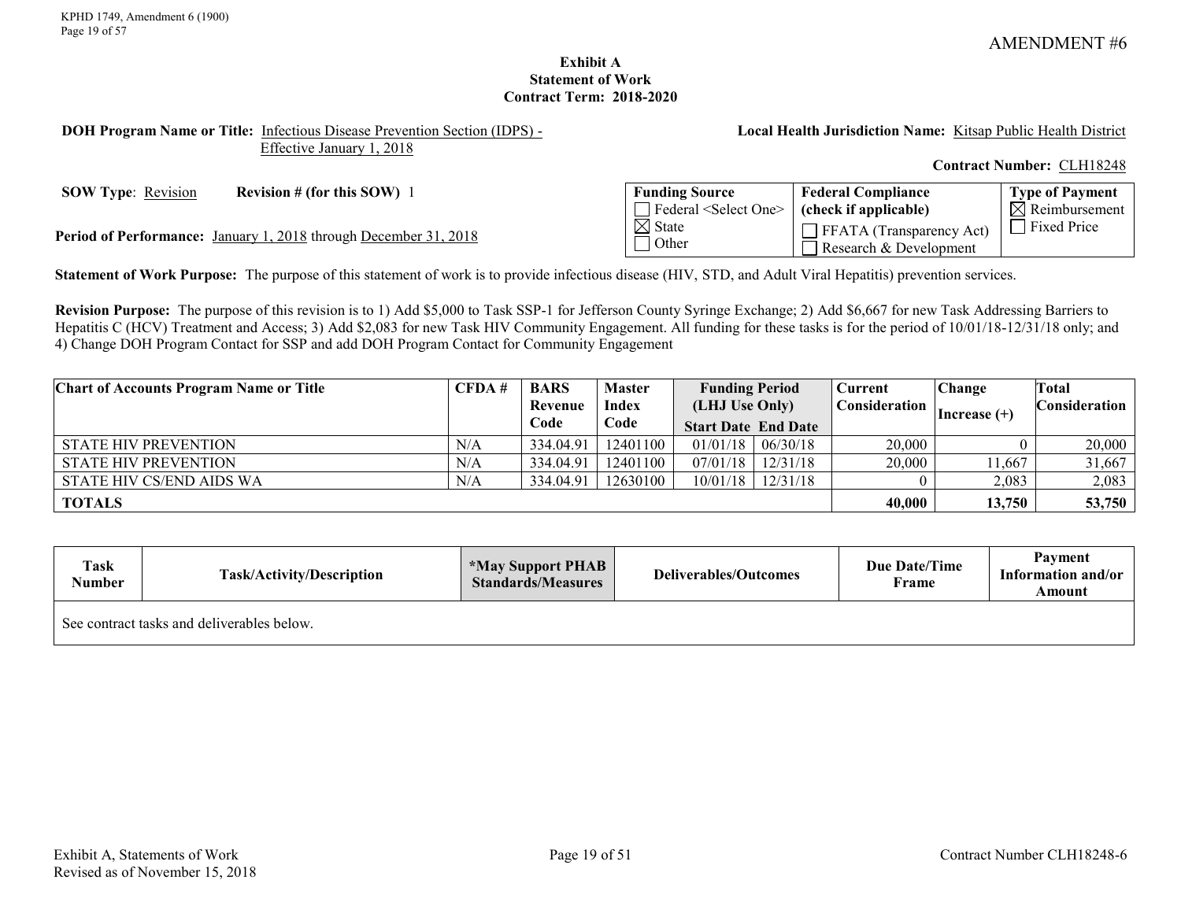AMENDMENT #6

**Exhibit A**
**Statement of Work**
**Contract Term: 2018-2020**

**DOH Program Name or Title:** Infectious Disease Prevention Section (IDPS) - Effective January 1, 2018

**Local Health Jurisdiction Name:** Kitsap Public Health District

**Contract Number:** CLH18248

**SOW Type**: Revision **Revision # (for this SOW)** 1

**Period of Performance:** January 1, 2018 through December 31, 2018

| Funding Source | Federal Compliance (check if applicable) | Type of Payment |
|---|---|---|
| ☐ Federal <Select One> | ☐ FFATA (Transparency Act) | ☒ Reimbursement |
| ☒ State | ☐ Research & Development | ☐ Fixed Price |
| ☐ Other | | |

**Statement of Work Purpose:** The purpose of this statement of work is to provide infectious disease (HIV, STD, and Adult Viral Hepatitis) prevention services.

**Revision Purpose:** The purpose of this revision is to 1) Add $5,000 to Task SSP-1 for Jefferson County Syringe Exchange; 2) Add $6,667 for new Task Addressing Barriers to Hepatitis C (HCV) Treatment and Access; 3) Add $2,083 for new Task HIV Community Engagement. All funding for these tasks is for the period of 10/01/18-12/31/18 only; and 4) Change DOH Program Contact for SSP and add DOH Program Contact for Community Engagement

| Chart of Accounts Program Name or Title | CFDA # | BARS Revenue Code | Master Index Code | Funding Period (LHJ Use Only) | | Current Consideration | Change Increase (+) | Total Consideration |
|---|---|---|---|---|---|---|---|---|
| | | | | Start Date | End Date | | | |
| STATE HIV PREVENTION | N/A | 334.04.91 | 12401100 | 01/01/18 | 06/30/18 | 20,000 | 0 | 20,000 |
| STATE HIV PREVENTION | N/A | 334.04.91 | 12401100 | 07/01/18 | 12/31/18 | 20,000 | 11,667 | 31,667 |
| STATE HIV CS/END AIDS WA | N/A | 334.04.91 | 12630100 | 10/01/18 | 12/31/18 | 0 | 2,083 | 2,083 |
| **TOTALS** | | | | | | **40,000** | **13,750** | **53,750** |

| Task Number | Task/Activity/Description | *May Support PHAB Standards/Measures | Deliverables/Outcomes | Due Date/Time Frame | Payment Information and/or Amount |
|---|---|---|---|---|---|
| See contract tasks and deliverables below. | | | | | |

Exhibit A, Statements of Work
Revised as of November 15, 2018

Contract Number CLH18248-6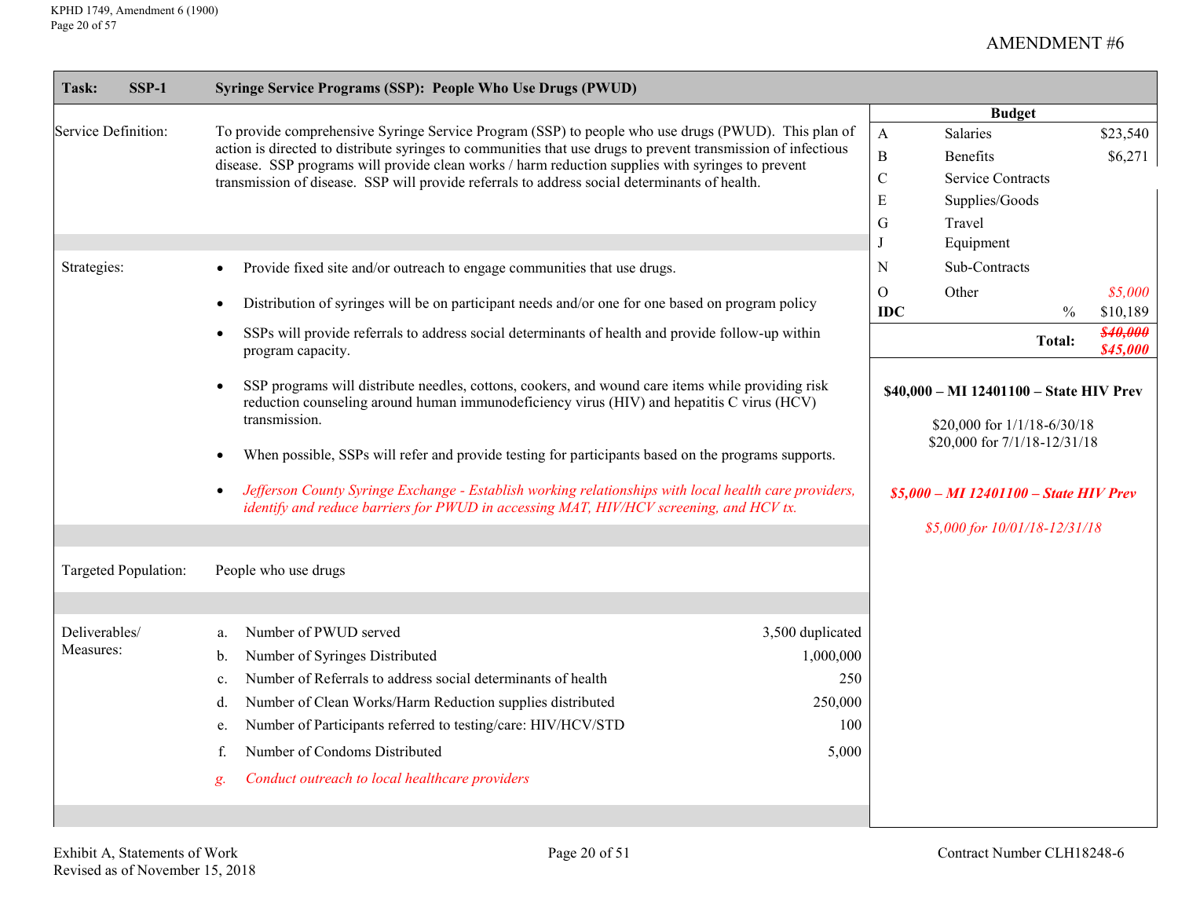AMENDMENT #6

**Task: SSP-1 — Syringe Service Programs (SSP): People Who Use Drugs (PWUD)**

**Service Definition:**

To provide comprehensive Syringe Service Program (SSP) to people who use drugs (PWUD). This plan of action is directed to distribute syringes to communities that use drugs to prevent transmission of infectious disease. SSP programs will provide clean works / harm reduction supplies with syringes to prevent transmission of disease. SSP will provide referrals to address social determinants of health.

**Strategies:**

- Provide fixed site and/or outreach to engage communities that use drugs.
- Distribution of syringes will be on participant needs and/or one for one based on program policy
- SSPs will provide referrals to address social determinants of health and provide follow-up within program capacity.
- SSP programs will distribute needles, cottons, cookers, and wound care items while providing risk reduction counseling around human immunodeficiency virus (HIV) and hepatitis C virus (HCV) transmission.
- When possible, SSPs will refer and provide testing for participants based on the programs supports.
- *Jefferson County Syringe Exchange - Establish working relationships with local health care providers, identify and reduce barriers for PWUD in accessing MAT, HIV/HCV screening, and HCV tx.*

**Targeted Population:** People who use drugs

**Deliverables/ Measures:**

| | | |
|---|---|---|
| a. | Number of PWUD served | 3,500 duplicated |
| b. | Number of Syringes Distributed | 1,000,000 |
| c. | Number of Referrals to address social determinants of health | 250 |
| d. | Number of Clean Works/Harm Reduction supplies distributed | 250,000 |
| e. | Number of Participants referred to testing/care: HIV/HCV/STD | 100 |
| f. | Number of Condoms Distributed | 5,000 |
| *g.* | *Conduct outreach to local healthcare providers* | |

**Budget**

| | | |
|---|---|---|
| A | Salaries | $23,540 |
| B | Benefits | $6,271 |
| C | Service Contracts | |
| E | Supplies/Goods | |
| G | Travel | |
| J | Equipment | |
| N | Sub-Contracts | |
| O | Other | *$5,000* |
| **IDC** | % | $10,189 |
| | **Total:** | ~~$40,000~~ ***$45,000*** |

**$40,000 – MI 12401100 – State HIV Prev**

$20,000 for 1/1/18-6/30/18
$20,000 for 7/1/18-12/31/18

***$5,000 – MI 12401100 – State HIV Prev***

*$5,000 for 10/01/18-12/31/18*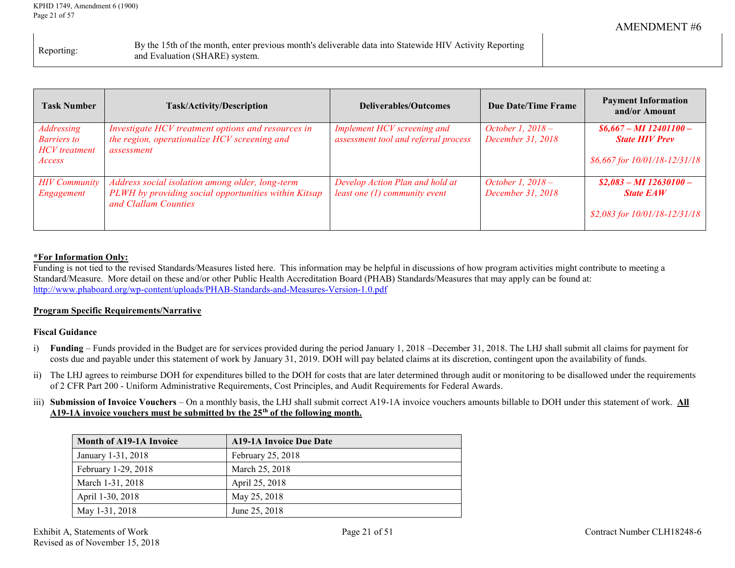| Reporting: | By the 15th of the month, enter previous month's deliverable data into Statewide HIV Activity Reporting and Evaluation (SHARE) system. | |
|---|---|---|

| Task Number | Task/Activity/Description | Deliverables/Outcomes | Due Date/Time Frame | Payment Information and/or Amount |
|---|---|---|---|---|
| *Addressing Barriers to HCV treatment Access* | *Investigate HCV treatment options and resources in the region, operationalize HCV screening and assessment* | *Implement HCV screening and assessment tool and referral process* | *October 1, 2018 – December 31, 2018* | ***$6,667 – MI 12401100 – State HIV Prev***<br><br>*$6,667 for 10/01/18-12/31/18* |
| *HIV Community Engagement* | *Address social isolation among older, long-term PLWH by providing social opportunities within Kitsap and Clallam Counties* | *Develop Action Plan and hold at least one (1) community event* | *October 1, 2018 – December 31, 2018* | ***$2,083 – MI 12630100 – State EAW***<br><br>*$2,083 for 10/01/18-12/31/18* |

**\*For Information Only:**
Funding is not tied to the revised Standards/Measures listed here. This information may be helpful in discussions of how program activities might contribute to meeting a Standard/Measure. More detail on these and/or other Public Health Accreditation Board (PHAB) Standards/Measures that may apply can be found at: http://www.phaboard.org/wp-content/uploads/PHAB-Standards-and-Measures-Version-1.0.pdf

**Program Specific Requirements/Narrative**

**Fiscal Guidance**

i) **Funding** – Funds provided in the Budget are for services provided during the period January 1, 2018 –December 31, 2018. The LHJ shall submit all claims for payment for costs due and payable under this statement of work by January 31, 2019. DOH will pay belated claims at its discretion, contingent upon the availability of funds.

ii) The LHJ agrees to reimburse DOH for expenditures billed to the DOH for costs that are later determined through audit or monitoring to be disallowed under the requirements of 2 CFR Part 200 - Uniform Administrative Requirements, Cost Principles, and Audit Requirements for Federal Awards.

iii) **Submission of Invoice Vouchers** – On a monthly basis, the LHJ shall submit correct A19-1A invoice vouchers amounts billable to DOH under this statement of work. **All A19-1A invoice vouchers must be submitted by the 25th of the following month.**

| Month of A19-1A Invoice | A19-1A Invoice Due Date |
|---|---|
| January 1-31, 2018 | February 25, 2018 |
| February 1-29, 2018 | March 25, 2018 |
| March 1-31, 2018 | April 25, 2018 |
| April 1-30, 2018 | May 25, 2018 |
| May 1-31, 2018 | June 25, 2018 |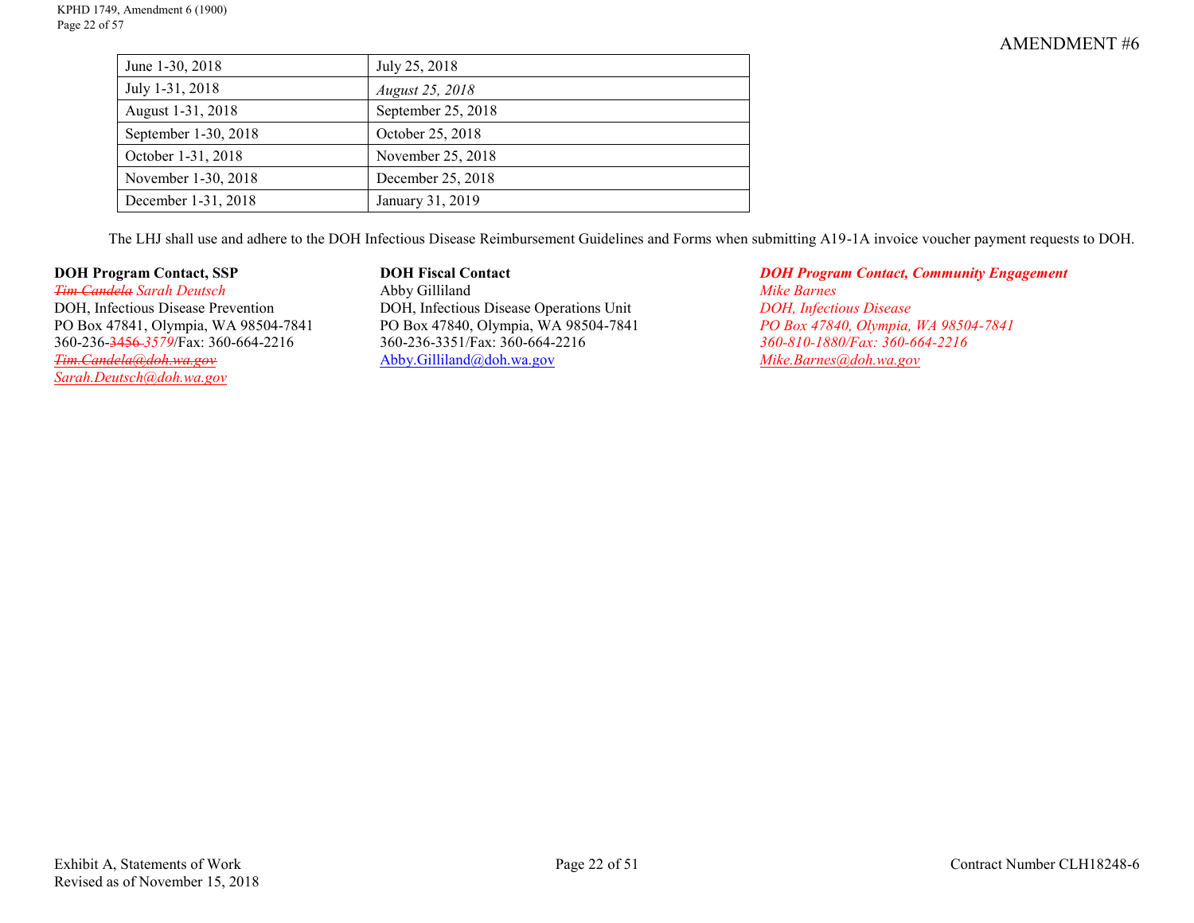AMENDMENT #6

| June 1-30, 2018 | July 25, 2018 |
|---|---|
| July 1-31, 2018 | *August 25, 2018* |
| August 1-31, 2018 | September 25, 2018 |
| September 1-30, 2018 | October 25, 2018 |
| October 1-31, 2018 | November 25, 2018 |
| November 1-30, 2018 | December 25, 2018 |
| December 1-31, 2018 | January 31, 2019 |

The LHJ shall use and adhere to the DOH Infectious Disease Reimbursement Guidelines and Forms when submitting A19-1A invoice voucher payment requests to DOH.

**DOH Program Contact, SSP**
~~Tim Candela~~ *Sarah Deutsch*
DOH, Infectious Disease Prevention
PO Box 47841, Olympia, WA 98504-7841
360-236-~~3456~~ *3579*/Fax: 360-664-2216
~~Tim.Candela@doh.wa.gov~~
*Sarah.Deutsch@doh.wa.gov*

**DOH Fiscal Contact**
Abby Gilliland
DOH, Infectious Disease Operations Unit
PO Box 47840, Olympia, WA 98504-7841
360-236-3351/Fax: 360-664-2216
Abby.Gilliland@doh.wa.gov

***DOH Program Contact, Community Engagement***
*Mike Barnes*
*DOH, Infectious Disease*
*PO Box 47840, Olympia, WA 98504-7841*
*360-810-1880/Fax: 360-664-2216*
*Mike.Barnes@doh.wa.gov*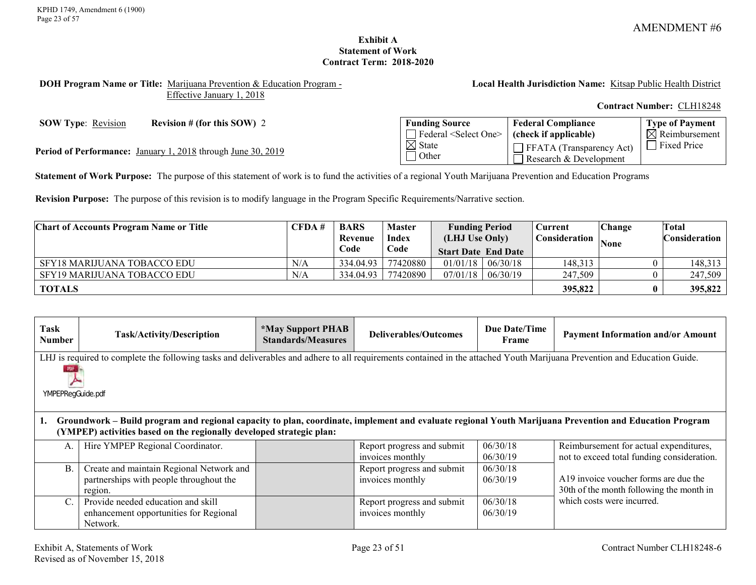AMENDMENT #6

**Exhibit A**
**Statement of Work**
**Contract Term: 2018-2020**

**DOH Program Name or Title:** Marijuana Prevention & Education Program - Effective January 1, 2018

**Local Health Jurisdiction Name:** Kitsap Public Health District

**Contract Number:** CLH18248

**SOW Type:** Revision **Revision # (for this SOW)** 2

**Period of Performance:** January 1, 2018 through June 30, 2019

| Funding Source | Federal Compliance (check if applicable) | Type of Payment |
|---|---|---|
| ☐ Federal <Select One> ☒ State ☐ Other | ☐ FFATA (Transparency Act) ☐ Research & Development | ☒ Reimbursement ☐ Fixed Price |

**Statement of Work Purpose:** The purpose of this statement of work is to fund the activities of a regional Youth Marijuana Prevention and Education Programs

**Revision Purpose:** The purpose of this revision is to modify language in the Program Specific Requirements/Narrative section.

| Chart of Accounts Program Name or Title | CFDA # | BARS Revenue Code | Master Index Code | Funding Period (LHJ Use Only) Start Date | End Date | Current Consideration | Change None | Total Consideration |
|---|---|---|---|---|---|---|---|---|
| SFY18 MARIJUANA TOBACCO EDU | N/A | 334.04.93 | 77420880 | 01/01/18 | 06/30/18 | 148,313 | 0 | 148,313 |
| SFY19 MARIJUANA TOBACCO EDU | N/A | 334.04.93 | 77420890 | 07/01/18 | 06/30/19 | 247,509 | 0 | 247,509 |
| **TOTALS** | | | | | | **395,822** | **0** | **395,822** |

| Task Number | Task/Activity/Description | *May Support PHAB Standards/Measures | Deliverables/Outcomes | Due Date/Time Frame | Payment Information and/or Amount |
|---|---|---|---|---|---|
| LHJ is required to complete the following tasks and deliverables and adhere to all requirements contained in the attached Youth Marijuana Prevention and Education Guide. YMPEPRegGuide.pdf | | | | | |
| **1. Groundwork – Build program and regional capacity to plan, coordinate, implement and evaluate regional Youth Marijuana Prevention and Education Program (YMPEP) activities based on the regionally developed strategic plan:** | | | | | |
| A. | Hire YMPEP Regional Coordinator. | | Report progress and submit invoices monthly | 06/30/18 06/30/19 | Reimbursement for actual expenditures, not to exceed total funding consideration. A19 invoice voucher forms are due the 30th of the month following the month in which costs were incurred. |
| B. | Create and maintain Regional Network and partnerships with people throughout the region. | | Report progress and submit invoices monthly | 06/30/18 06/30/19 | |
| C. | Provide needed education and skill enhancement opportunities for Regional Network. | | Report progress and submit invoices monthly | 06/30/18 06/30/19 | |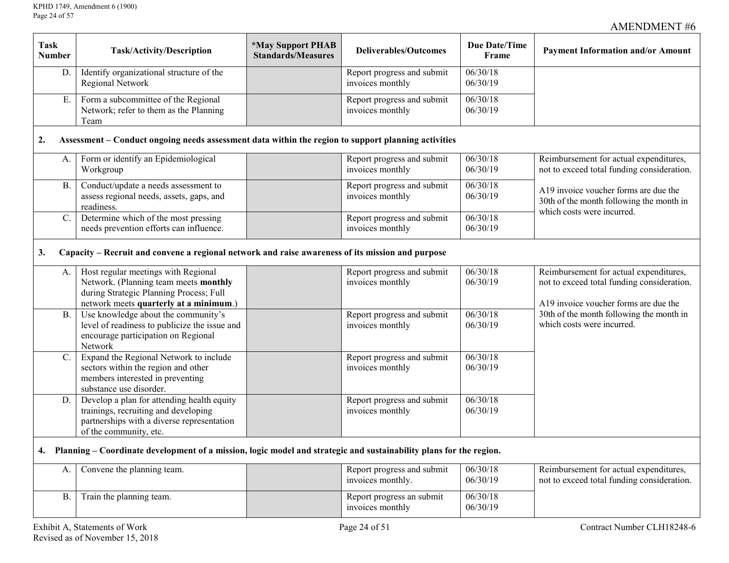AMENDMENT #6

| Task Number | Task/Activity/Description | *May Support PHAB Standards/Measures | Deliverables/Outcomes | Due Date/Time Frame | Payment Information and/or Amount |
|---|---|---|---|---|---|
| D. | Identify organizational structure of the Regional Network | | Report progress and submit invoices monthly | 06/30/18<br>06/30/19 | |
| E. | Form a subcommittee of the Regional Network; refer to them as the Planning Team | | Report progress and submit invoices monthly | 06/30/18<br>06/30/19 | |
| **2.** | **Assessment – Conduct ongoing needs assessment data within the region to support planning activities** | | | | |
| A. | Form or identify an Epidemiological Workgroup | | Report progress and submit invoices monthly | 06/30/18<br>06/30/19 | Reimbursement for actual expenditures, not to exceed total funding consideration.<br><br>A19 invoice voucher forms are due the 30th of the month following the month in which costs were incurred. |
| B. | Conduct/update a needs assessment to assess regional needs, assets, gaps, and readiness. | | Report progress and submit invoices monthly | 06/30/18<br>06/30/19 | |
| C. | Determine which of the most pressing needs prevention efforts can influence. | | Report progress and submit invoices monthly | 06/30/18<br>06/30/19 | |
| **3.** | **Capacity – Recruit and convene a regional network and raise awareness of its mission and purpose** | | | | |
| A. | Host regular meetings with Regional Network. (Planning team meets **monthly** during Strategic Planning Process; Full network meets **quarterly at a minimum**.) | | Report progress and submit invoices monthly | 06/30/18<br>06/30/19 | Reimbursement for actual expenditures, not to exceed total funding consideration.<br><br>A19 invoice voucher forms are due the 30th of the month following the month in which costs were incurred. |
| B. | Use knowledge about the community's level of readiness to publicize the issue and encourage participation on Regional Network | | Report progress and submit invoices monthly | 06/30/18<br>06/30/19 | |
| C. | Expand the Regional Network to include sectors within the region and other members interested in preventing substance use disorder. | | Report progress and submit invoices monthly | 06/30/18<br>06/30/19 | |
| D. | Develop a plan for attending health equity trainings, recruiting and developing partnerships with a diverse representation of the community, etc. | | Report progress and submit invoices monthly | 06/30/18<br>06/30/19 | |
| **4.** | **Planning – Coordinate development of a mission, logic model and strategic and sustainability plans for the region.** | | | | |
| A. | Convene the planning team. | | Report progress and submit invoices monthly. | 06/30/18<br>06/30/19 | Reimbursement for actual expenditures, not to exceed total funding consideration. |
| B. | Train the planning team. | | Report progress an submit invoices monthly | 06/30/18<br>06/30/19 | |

Exhibit A, Statements of Work
Revised as of November 15, 2018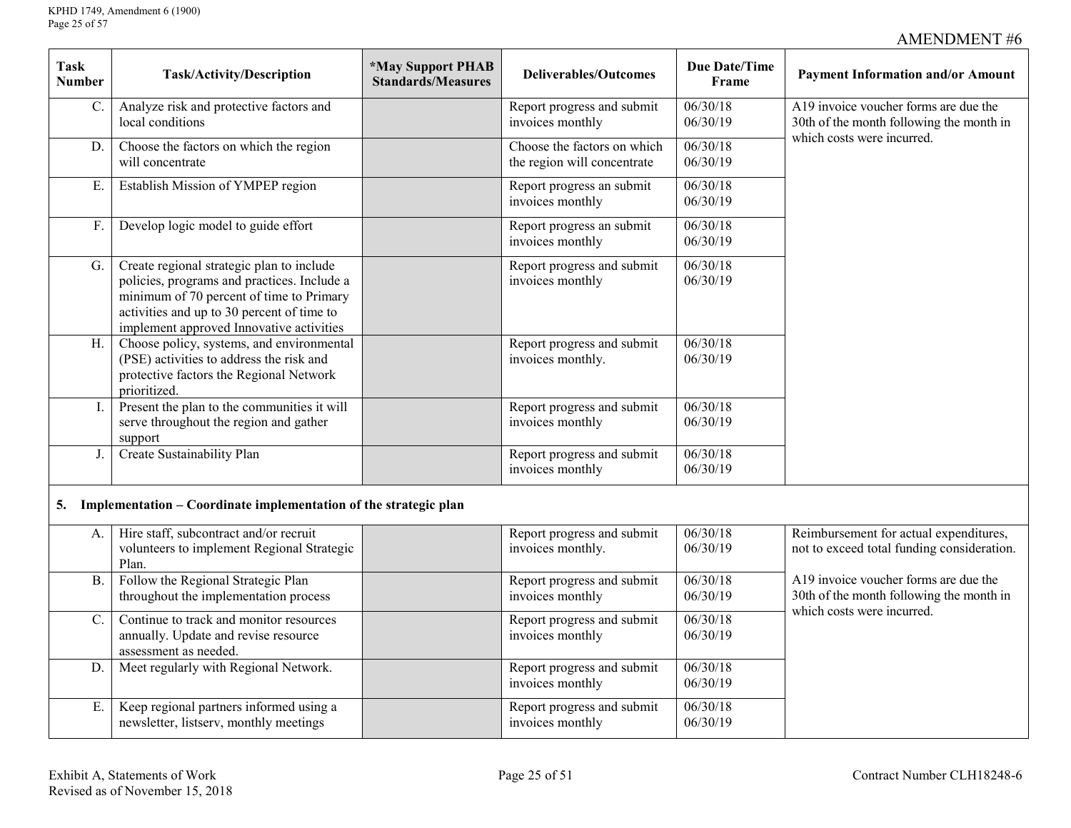AMENDMENT #6

| Task Number | Task/Activity/Description | *May Support PHAB Standards/Measures | Deliverables/Outcomes | Due Date/Time Frame | Payment Information and/or Amount |
|---|---|---|---|---|---|
| C. | Analyze risk and protective factors and local conditions | | Report progress and submit invoices monthly | 06/30/18<br>06/30/19 | A19 invoice voucher forms are due the 30th of the month following the month in which costs were incurred. |
| D. | Choose the factors on which the region will concentrate | | Choose the factors on which the region will concentrate | 06/30/18<br>06/30/19 | |
| E. | Establish Mission of YMPEP region | | Report progress an submit invoices monthly | 06/30/18<br>06/30/19 | |
| F. | Develop logic model to guide effort | | Report progress an submit invoices monthly | 06/30/18<br>06/30/19 | |
| G. | Create regional strategic plan to include policies, programs and practices. Include a minimum of 70 percent of time to Primary activities and up to 30 percent of time to implement approved Innovative activities | | Report progress and submit invoices monthly | 06/30/18<br>06/30/19 | |
| H. | Choose policy, systems, and environmental (PSE) activities to address the risk and protective factors the Regional Network prioritized. | | Report progress and submit invoices monthly. | 06/30/18<br>06/30/19 | |
| I. | Present the plan to the communities it will serve throughout the region and gather support | | Report progress and submit invoices monthly | 06/30/18<br>06/30/19 | |
| J. | Create Sustainability Plan | | Report progress and submit invoices monthly | 06/30/18<br>06/30/19 | |
| **5.** | **Implementation – Coordinate implementation of the strategic plan** | | | | |
| A. | Hire staff, subcontract and/or recruit volunteers to implement Regional Strategic Plan. | | Report progress and submit invoices monthly. | 06/30/18<br>06/30/19 | Reimbursement for actual expenditures, not to exceed total funding consideration.<br><br>A19 invoice voucher forms are due the 30th of the month following the month in which costs were incurred. |
| B. | Follow the Regional Strategic Plan throughout the implementation process | | Report progress and submit invoices monthly | 06/30/18<br>06/30/19 | |
| C. | Continue to track and monitor resources annually. Update and revise resource assessment as needed. | | Report progress and submit invoices monthly | 06/30/18<br>06/30/19 | |
| D. | Meet regularly with Regional Network. | | Report progress and submit invoices monthly | 06/30/18<br>06/30/19 | |
| E. | Keep regional partners informed using a newsletter, listserv, monthly meetings | | Report progress and submit invoices monthly | 06/30/18<br>06/30/19 | |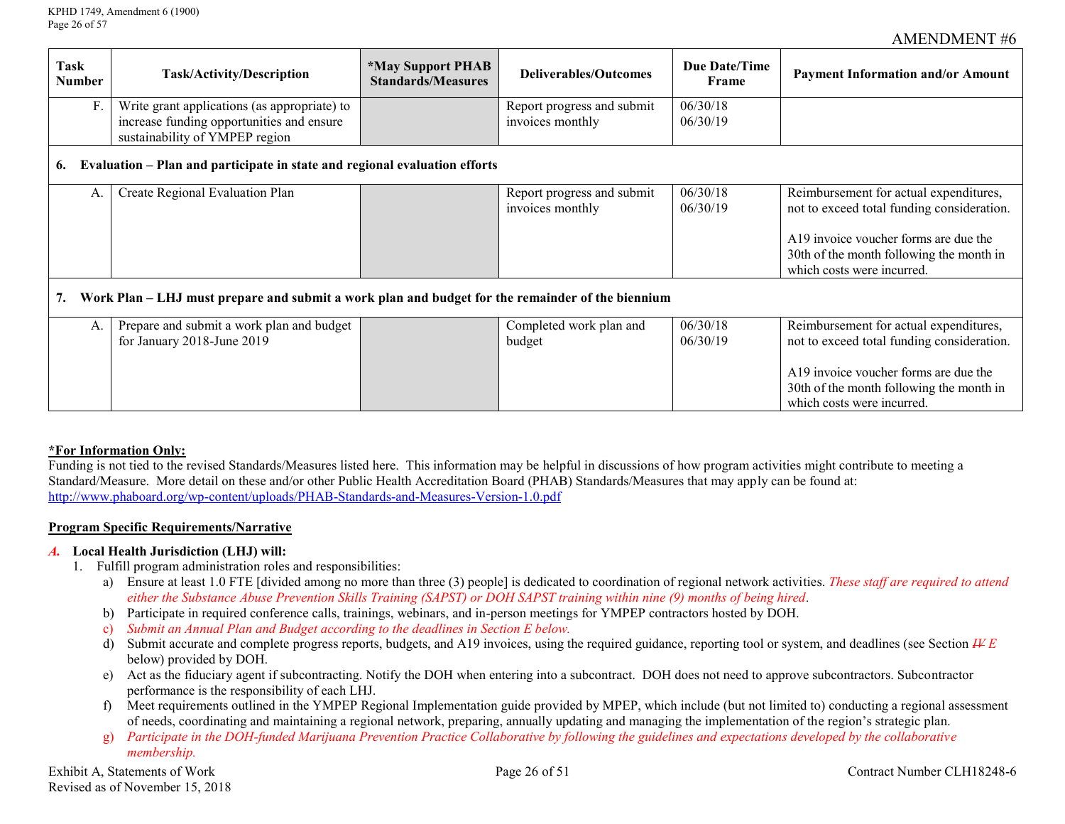AMENDMENT #6

| Task Number | Task/Activity/Description | *May Support PHAB Standards/Measures | Deliverables/Outcomes | Due Date/Time Frame | Payment Information and/or Amount |
|---|---|---|---|---|---|
| F. | Write grant applications (as appropriate) to increase funding opportunities and ensure sustainability of YMPEP region | | Report progress and submit invoices monthly | 06/30/18<br>06/30/19 | |
| **6. Evaluation – Plan and participate in state and regional evaluation efforts** | | | | | |
| A. | Create Regional Evaluation Plan | | Report progress and submit invoices monthly | 06/30/18<br>06/30/19 | Reimbursement for actual expenditures, not to exceed total funding consideration.<br><br>A19 invoice voucher forms are due the 30th of the month following the month in which costs were incurred. |
| **7. Work Plan – LHJ must prepare and submit a work plan and budget for the remainder of the biennium** | | | | | |
| A. | Prepare and submit a work plan and budget for January 2018-June 2019 | | Completed work plan and budget | 06/30/18<br>06/30/19 | Reimbursement for actual expenditures, not to exceed total funding consideration.<br><br>A19 invoice voucher forms are due the 30th of the month following the month in which costs were incurred. |

**\*For Information Only:**
Funding is not tied to the revised Standards/Measures listed here. This information may be helpful in discussions of how program activities might contribute to meeting a Standard/Measure. More detail on these and/or other Public Health Accreditation Board (PHAB) Standards/Measures that may apply can be found at: http://www.phaboard.org/wp-content/uploads/PHAB-Standards-and-Measures-Version-1.0.pdf

**Program Specific Requirements/Narrative**

*A.* **Local Health Jurisdiction (LHJ) will:**

1. Fulfill program administration roles and responsibilities:
   a) Ensure at least 1.0 FTE [divided among no more than three (3) people] is dedicated to coordination of regional network activities. *These staff are required to attend either the Substance Abuse Prevention Skills Training (SAPST) or DOH SAPST training within nine (9) months of being hired*.
   b) Participate in required conference calls, trainings, webinars, and in-person meetings for YMPEP contractors hosted by DOH.
   c) *Submit an Annual Plan and Budget according to the deadlines in Section E below.*
   d) Submit accurate and complete progress reports, budgets, and A19 invoices, using the required guidance, reporting tool or system, and deadlines (see Section ~~IV~~ *E* below) provided by DOH.
   e) Act as the fiduciary agent if subcontracting. Notify the DOH when entering into a subcontract. DOH does not need to approve subcontractors. Subcontractor performance is the responsibility of each LHJ.
   f) Meet requirements outlined in the YMPEP Regional Implementation guide provided by MPEP, which include (but not limited to) conducting a regional assessment of needs, coordinating and maintaining a regional network, preparing, annually updating and managing the implementation of the region's strategic plan.
   g) *Participate in the DOH-funded Marijuana Prevention Practice Collaborative by following the guidelines and expectations developed by the collaborative membership.*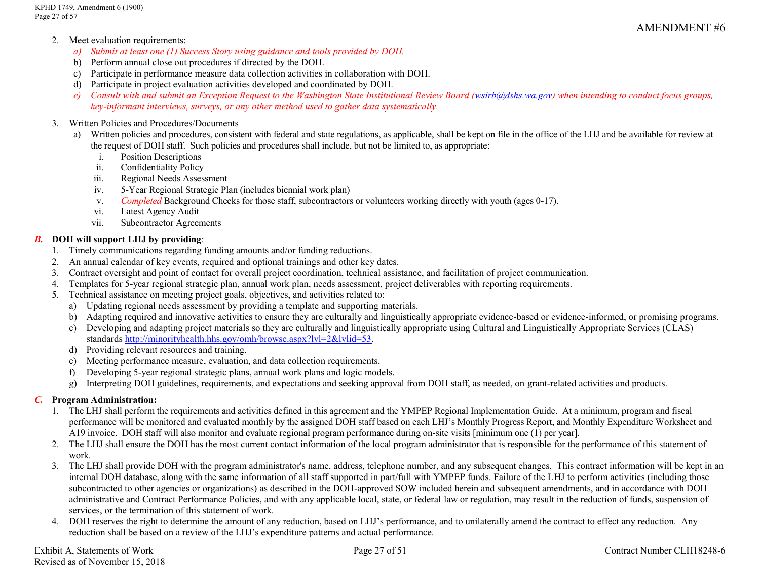AMENDMENT #6

2. Meet evaluation requirements:
   a) *Submit at least one (1) Success Story using guidance and tools provided by DOH.*
   b) Perform annual close out procedures if directed by the DOH.
   c) Participate in performance measure data collection activities in collaboration with DOH.
   d) Participate in project evaluation activities developed and coordinated by DOH.
   e) *Consult with and submit an Exception Request to the Washington State Institutional Review Board (wsirb@dshs.wa.gov) when intending to conduct focus groups, key-informant interviews, surveys, or any other method used to gather data systematically.*

3. Written Policies and Procedures/Documents
   a) Written policies and procedures, consistent with federal and state regulations, as applicable, shall be kept on file in the office of the LHJ and be available for review at the request of DOH staff. Such policies and procedures shall include, but not be limited to, as appropriate:
      i. Position Descriptions
      ii. Confidentiality Policy
      iii. Regional Needs Assessment
      iv. 5-Year Regional Strategic Plan (includes biennial work plan)
      v. *Completed* Background Checks for those staff, subcontractors or volunteers working directly with youth (ages 0-17).
      vi. Latest Agency Audit
      vii. Subcontractor Agreements

***B.*** **DOH will support LHJ by providing**:

1. Timely communications regarding funding amounts and/or funding reductions.
2. An annual calendar of key events, required and optional trainings and other key dates.
3. Contract oversight and point of contact for overall project coordination, technical assistance, and facilitation of project communication.
4. Templates for 5-year regional strategic plan, annual work plan, needs assessment, project deliverables with reporting requirements.
5. Technical assistance on meeting project goals, objectives, and activities related to:
   a) Updating regional needs assessment by providing a template and supporting materials.
   b) Adapting required and innovative activities to ensure they are culturally and linguistically appropriate evidence-based or evidence-informed, or promising programs.
   c) Developing and adapting project materials so they are culturally and linguistically appropriate using Cultural and Linguistically Appropriate Services (CLAS) standards http://minorityhealth.hhs.gov/omh/browse.aspx?lvl=2&lvlid=53.
   d) Providing relevant resources and training.
   e) Meeting performance measure, evaluation, and data collection requirements.
   f) Developing 5-year regional strategic plans, annual work plans and logic models.
   g) Interpreting DOH guidelines, requirements, and expectations and seeking approval from DOH staff, as needed, on grant-related activities and products.

***C.*** **Program Administration:**

1. The LHJ shall perform the requirements and activities defined in this agreement and the YMPEP Regional Implementation Guide. At a minimum, program and fiscal performance will be monitored and evaluated monthly by the assigned DOH staff based on each LHJ's Monthly Progress Report, and Monthly Expenditure Worksheet and A19 invoice. DOH staff will also monitor and evaluate regional program performance during on-site visits [minimum one (1) per year].
2. The LHJ shall ensure the DOH has the most current contact information of the local program administrator that is responsible for the performance of this statement of work.
3. The LHJ shall provide DOH with the program administrator's name, address, telephone number, and any subsequent changes. This contract information will be kept in an internal DOH database, along with the same information of all staff supported in part/full with YMPEP funds. Failure of the LHJ to perform activities (including those subcontracted to other agencies or organizations) as described in the DOH-approved SOW included herein and subsequent amendments, and in accordance with DOH administrative and Contract Performance Policies, and with any applicable local, state, or federal law or regulation, may result in the reduction of funds, suspension of services, or the termination of this statement of work.
4. DOH reserves the right to determine the amount of any reduction, based on LHJ's performance, and to unilaterally amend the contract to effect any reduction. Any reduction shall be based on a review of the LHJ's expenditure patterns and actual performance.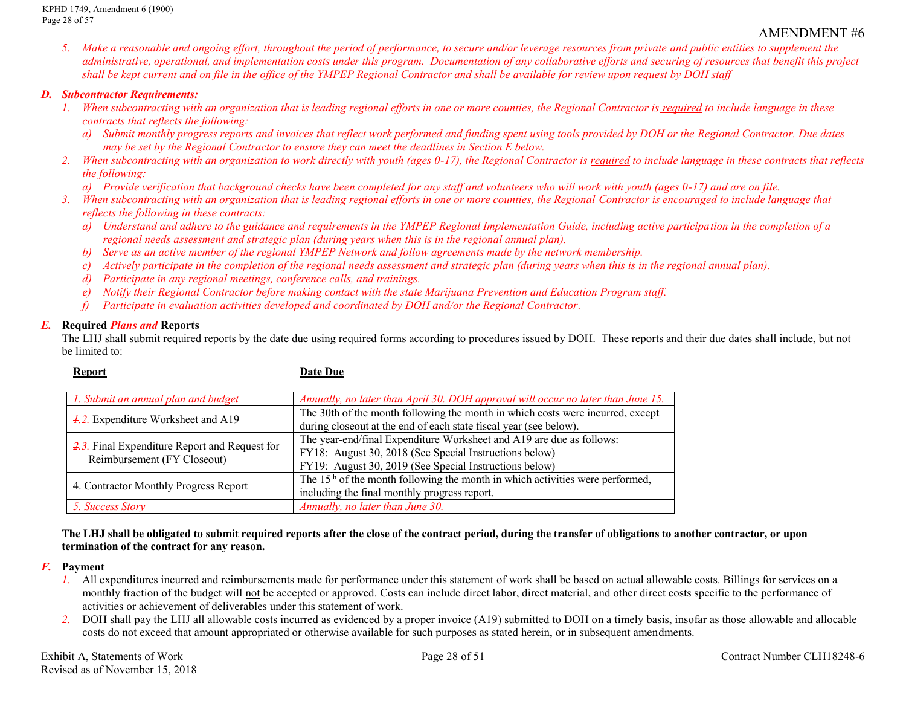AMENDMENT #6

5. *Make a reasonable and ongoing effort, throughout the period of performance, to secure and/or leverage resources from private and public entities to supplement the administrative, operational, and implementation costs under this program. Documentation of any collaborative efforts and securing of resources that benefit this project shall be kept current and on file in the office of the YMPEP Regional Contractor and shall be available for review upon request by DOH staff*

***D. Subcontractor Requirements:***

1. *When subcontracting with an organization that is leading regional efforts in one or more counties, the Regional Contractor is required to include language in these contracts that reflects the following:*
   a) *Submit monthly progress reports and invoices that reflect work performed and funding spent using tools provided by DOH or the Regional Contractor. Due dates may be set by the Regional Contractor to ensure they can meet the deadlines in Section E below.*
2. *When subcontracting with an organization to work directly with youth (ages 0-17), the Regional Contractor is required to include language in these contracts that reflects the following:*
   a) *Provide verification that background checks have been completed for any staff and volunteers who will work with youth (ages 0-17) and are on file.*
3. *When subcontracting with an organization that is leading regional efforts in one or more counties, the Regional Contractor is encouraged to include language that reflects the following in these contracts:*
   a) *Understand and adhere to the guidance and requirements in the YMPEP Regional Implementation Guide, including active participation in the completion of a regional needs assessment and strategic plan (during years when this is in the regional annual plan).*
   b) *Serve as an active member of the regional YMPEP Network and follow agreements made by the network membership.*
   c) *Actively participate in the completion of the regional needs assessment and strategic plan (during years when this is in the regional annual plan).*
   d) *Participate in any regional meetings, conference calls, and trainings.*
   e) *Notify their Regional Contractor before making contact with the state Marijuana Prevention and Education Program staff.*
   f) *Participate in evaluation activities developed and coordinated by DOH and/or the Regional Contractor.*

***E.* Required *Plans and* Reports**

The LHJ shall submit required reports by the date due using required forms according to procedures issued by DOH. These reports and their due dates shall include, but not be limited to:

| Report | Date Due |
|---|---|
| *1. Submit an annual plan and budget* | *Annually, no later than April 30. DOH approval will occur no later than June 15.* |
| ~~1.~~*2.* Expenditure Worksheet and A19 | The 30th of the month following the month in which costs were incurred, except during closeout at the end of each state fiscal year (see below). |
| ~~2.~~*3.* Final Expenditure Report and Request for Reimbursement (FY Closeout) | The year-end/final Expenditure Worksheet and A19 are due as follows:<br>FY18: August 30, 2018 (See Special Instructions below)<br>FY19: August 30, 2019 (See Special Instructions below) |
| 4. Contractor Monthly Progress Report | The 15th of the month following the month in which activities were performed, including the final monthly progress report. |
| *5. Success Story* | *Annually, no later than June 30.* |

**The LHJ shall be obligated to submit required reports after the close of the contract period, during the transfer of obligations to another contractor, or upon termination of the contract for any reason.**

***F.* Payment**

1. All expenditures incurred and reimbursements made for performance under this statement of work shall be based on actual allowable costs. Billings for services on a monthly fraction of the budget will not be accepted or approved. Costs can include direct labor, direct material, and other direct costs specific to the performance of activities or achievement of deliverables under this statement of work.
2. DOH shall pay the LHJ all allowable costs incurred as evidenced by a proper invoice (A19) submitted to DOH on a timely basis, insofar as those allowable and allocable costs do not exceed that amount appropriated or otherwise available for such purposes as stated herein, or in subsequent amendments.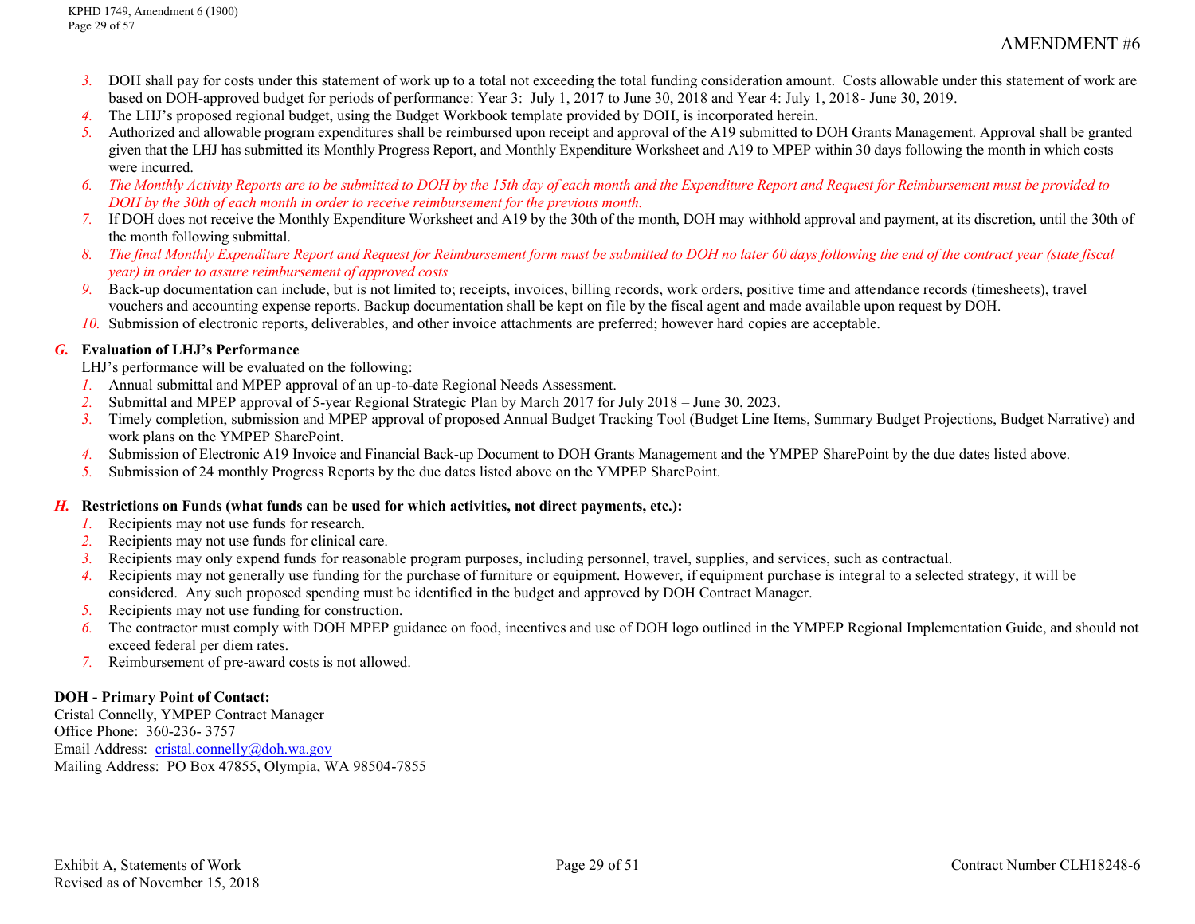3. DOH shall pay for costs under this statement of work up to a total not exceeding the total funding consideration amount. Costs allowable under this statement of work are based on DOH-approved budget for periods of performance: Year 3: July 1, 2017 to June 30, 2018 and Year 4: July 1, 2018- June 30, 2019.
4. The LHJ's proposed regional budget, using the Budget Workbook template provided by DOH, is incorporated herein.
5. Authorized and allowable program expenditures shall be reimbursed upon receipt and approval of the A19 submitted to DOH Grants Management. Approval shall be granted given that the LHJ has submitted its Monthly Progress Report, and Monthly Expenditure Worksheet and A19 to MPEP within 30 days following the month in which costs were incurred.
6. *The Monthly Activity Reports are to be submitted to DOH by the 15th day of each month and the Expenditure Report and Request for Reimbursement must be provided to DOH by the 30th of each month in order to receive reimbursement for the previous month.*
7. If DOH does not receive the Monthly Expenditure Worksheet and A19 by the 30th of the month, DOH may withhold approval and payment, at its discretion, until the 30th of the month following submittal.
8. *The final Monthly Expenditure Report and Request for Reimbursement form must be submitted to DOH no later 60 days following the end of the contract year (state fiscal year) in order to assure reimbursement of approved costs*
9. Back-up documentation can include, but is not limited to; receipts, invoices, billing records, work orders, positive time and attendance records (timesheets), travel vouchers and accounting expense reports. Backup documentation shall be kept on file by the fiscal agent and made available upon request by DOH.
10. Submission of electronic reports, deliverables, and other invoice attachments are preferred; however hard copies are acceptable.

**G. Evaluation of LHJ's Performance**

LHJ's performance will be evaluated on the following:

1. Annual submittal and MPEP approval of an up-to-date Regional Needs Assessment.
2. Submittal and MPEP approval of 5-year Regional Strategic Plan by March 2017 for July 2018 – June 30, 2023.
3. Timely completion, submission and MPEP approval of proposed Annual Budget Tracking Tool (Budget Line Items, Summary Budget Projections, Budget Narrative) and work plans on the YMPEP SharePoint.
4. Submission of Electronic A19 Invoice and Financial Back-up Document to DOH Grants Management and the YMPEP SharePoint by the due dates listed above.
5. Submission of 24 monthly Progress Reports by the due dates listed above on the YMPEP SharePoint.

**H. Restrictions on Funds (what funds can be used for which activities, not direct payments, etc.):**

1. Recipients may not use funds for research.
2. Recipients may not use funds for clinical care.
3. Recipients may only expend funds for reasonable program purposes, including personnel, travel, supplies, and services, such as contractual.
4. Recipients may not generally use funding for the purchase of furniture or equipment. However, if equipment purchase is integral to a selected strategy, it will be considered. Any such proposed spending must be identified in the budget and approved by DOH Contract Manager.
5. Recipients may not use funding for construction.
6. The contractor must comply with DOH MPEP guidance on food, incentives and use of DOH logo outlined in the YMPEP Regional Implementation Guide, and should not exceed federal per diem rates.
7. Reimbursement of pre-award costs is not allowed.

**DOH - Primary Point of Contact:**
Cristal Connelly, YMPEP Contract Manager
Office Phone: 360-236- 3757
Email Address: cristal.connelly@doh.wa.gov
Mailing Address: PO Box 47855, Olympia, WA 98504-7855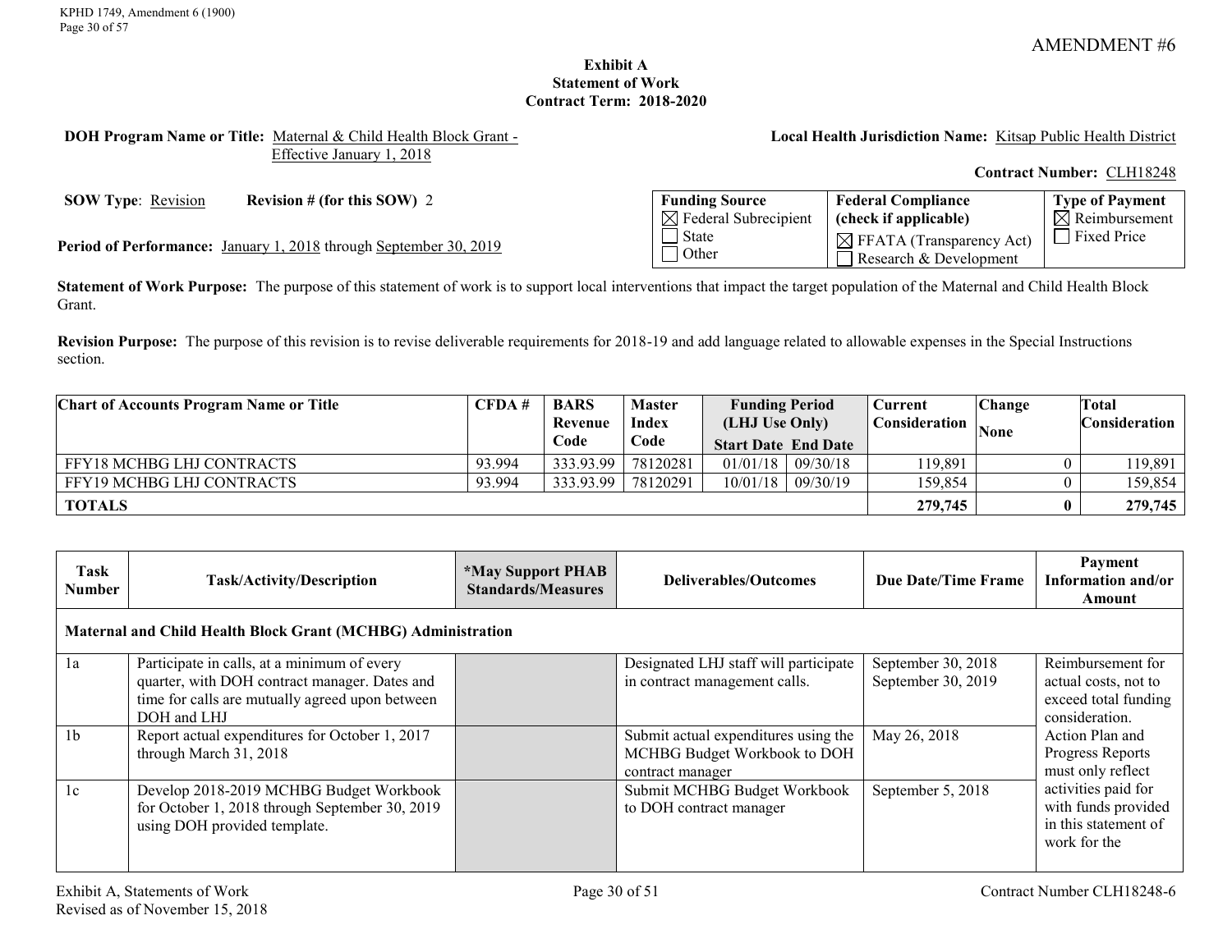AMENDMENT #6

**Exhibit A**
**Statement of Work**
**Contract Term: 2018-2020**

**DOH Program Name or Title:** Maternal & Child Health Block Grant - Effective January 1, 2018

**Local Health Jurisdiction Name:** Kitsap Public Health District

**Contract Number:** CLH18248

**SOW Type**: Revision **Revision # (for this SOW)** 2

**Period of Performance:** January 1, 2018 through September 30, 2019

| Funding Source | Federal Compliance (check if applicable) | Type of Payment |
|---|---|---|
| ☒ Federal Subrecipient<br>☐ State<br>☐ Other | ☒ FFATA (Transparency Act)<br>☐ Research & Development | ☒ Reimbursement<br>☐ Fixed Price |

**Statement of Work Purpose:** The purpose of this statement of work is to support local interventions that impact the target population of the Maternal and Child Health Block Grant.

**Revision Purpose:** The purpose of this revision is to revise deliverable requirements for 2018-19 and add language related to allowable expenses in the Special Instructions section.

| Chart of Accounts Program Name or Title | CFDA # | BARS Revenue Code | Master Index Code | Funding Period (LHJ Use Only) Start Date | End Date | Current Consideration | Change None | Total Consideration |
|---|---|---|---|---|---|---|---|---|
| FFY18 MCHBG LHJ CONTRACTS | 93.994 | 333.93.99 | 78120281 | 01/01/18 | 09/30/18 | 119,891 | 0 | 119,891 |
| FFY19 MCHBG LHJ CONTRACTS | 93.994 | 333.93.99 | 78120291 | 10/01/18 | 09/30/19 | 159,854 | 0 | 159,854 |
| **TOTALS** | | | | | | **279,745** | **0** | **279,745** |

| Task Number | Task/Activity/Description | *May Support PHAB Standards/Measures | Deliverables/Outcomes | Due Date/Time Frame | Payment Information and/or Amount |
|---|---|---|---|---|---|
| **Maternal and Child Health Block Grant (MCHBG) Administration** | | | | | |
| 1a | Participate in calls, at a minimum of every quarter, with DOH contract manager. Dates and time for calls are mutually agreed upon between DOH and LHJ | | Designated LHJ staff will participate in contract management calls. | September 30, 2018<br>September 30, 2019 | Reimbursement for actual costs, not to exceed total funding consideration. Action Plan and Progress Reports must only reflect activities paid for with funds provided in this statement of work for the |
| 1b | Report actual expenditures for October 1, 2017 through March 31, 2018 | | Submit actual expenditures using the MCHBG Budget Workbook to DOH contract manager | May 26, 2018 | |
| 1c | Develop 2018-2019 MCHBG Budget Workbook for October 1, 2018 through September 30, 2019 using DOH provided template. | | Submit MCHBG Budget Workbook to DOH contract manager | September 5, 2018 | |

Exhibit A, Statements of Work
Revised as of November 15, 2018

Contract Number CLH18248-6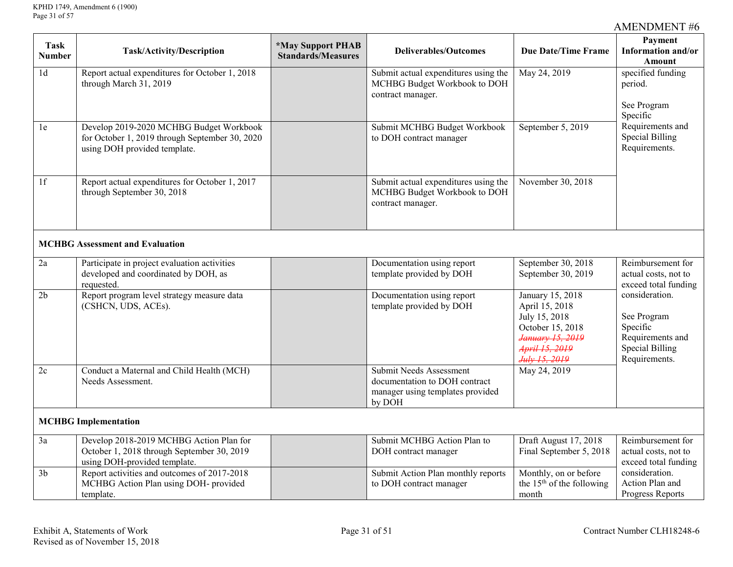AMENDMENT #6

| Task Number | Task/Activity/Description | *May Support PHAB Standards/Measures | Deliverables/Outcomes | Due Date/Time Frame | Payment Information and/or Amount |
|---|---|---|---|---|---|
| 1d | Report actual expenditures for October 1, 2018 through March 31, 2019 | | Submit actual expenditures using the MCHBG Budget Workbook to DOH contract manager. | May 24, 2019 | specified funding period.<br><br>See Program Specific Requirements and Special Billing Requirements. |
| 1e | Develop 2019-2020 MCHBG Budget Workbook for October 1, 2019 through September 30, 2020 using DOH provided template. | | Submit MCHBG Budget Workbook to DOH contract manager | September 5, 2019 | |
| 1f | Report actual expenditures for October 1, 2017 through September 30, 2018 | | Submit actual expenditures using the MCHBG Budget Workbook to DOH contract manager. | November 30, 2018 | |
| **MCHBG Assessment and Evaluation** | | | | | |
| 2a | Participate in project evaluation activities developed and coordinated by DOH, as requested. | | Documentation using report template provided by DOH | September 30, 2018<br>September 30, 2019 | Reimbursement for actual costs, not to exceed total funding consideration.<br><br>See Program Specific Requirements and Special Billing Requirements. |
| 2b | Report program level strategy measure data (CSHCN, UDS, ACEs). | | Documentation using report template provided by DOH | January 15, 2018<br>April 15, 2018<br>July 15, 2018<br>October 15, 2018<br>~~January 15, 2019~~<br>~~April 15, 2019~~<br>~~July 15, 2019~~ | |
| 2c | Conduct a Maternal and Child Health (MCH) Needs Assessment. | | Submit Needs Assessment documentation to DOH contract manager using templates provided by DOH | May 24, 2019 | |
| **MCHBG Implementation** | | | | | |
| 3a | Develop 2018-2019 MCHBG Action Plan for October 1, 2018 through September 30, 2019 using DOH-provided template. | | Submit MCHBG Action Plan to DOH contract manager | Draft August 17, 2018<br>Final September 5, 2018 | Reimbursement for actual costs, not to exceed total funding consideration.<br>Action Plan and Progress Reports |
| 3b | Report activities and outcomes of 2017-2018 MCHBG Action Plan using DOH- provided template. | | Submit Action Plan monthly reports to DOH contract manager | Monthly, on or before the 15th of the following month | |

Exhibit A, Statements of Work
Revised as of November 15, 2018
Contract Number CLH18248-6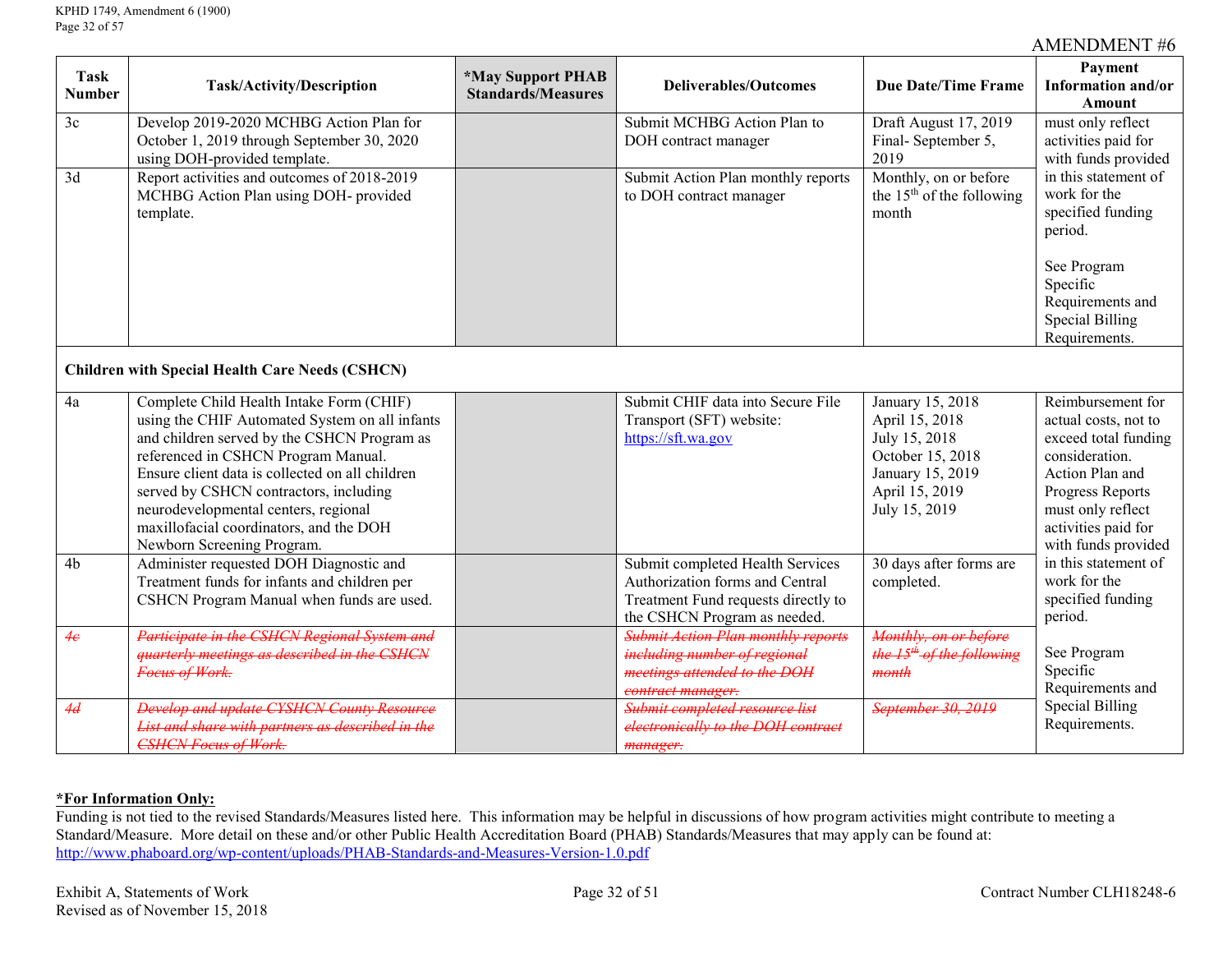AMENDMENT #6

| Task Number | Task/Activity/Description | *May Support PHAB Standards/Measures | Deliverables/Outcomes | Due Date/Time Frame | Payment Information and/or Amount |
|---|---|---|---|---|---|
| 3c | Develop 2019-2020 MCHBG Action Plan for October 1, 2019 through September 30, 2020 using DOH-provided template. | | Submit MCHBG Action Plan to DOH contract manager | Draft August 17, 2019<br>Final- September 5, 2019 | must only reflect activities paid for with funds provided in this statement of work for the specified funding period.<br><br>See Program Specific Requirements and Special Billing Requirements. |
| 3d | Report activities and outcomes of 2018-2019 MCHBG Action Plan using DOH- provided template. | | Submit Action Plan monthly reports to DOH contract manager | Monthly, on or before the 15th of the following month | |
| **Children with Special Health Care Needs (CSHCN)** | | | | | |
| 4a | Complete Child Health Intake Form (CHIF) using the CHIF Automated System on all infants and children served by the CSHCN Program as referenced in CSHCN Program Manual. Ensure client data is collected on all children served by CSHCN contractors, including neurodevelopmental centers, regional maxillofacial coordinators, and the DOH Newborn Screening Program. | | Submit CHIF data into Secure File Transport (SFT) website: https://sft.wa.gov | January 15, 2018<br>April 15, 2018<br>July 15, 2018<br>October 15, 2018<br>January 15, 2019<br>April 15, 2019<br>July 15, 2019 | Reimbursement for actual costs, not to exceed total funding consideration. Action Plan and Progress Reports must only reflect activities paid for with funds provided in this statement of work for the specified funding period.<br><br>See Program Specific Requirements and Special Billing Requirements. |
| 4b | Administer requested DOH Diagnostic and Treatment funds for infants and children per CSHCN Program Manual when funds are used. | | Submit completed Health Services Authorization forms and Central Treatment Fund requests directly to the CSHCN Program as needed. | 30 days after forms are completed. | |
| ~~4c~~ | ~~Participate in the CSHCN Regional System and quarterly meetings as described in the CSHCN Focus of Work.~~ | | ~~Submit Action Plan monthly reports including number of regional meetings attended to the DOH contract manager.~~ | ~~Monthly, on or before the 15th of the following month~~ | |
| ~~4d~~ | ~~Develop and update CYSHCN County Resource List and share with partners as described in the CSHCN Focus of Work.~~ | | ~~Submit completed resource list electronically to the DOH contract manager.~~ | ~~September 30, 2019~~ | |

**\*For Information Only:**

Funding is not tied to the revised Standards/Measures listed here. This information may be helpful in discussions of how program activities might contribute to meeting a Standard/Measure. More detail on these and/or other Public Health Accreditation Board (PHAB) Standards/Measures that may apply can be found at: http://www.phaboard.org/wp-content/uploads/PHAB-Standards-and-Measures-Version-1.0.pdf

Exhibit A, Statements of Work
Revised as of November 15, 2018

Contract Number CLH18248-6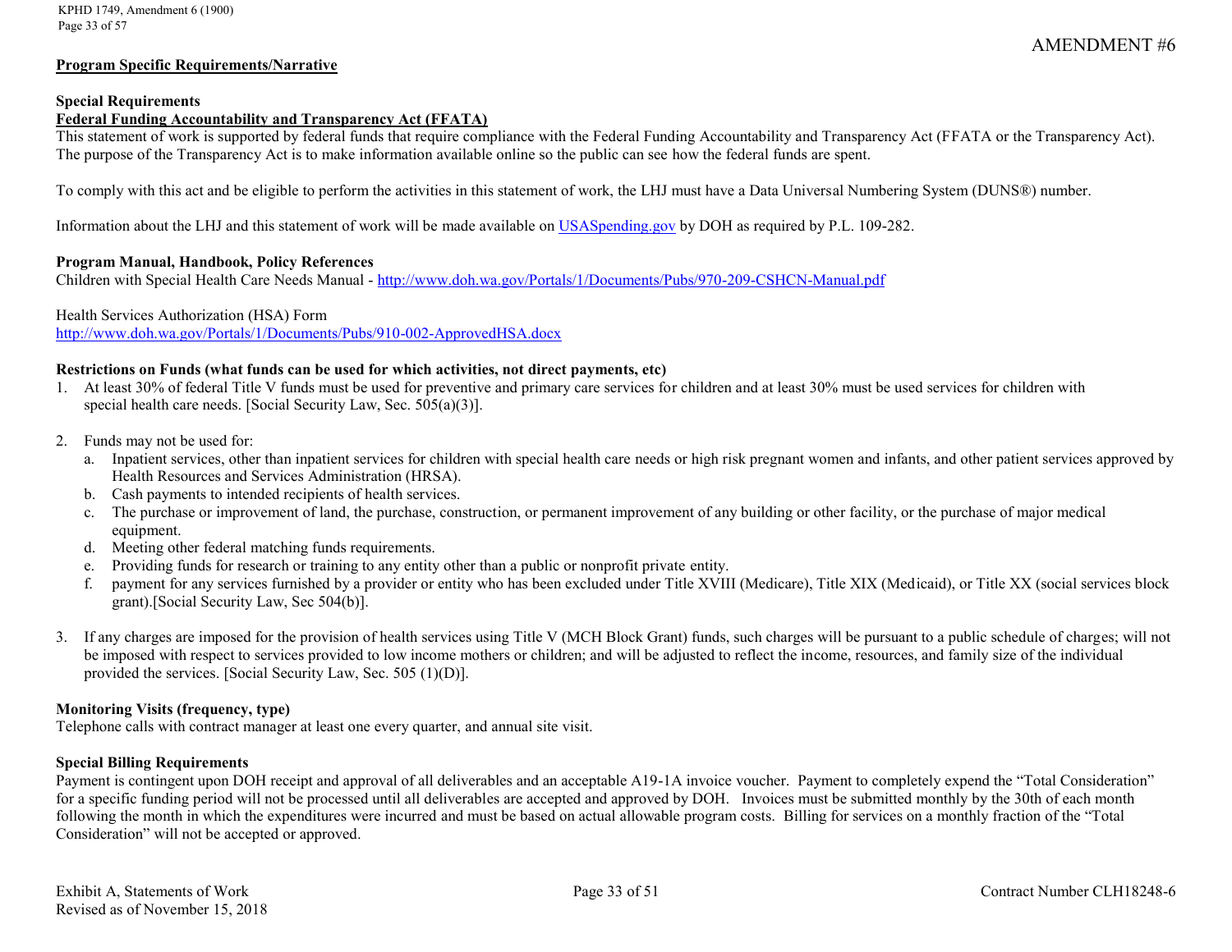AMENDMENT #6

## Program Specific Requirements/Narrative

### Special Requirements

**Federal Funding Accountability and Transparency Act (FFATA)**

This statement of work is supported by federal funds that require compliance with the Federal Funding Accountability and Transparency Act (FFATA or the Transparency Act). The purpose of the Transparency Act is to make information available online so the public can see how the federal funds are spent.

To comply with this act and be eligible to perform the activities in this statement of work, the LHJ must have a Data Universal Numbering System (DUNS®) number.

Information about the LHJ and this statement of work will be made available on USASpending.gov by DOH as required by P.L. 109-282.

### Program Manual, Handbook, Policy References

Children with Special Health Care Needs Manual - http://www.doh.wa.gov/Portals/1/Documents/Pubs/970-209-CSHCN-Manual.pdf

Health Services Authorization (HSA) Form
http://www.doh.wa.gov/Portals/1/Documents/Pubs/910-002-ApprovedHSA.docx

### Restrictions on Funds (what funds can be used for which activities, not direct payments, etc)

1. At least 30% of federal Title V funds must be used for preventive and primary care services for children and at least 30% must be used services for children with special health care needs. [Social Security Law, Sec. 505(a)(3)].

2. Funds may not be used for:
   a. Inpatient services, other than inpatient services for children with special health care needs or high risk pregnant women and infants, and other patient services approved by Health Resources and Services Administration (HRSA).
   b. Cash payments to intended recipients of health services.
   c. The purchase or improvement of land, the purchase, construction, or permanent improvement of any building or other facility, or the purchase of major medical equipment.
   d. Meeting other federal matching funds requirements.
   e. Providing funds for research or training to any entity other than a public or nonprofit private entity.
   f. payment for any services furnished by a provider or entity who has been excluded under Title XVIII (Medicare), Title XIX (Medicaid), or Title XX (social services block grant).[Social Security Law, Sec 504(b)].

3. If any charges are imposed for the provision of health services using Title V (MCH Block Grant) funds, such charges will be pursuant to a public schedule of charges; will not be imposed with respect to services provided to low income mothers or children; and will be adjusted to reflect the income, resources, and family size of the individual provided the services. [Social Security Law, Sec. 505 (1)(D)].

### Monitoring Visits (frequency, type)

Telephone calls with contract manager at least one every quarter, and annual site visit.

### Special Billing Requirements

Payment is contingent upon DOH receipt and approval of all deliverables and an acceptable A19-1A invoice voucher. Payment to completely expend the "Total Consideration" for a specific funding period will not be processed until all deliverables are accepted and approved by DOH. Invoices must be submitted monthly by the 30th of each month following the month in which the expenditures were incurred and must be based on actual allowable program costs. Billing for services on a monthly fraction of the "Total Consideration" will not be accepted or approved.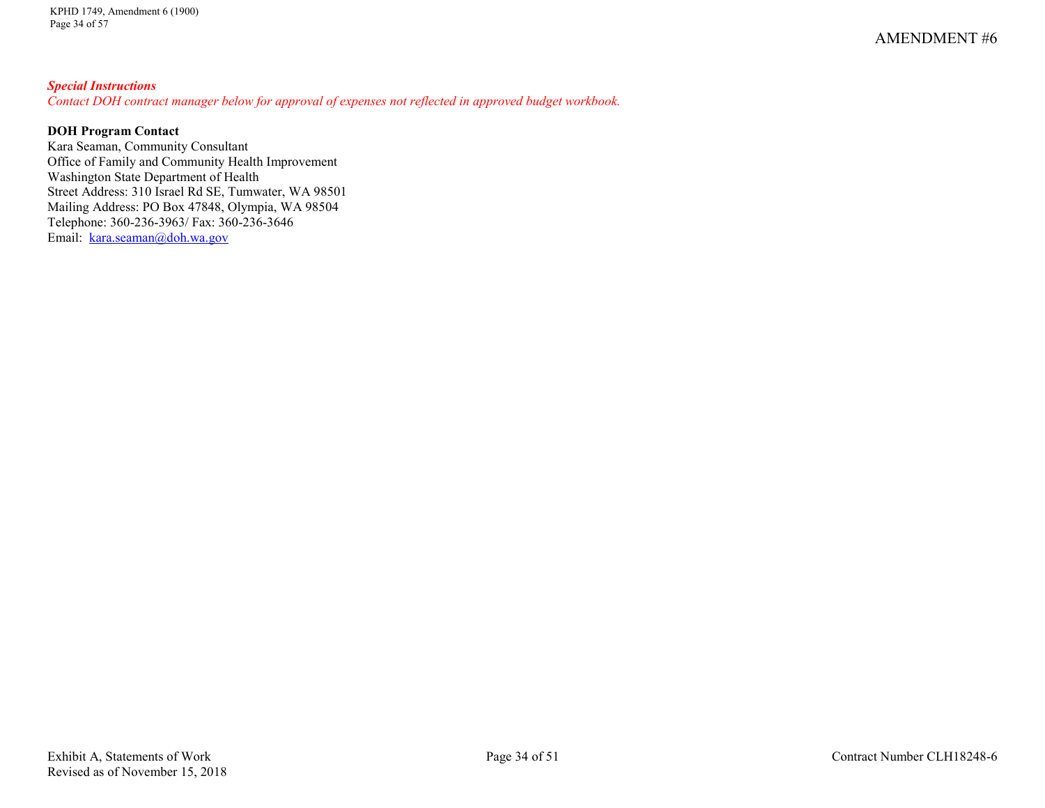***Special Instructions***

*Contact DOH contract manager below for approval of expenses not reflected in approved budget workbook.*

**DOH Program Contact**

Kara Seaman, Community Consultant
Office of Family and Community Health Improvement
Washington State Department of Health
Street Address: 310 Israel Rd SE, Tumwater, WA 98501
Mailing Address: PO Box 47848, Olympia, WA 98504
Telephone: 360-236-3963/ Fax: 360-236-3646
Email: kara.seaman@doh.wa.gov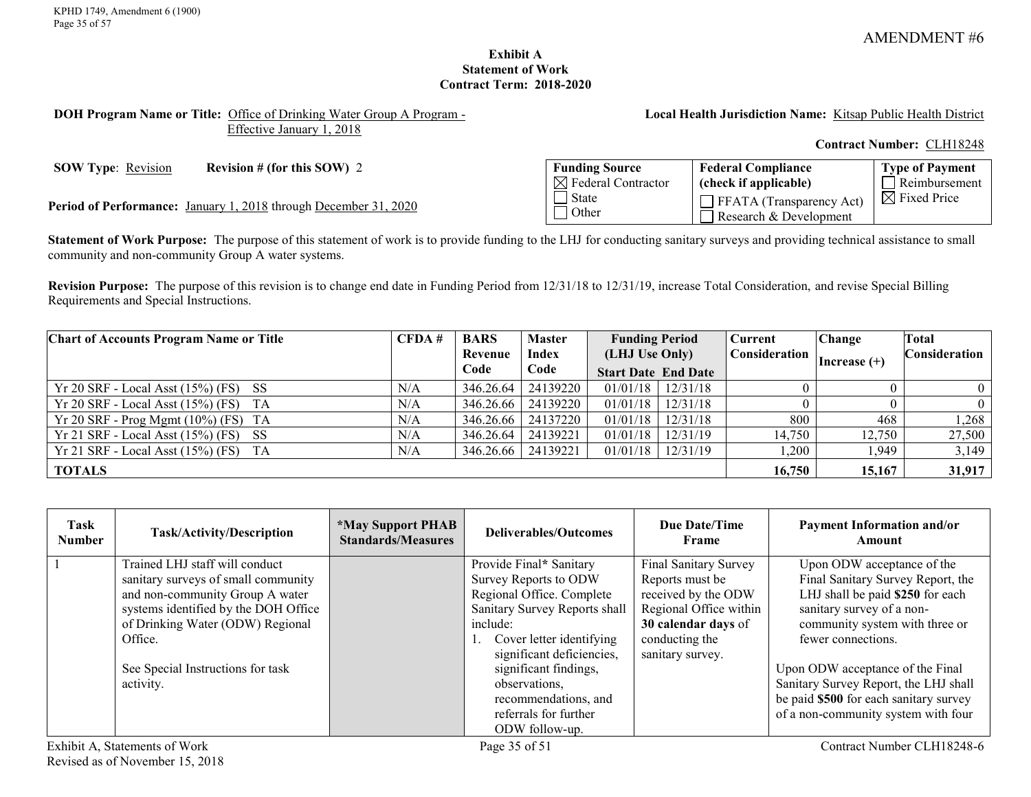AMENDMENT #6

**Exhibit A**
**Statement of Work**
**Contract Term: 2018-2020**

**DOH Program Name or Title:** Office of Drinking Water Group A Program - Effective January 1, 2018

**Local Health Jurisdiction Name:** Kitsap Public Health District

**Contract Number:** CLH18248

**SOW Type**: Revision **Revision # (for this SOW)** 2

**Period of Performance:** January 1, 2018 through December 31, 2020

| Funding Source | Federal Compliance (check if applicable) | Type of Payment |
|---|---|---|
| ☒ Federal Contractor<br>☐ State<br>☐ Other | ☐ FFATA (Transparency Act)<br>☐ Research & Development | ☐ Reimbursement<br>☒ Fixed Price |

**Statement of Work Purpose:** The purpose of this statement of work is to provide funding to the LHJ for conducting sanitary surveys and providing technical assistance to small community and non-community Group A water systems.

**Revision Purpose:** The purpose of this revision is to change end date in Funding Period from 12/31/18 to 12/31/19, increase Total Consideration, and revise Special Billing Requirements and Special Instructions.

| Chart of Accounts Program Name or Title | CFDA # | BARS Revenue Code | Master Index Code | Funding Period (LHJ Use Only) Start Date | End Date | Current Consideration | Change Increase (+) | Total Consideration |
|---|---|---|---|---|---|---|---|---|
| Yr 20 SRF - Local Asst (15%) (FS) SS | N/A | 346.26.64 | 24139220 | 01/01/18 | 12/31/18 | 0 | 0 | 0 |
| Yr 20 SRF - Local Asst (15%) (FS) TA | N/A | 346.26.66 | 24139220 | 01/01/18 | 12/31/18 | 0 | 0 | 0 |
| Yr 20 SRF - Prog Mgmt (10%) (FS) TA | N/A | 346.26.66 | 24137220 | 01/01/18 | 12/31/18 | 800 | 468 | 1,268 |
| Yr 21 SRF - Local Asst (15%) (FS) SS | N/A | 346.26.64 | 24139221 | 01/01/18 | 12/31/19 | 14,750 | 12,750 | 27,500 |
| Yr 21 SRF - Local Asst (15%) (FS) TA | N/A | 346.26.66 | 24139221 | 01/01/18 | 12/31/19 | 1,200 | 1,949 | 3,149 |
| **TOTALS** | | | | | | **16,750** | **15,167** | **31,917** |

| Task Number | Task/Activity/Description | *May Support PHAB Standards/Measures | Deliverables/Outcomes | Due Date/Time Frame | Payment Information and/or Amount |
|---|---|---|---|---|---|
| 1 | Trained LHJ staff will conduct sanitary surveys of small community and non-community Group A water systems identified by the DOH Office of Drinking Water (ODW) Regional Office.<br><br>See Special Instructions for task activity. | | Provide Final* Sanitary Survey Reports to ODW Regional Office. Complete Sanitary Survey Reports shall include:<br>1. Cover letter identifying significant deficiencies, significant findings, observations, recommendations, and referrals for further ODW follow-up. | Final Sanitary Survey Reports must be received by the ODW Regional Office within **30 calendar days** of conducting the sanitary survey. | Upon ODW acceptance of the Final Sanitary Survey Report, the LHJ shall be paid **$250** for each sanitary survey of a non-community system with three or fewer connections.<br><br>Upon ODW acceptance of the Final Sanitary Survey Report, the LHJ shall be paid **$500** for each sanitary survey of a non-community system with four |

Exhibit A, Statements of Work
Revised as of November 15, 2018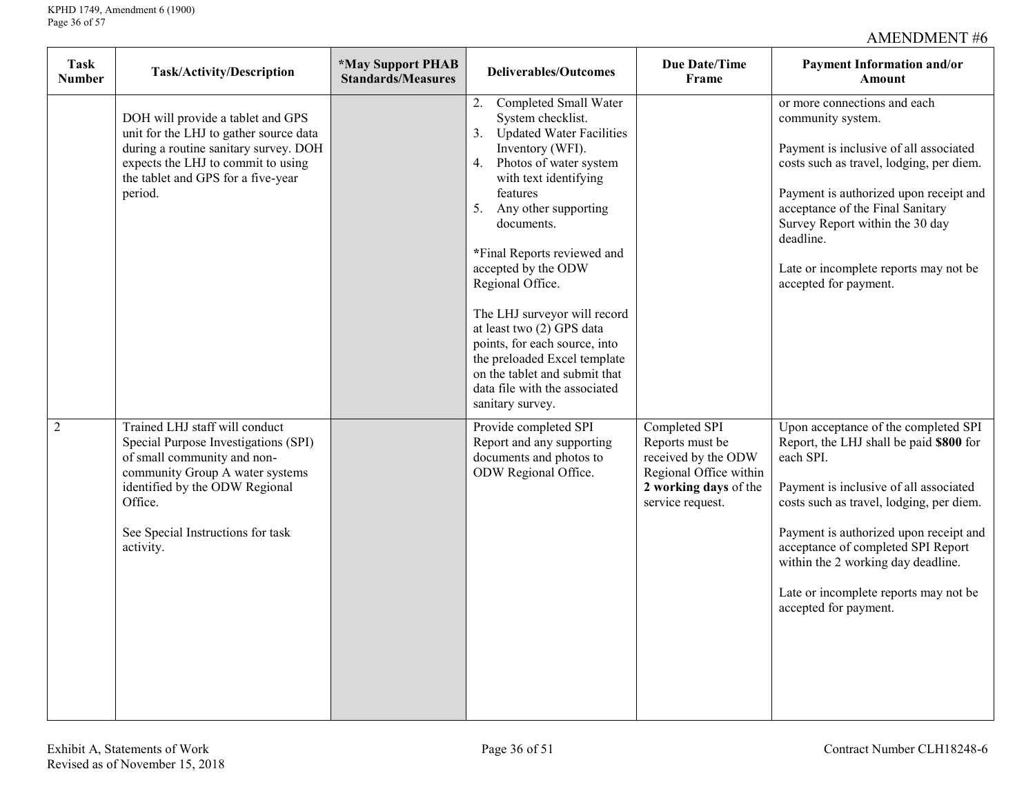AMENDMENT #6

| Task Number | Task/Activity/Description | *May Support PHAB Standards/Measures | Deliverables/Outcomes | Due Date/Time Frame | Payment Information and/or Amount |
|---|---|---|---|---|---|
| | DOH will provide a tablet and GPS unit for the LHJ to gather source data during a routine sanitary survey. DOH expects the LHJ to commit to using the tablet and GPS for a five-year period. | | 2. Completed Small Water System checklist.<br>3. Updated Water Facilities Inventory (WFI).<br>4. Photos of water system with text identifying features<br>5. Any other supporting documents.<br><br>*Final Reports reviewed and accepted by the ODW Regional Office.<br><br>The LHJ surveyor will record at least two (2) GPS data points, for each source, into the preloaded Excel template on the tablet and submit that data file with the associated sanitary survey. | | or more connections and each community system.<br><br>Payment is inclusive of all associated costs such as travel, lodging, per diem.<br><br>Payment is authorized upon receipt and acceptance of the Final Sanitary Survey Report within the 30 day deadline.<br><br>Late or incomplete reports may not be accepted for payment. |
| 2 | Trained LHJ staff will conduct Special Purpose Investigations (SPI) of small community and non-community Group A water systems identified by the ODW Regional Office.<br><br>See Special Instructions for task activity. | | Provide completed SPI Report and any supporting documents and photos to ODW Regional Office. | Completed SPI Reports must be received by the ODW Regional Office within **2 working days** of the service request. | Upon acceptance of the completed SPI Report, the LHJ shall be paid **$800** for each SPI.<br><br>Payment is inclusive of all associated costs such as travel, lodging, per diem.<br><br>Payment is authorized upon receipt and acceptance of completed SPI Report within the 2 working day deadline.<br><br>Late or incomplete reports may not be accepted for payment. |

Exhibit A, Statements of Work
Revised as of November 15, 2018

Contract Number CLH18248-6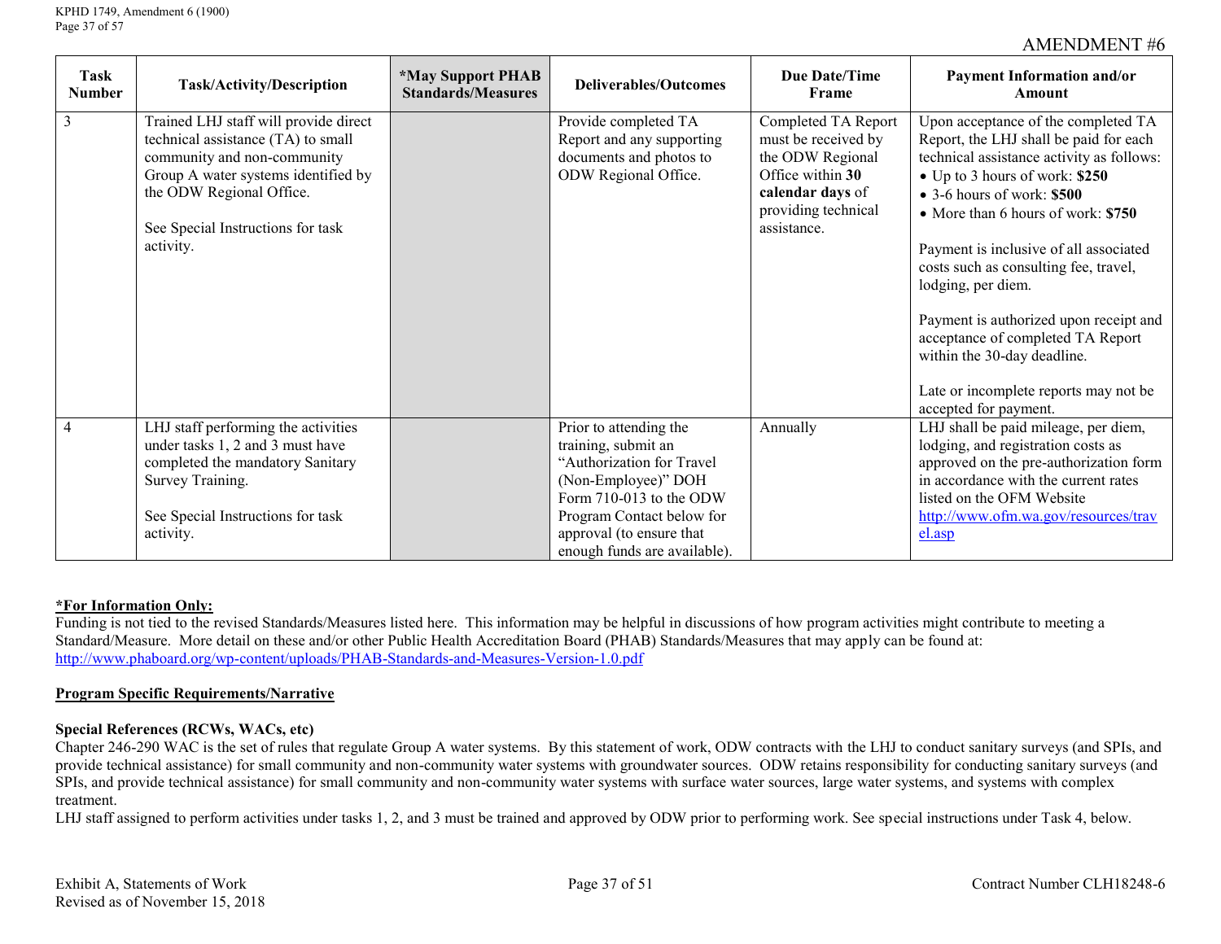AMENDMENT #6

| Task Number | Task/Activity/Description | *May Support PHAB Standards/Measures | Deliverables/Outcomes | Due Date/Time Frame | Payment Information and/or Amount |
|---|---|---|---|---|---|
| 3 | Trained LHJ staff will provide direct technical assistance (TA) to small community and non-community Group A water systems identified by the ODW Regional Office.<br><br>See Special Instructions for task activity. | | Provide completed TA Report and any supporting documents and photos to ODW Regional Office. | Completed TA Report must be received by the ODW Regional Office within **30 calendar days** of providing technical assistance. | Upon acceptance of the completed TA Report, the LHJ shall be paid for each technical assistance activity as follows:<br>• Up to 3 hours of work: **$250**<br>• 3-6 hours of work: **$500**<br>• More than 6 hours of work: **$750**<br><br>Payment is inclusive of all associated costs such as consulting fee, travel, lodging, per diem.<br><br>Payment is authorized upon receipt and acceptance of completed TA Report within the 30-day deadline.<br><br>Late or incomplete reports may not be accepted for payment. |
| 4 | LHJ staff performing the activities under tasks 1, 2 and 3 must have completed the mandatory Sanitary Survey Training.<br><br>See Special Instructions for task activity. | | Prior to attending the training, submit an "Authorization for Travel (Non-Employee)" DOH Form 710-013 to the ODW Program Contact below for approval (to ensure that enough funds are available). | Annually | LHJ shall be paid mileage, per diem, lodging, and registration costs as approved on the pre-authorization form in accordance with the current rates listed on the OFM Website http://www.ofm.wa.gov/resources/travel.asp |

**\*For Information Only:**

Funding is not tied to the revised Standards/Measures listed here. This information may be helpful in discussions of how program activities might contribute to meeting a Standard/Measure. More detail on these and/or other Public Health Accreditation Board (PHAB) Standards/Measures that may apply can be found at: http://www.phaboard.org/wp-content/uploads/PHAB-Standards-and-Measures-Version-1.0.pdf

**Program Specific Requirements/Narrative**

**Special References (RCWs, WACs, etc)**

Chapter 246-290 WAC is the set of rules that regulate Group A water systems. By this statement of work, ODW contracts with the LHJ to conduct sanitary surveys (and SPIs, and provide technical assistance) for small community and non-community water systems with groundwater sources. ODW retains responsibility for conducting sanitary surveys (and SPIs, and provide technical assistance) for small community and non-community water systems with surface water sources, large water systems, and systems with complex treatment.

LHJ staff assigned to perform activities under tasks 1, 2, and 3 must be trained and approved by ODW prior to performing work. See special instructions under Task 4, below.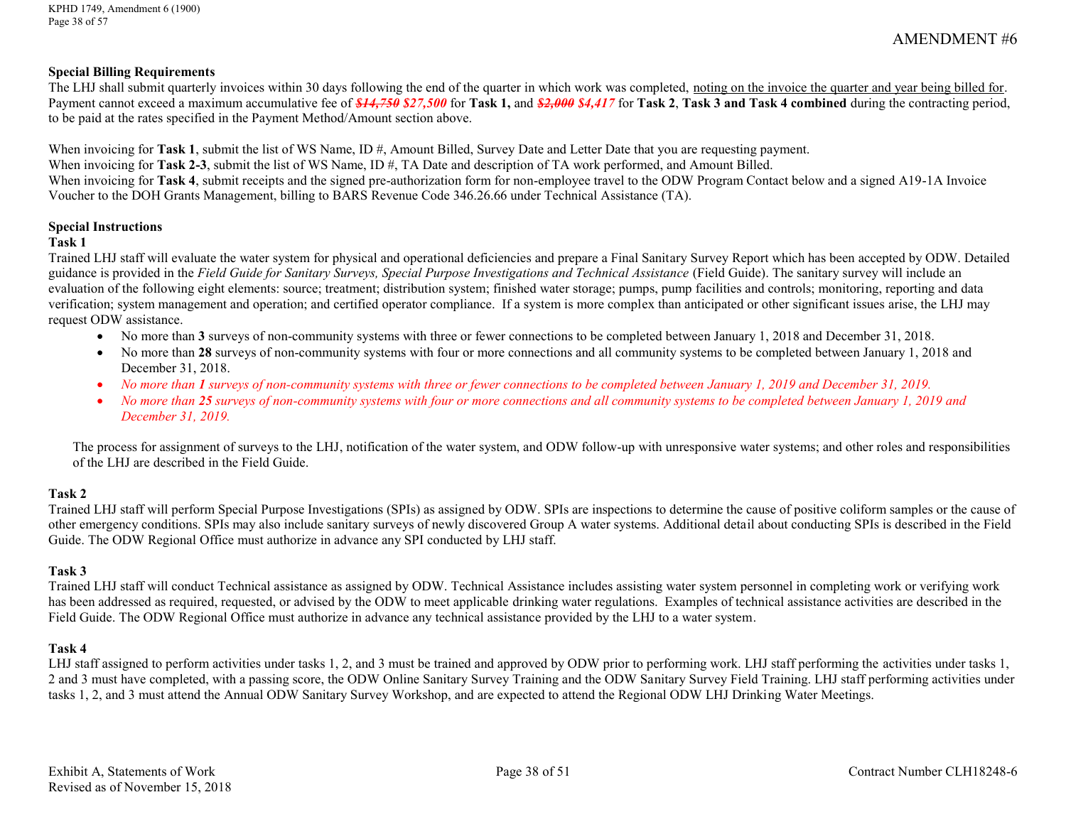AMENDMENT #6

**Special Billing Requirements**

The LHJ shall submit quarterly invoices within 30 days following the end of the quarter in which work was completed, noting on the invoice the quarter and year being billed for. Payment cannot exceed a maximum accumulative fee of ~~*$14,750*~~ ***$27,500*** for **Task 1,** and ~~*$2,000*~~ ***$4,417*** for **Task 2**, **Task 3 and Task 4 combined** during the contracting period, to be paid at the rates specified in the Payment Method/Amount section above.

When invoicing for **Task 1**, submit the list of WS Name, ID #, Amount Billed, Survey Date and Letter Date that you are requesting payment.
When invoicing for **Task 2-3**, submit the list of WS Name, ID #, TA Date and description of TA work performed, and Amount Billed.
When invoicing for **Task 4**, submit receipts and the signed pre-authorization form for non-employee travel to the ODW Program Contact below and a signed A19-1A Invoice Voucher to the DOH Grants Management, billing to BARS Revenue Code 346.26.66 under Technical Assistance (TA).

**Special Instructions**

**Task 1**

Trained LHJ staff will evaluate the water system for physical and operational deficiencies and prepare a Final Sanitary Survey Report which has been accepted by ODW. Detailed guidance is provided in the *Field Guide for Sanitary Surveys, Special Purpose Investigations and Technical Assistance* (Field Guide). The sanitary survey will include an evaluation of the following eight elements: source; treatment; distribution system; finished water storage; pumps, pump facilities and controls; monitoring, reporting and data verification; system management and operation; and certified operator compliance. If a system is more complex than anticipated or other significant issues arise, the LHJ may request ODW assistance.

- No more than **3** surveys of non-community systems with three or fewer connections to be completed between January 1, 2018 and December 31, 2018.
- No more than **28** surveys of non-community systems with four or more connections and all community systems to be completed between January 1, 2018 and December 31, 2018.
- *No more than **1** surveys of non-community systems with three or fewer connections to be completed between January 1, 2019 and December 31, 2019.*
- *No more than **25** surveys of non-community systems with four or more connections and all community systems to be completed between January 1, 2019 and December 31, 2019.*

The process for assignment of surveys to the LHJ, notification of the water system, and ODW follow-up with unresponsive water systems; and other roles and responsibilities of the LHJ are described in the Field Guide.

**Task 2**

Trained LHJ staff will perform Special Purpose Investigations (SPIs) as assigned by ODW. SPIs are inspections to determine the cause of positive coliform samples or the cause of other emergency conditions. SPIs may also include sanitary surveys of newly discovered Group A water systems. Additional detail about conducting SPIs is described in the Field Guide. The ODW Regional Office must authorize in advance any SPI conducted by LHJ staff.

**Task 3**

Trained LHJ staff will conduct Technical assistance as assigned by ODW. Technical Assistance includes assisting water system personnel in completing work or verifying work has been addressed as required, requested, or advised by the ODW to meet applicable drinking water regulations. Examples of technical assistance activities are described in the Field Guide. The ODW Regional Office must authorize in advance any technical assistance provided by the LHJ to a water system.

**Task 4**

LHJ staff assigned to perform activities under tasks 1, 2, and 3 must be trained and approved by ODW prior to performing work. LHJ staff performing the activities under tasks 1, 2 and 3 must have completed, with a passing score, the ODW Online Sanitary Survey Training and the ODW Sanitary Survey Field Training. LHJ staff performing activities under tasks 1, 2, and 3 must attend the Annual ODW Sanitary Survey Workshop, and are expected to attend the Regional ODW LHJ Drinking Water Meetings.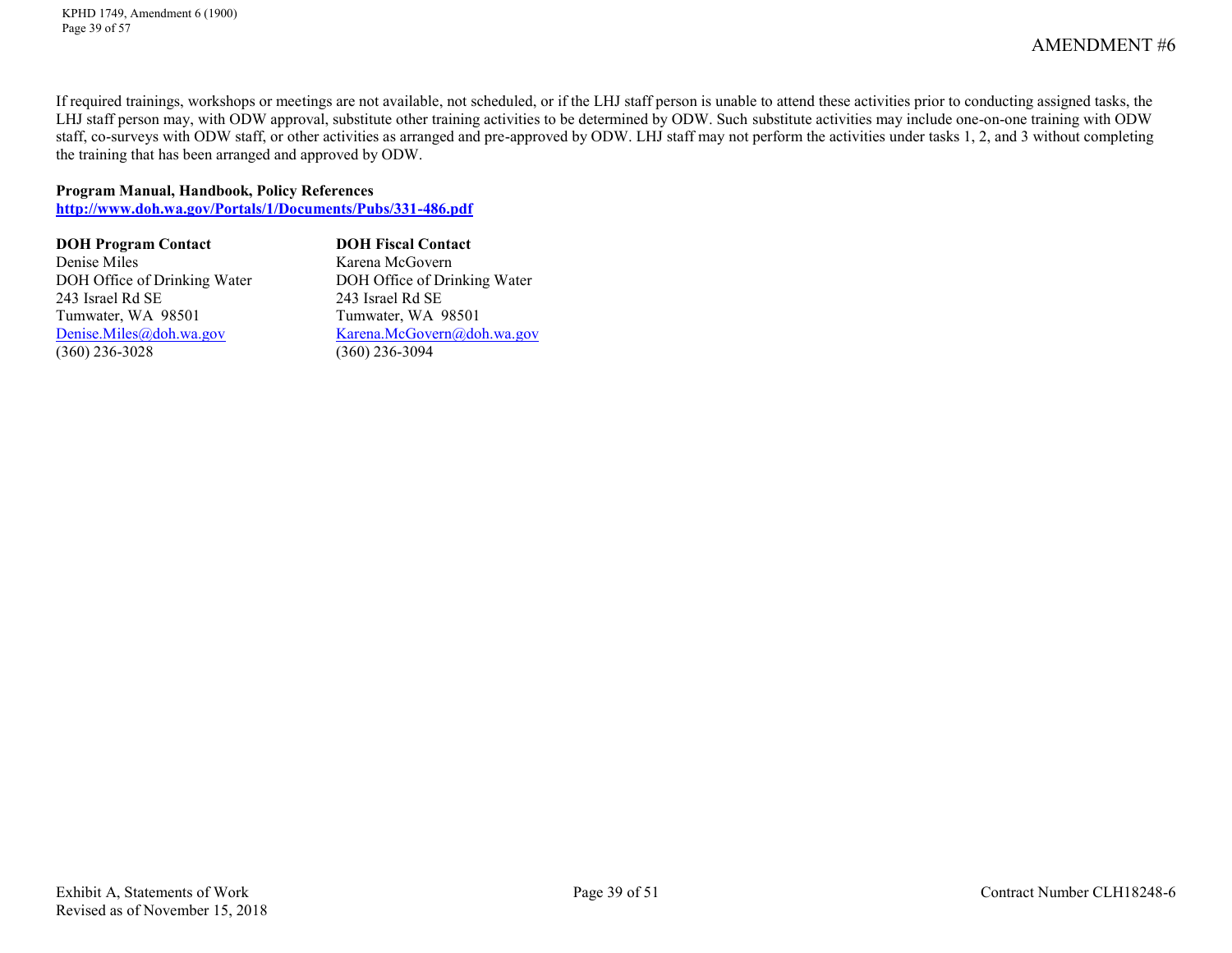If required trainings, workshops or meetings are not available, not scheduled, or if the LHJ staff person is unable to attend these activities prior to conducting assigned tasks, the LHJ staff person may, with ODW approval, substitute other training activities to be determined by ODW. Such substitute activities may include one-on-one training with ODW staff, co-surveys with ODW staff, or other activities as arranged and pre-approved by ODW. LHJ staff may not perform the activities under tasks 1, 2, and 3 without completing the training that has been arranged and approved by ODW.

**Program Manual, Handbook, Policy References**
**http://www.doh.wa.gov/Portals/1/Documents/Pubs/331-486.pdf**

**DOH Program Contact**
Denise Miles
DOH Office of Drinking Water
243 Israel Rd SE
Tumwater, WA 98501
Denise.Miles@doh.wa.gov
(360) 236-3028

**DOH Fiscal Contact**
Karena McGovern
DOH Office of Drinking Water
243 Israel Rd SE
Tumwater, WA 98501
Karena.McGovern@doh.wa.gov
(360) 236-3094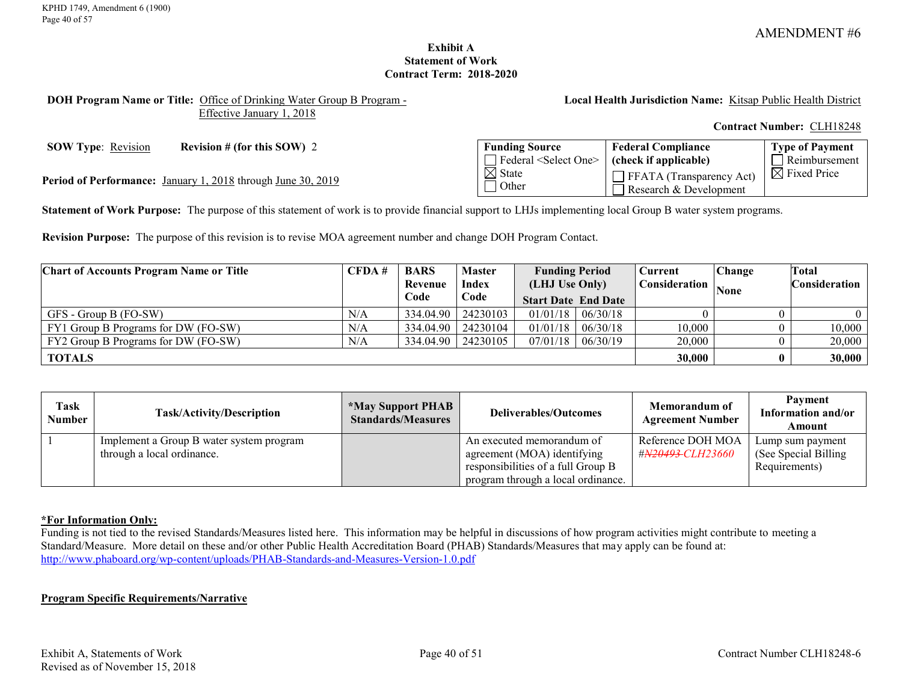AMENDMENT #6

**Exhibit A**
**Statement of Work**
**Contract Term: 2018-2020**

**DOH Program Name or Title:** Office of Drinking Water Group B Program - Effective January 1, 2018

**Local Health Jurisdiction Name:** Kitsap Public Health District

**Contract Number:** CLH18248

**SOW Type**: Revision **Revision # (for this SOW)** 2

**Period of Performance:** January 1, 2018 through June 30, 2019

| Funding Source | Federal Compliance (check if applicable) | Type of Payment |
|---|---|---|
| ☐ Federal <Select One> ☒ State ☐ Other | ☐ FFATA (Transparency Act) ☐ Research & Development | ☐ Reimbursement ☒ Fixed Price |

**Statement of Work Purpose:** The purpose of this statement of work is to provide financial support to LHJs implementing local Group B water system programs.

**Revision Purpose:** The purpose of this revision is to revise MOA agreement number and change DOH Program Contact.

| Chart of Accounts Program Name or Title | CFDA # | BARS Revenue Code | Master Index Code | Funding Period (LHJ Use Only) Start Date | End Date | Current Consideration | Change None | Total Consideration |
|---|---|---|---|---|---|---|---|---|
| GFS - Group B (FO-SW) | N/A | 334.04.90 | 24230103 | 01/01/18 | 06/30/18 | 0 | 0 | 0 |
| FY1 Group B Programs for DW (FO-SW) | N/A | 334.04.90 | 24230104 | 01/01/18 | 06/30/18 | 10,000 | 0 | 10,000 |
| FY2 Group B Programs for DW (FO-SW) | N/A | 334.04.90 | 24230105 | 07/01/18 | 06/30/19 | 20,000 | 0 | 20,000 |
| **TOTALS** | | | | | | **30,000** | **0** | **30,000** |

| Task Number | Task/Activity/Description | *May Support PHAB Standards/Measures | Deliverables/Outcomes | Memorandum of Agreement Number | Payment Information and/or Amount |
|---|---|---|---|---|---|
| 1 | Implement a Group B water system program through a local ordinance. | | An executed memorandum of agreement (MOA) identifying responsibilities of a full Group B program through a local ordinance. | Reference DOH MOA #~~N20493~~ *CLH23660* | Lump sum payment (See Special Billing Requirements) |

**\*For Information Only:**
Funding is not tied to the revised Standards/Measures listed here. This information may be helpful in discussions of how program activities might contribute to meeting a Standard/Measure. More detail on these and/or other Public Health Accreditation Board (PHAB) Standards/Measures that may apply can be found at: http://www.phaboard.org/wp-content/uploads/PHAB-Standards-and-Measures-Version-1.0.pdf

**Program Specific Requirements/Narrative**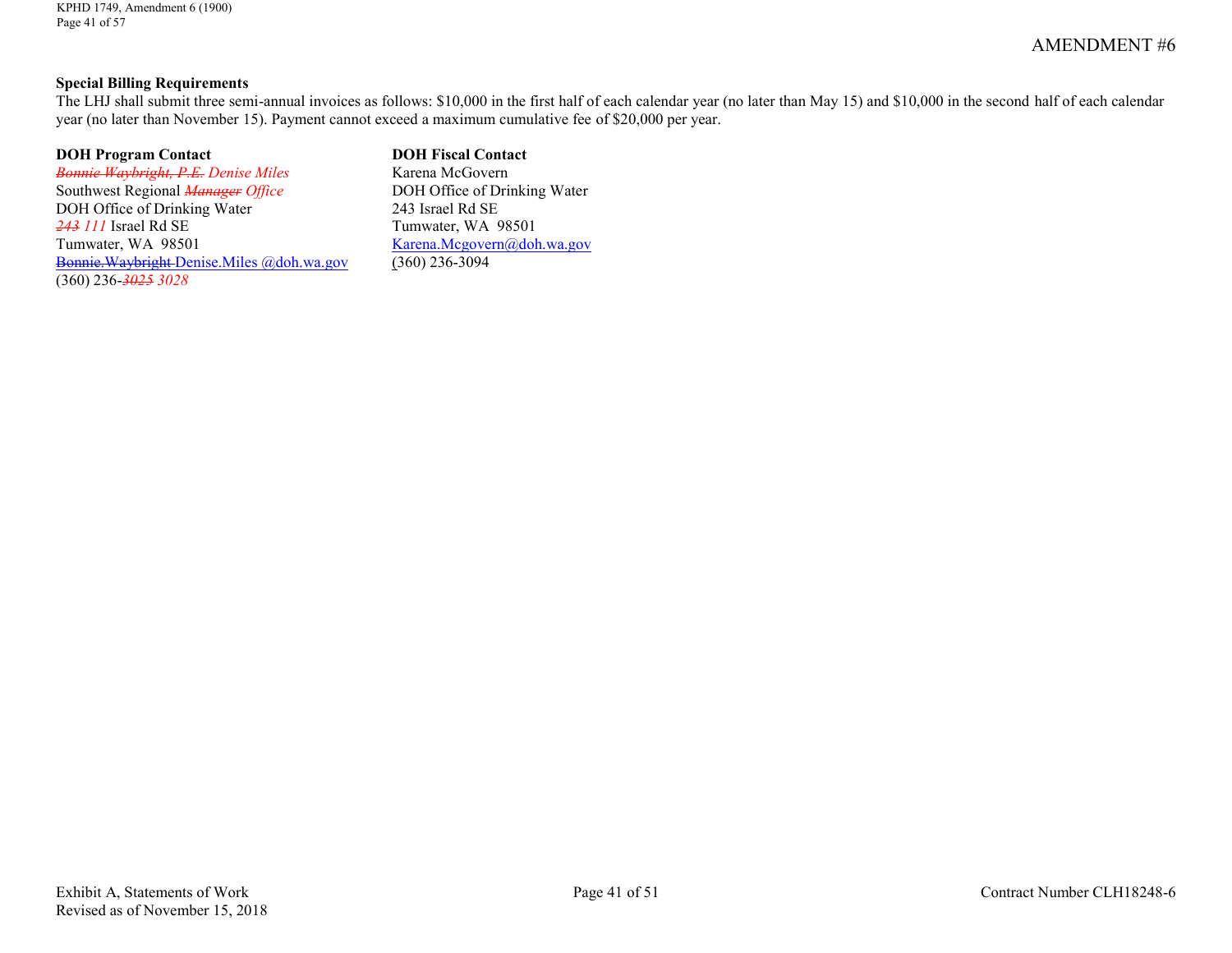AMENDMENT #6

**Special Billing Requirements**

The LHJ shall submit three semi-annual invoices as follows: $10,000 in the first half of each calendar year (no later than May 15) and $10,000 in the second half of each calendar year (no later than November 15). Payment cannot exceed a maximum cumulative fee of $20,000 per year.

**DOH Program Contact**
~~*Bonnie Waybright, P.E.*~~ *Denise Miles*
Southwest Regional ~~*Manager*~~ *Office*
DOH Office of Drinking Water
~~*243*~~ *111* Israel Rd SE
Tumwater, WA 98501
~~Bonnie.Waybright~~ Denise.Miles @doh.wa.gov
(360) 236-~~*3025*~~ *3028*

**DOH Fiscal Contact**
Karena McGovern
DOH Office of Drinking Water
243 Israel Rd SE
Tumwater, WA 98501
Karena.Mcgovern@doh.wa.gov
(360) 236-3094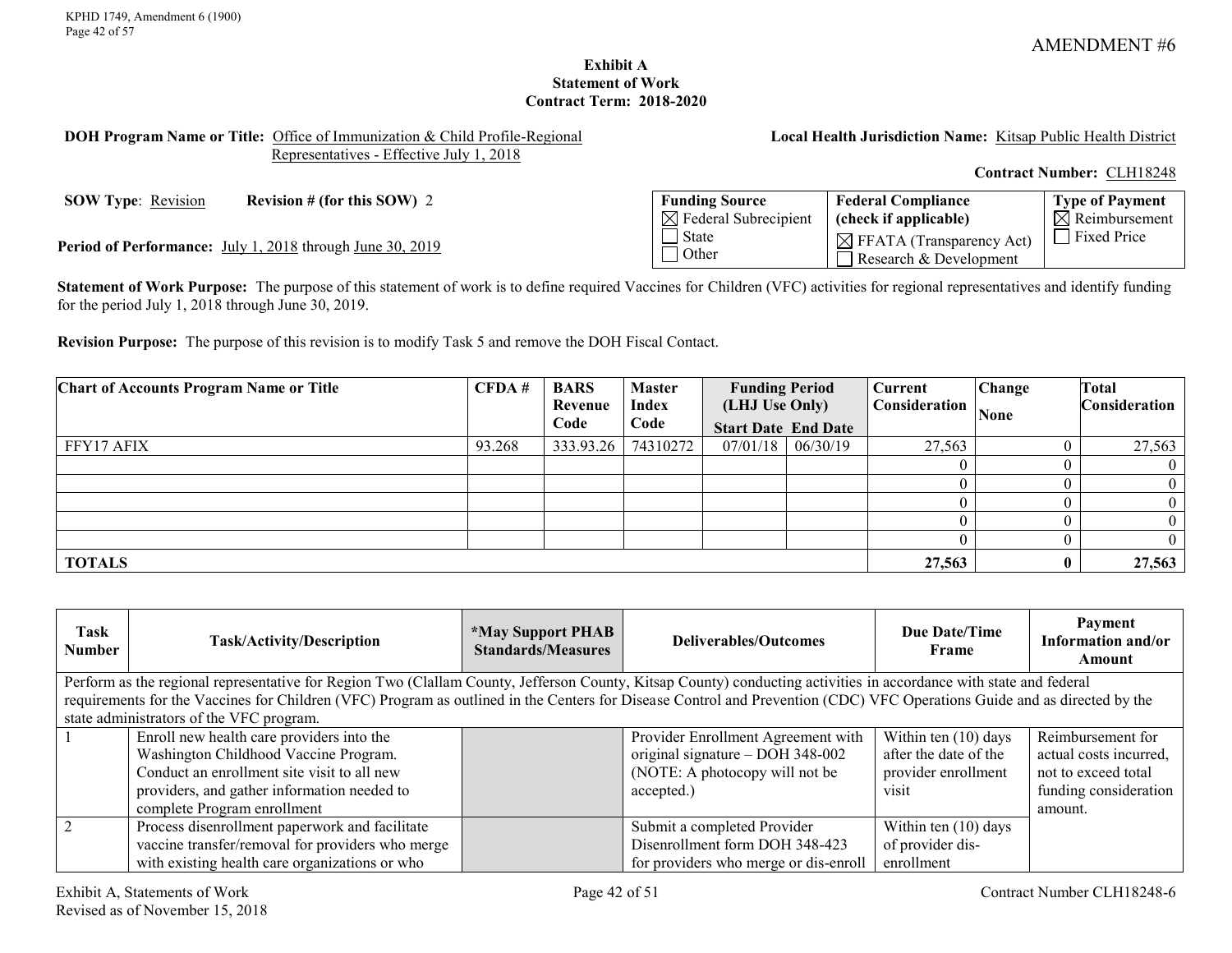AMENDMENT #6

**Exhibit A**
**Statement of Work**
**Contract Term: 2018-2020**

**DOH Program Name or Title:** Office of Immunization & Child Profile-Regional Representatives - Effective July 1, 2018

**Local Health Jurisdiction Name:** Kitsap Public Health District

**Contract Number:** CLH18248

**SOW Type**: Revision **Revision # (for this SOW)** 2

**Period of Performance:** July 1, 2018 through June 30, 2019

| Funding Source | Federal Compliance (check if applicable) | Type of Payment |
|---|---|---|
| ☒ Federal Subrecipient | ☒ FFATA (Transparency Act) | ☒ Reimbursement |
| ☐ State | ☐ Research & Development | ☐ Fixed Price |
| ☐ Other | | |

**Statement of Work Purpose:** The purpose of this statement of work is to define required Vaccines for Children (VFC) activities for regional representatives and identify funding for the period July 1, 2018 through June 30, 2019.

**Revision Purpose:** The purpose of this revision is to modify Task 5 and remove the DOH Fiscal Contact.

| Chart of Accounts Program Name or Title | CFDA # | BARS Revenue Code | Master Index Code | Funding Period (LHJ Use Only) Start Date | End Date | Current Consideration | Change None | Total Consideration |
|---|---|---|---|---|---|---|---|---|
| FFY17 AFIX | 93.268 | 333.93.26 | 74310272 | 07/01/18 | 06/30/19 | 27,563 | 0 | 27,563 |
| | | | | | | 0 | 0 | 0 |
| | | | | | | 0 | 0 | 0 |
| | | | | | | 0 | 0 | 0 |
| | | | | | | 0 | 0 | 0 |
| | | | | | | 0 | 0 | 0 |
| **TOTALS** | | | | | | **27,563** | **0** | **27,563** |

| Task Number | Task/Activity/Description | *May Support PHAB Standards/Measures | Deliverables/Outcomes | Due Date/Time Frame | Payment Information and/or Amount |
|---|---|---|---|---|---|
| Perform as the regional representative for Region Two (Clallam County, Jefferson County, Kitsap County) conducting activities in accordance with state and federal requirements for the Vaccines for Children (VFC) Program as outlined in the Centers for Disease Control and Prevention (CDC) VFC Operations Guide and as directed by the state administrators of the VFC program. | | | | | |
| 1 | Enroll new health care providers into the Washington Childhood Vaccine Program. Conduct an enrollment site visit to all new providers, and gather information needed to complete Program enrollment | | Provider Enrollment Agreement with original signature – DOH 348-002 (NOTE: A photocopy will not be accepted.) | Within ten (10) days after the date of the provider enrollment visit | Reimbursement for actual costs incurred, not to exceed total funding consideration amount. |
| 2 | Process disenrollment paperwork and facilitate vaccine transfer/removal for providers who merge with existing health care organizations or who | | Submit a completed Provider Disenrollment form DOH 348-423 for providers who merge or dis-enroll | Within ten (10) days of provider dis-enrollment | |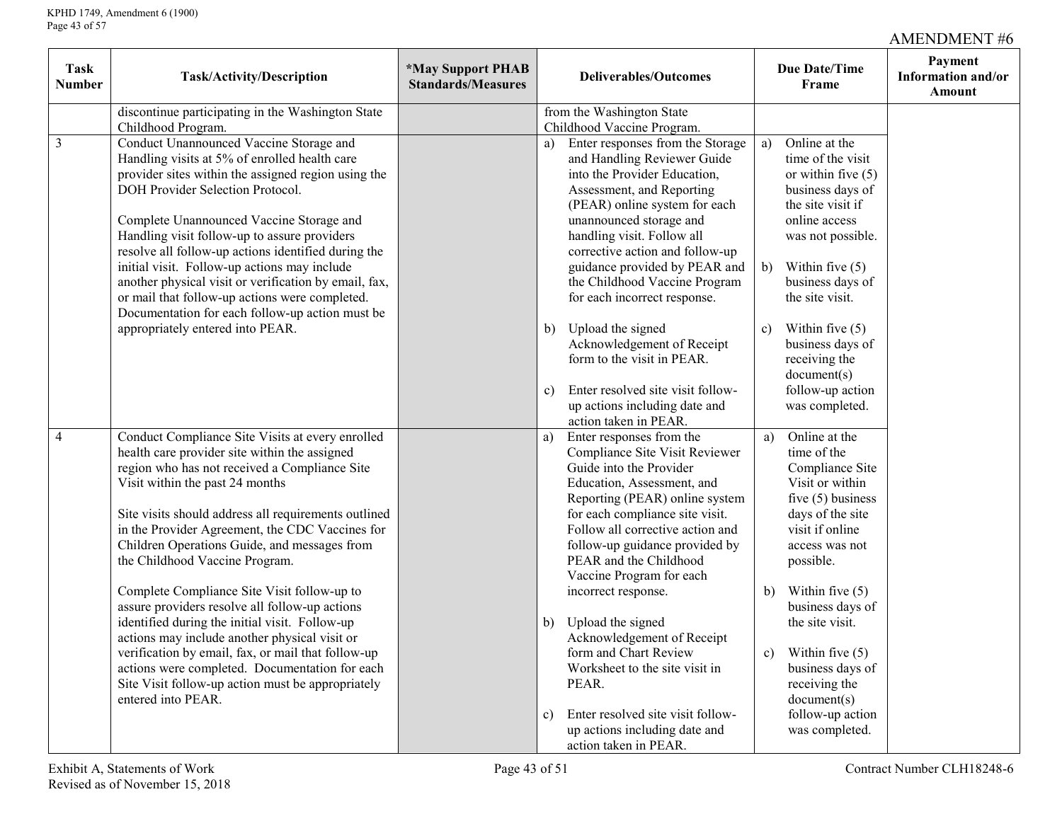AMENDMENT #6

| Task Number | Task/Activity/Description | *May Support PHAB Standards/Measures | Deliverables/Outcomes | Due Date/Time Frame | Payment Information and/or Amount |
|---|---|---|---|---|---|
| | discontinue participating in the Washington State Childhood Program. | | from the Washington State Childhood Vaccine Program. | | |
| 3 | Conduct Unannounced Vaccine Storage and Handling visits at 5% of enrolled health care provider sites within the assigned region using the DOH Provider Selection Protocol.<br><br>Complete Unannounced Vaccine Storage and Handling visit follow-up to assure providers resolve all follow-up actions identified during the initial visit. Follow-up actions may include another physical visit or verification by email, fax, or mail that follow-up actions were completed. Documentation for each follow-up action must be appropriately entered into PEAR. | | a) Enter responses from the Storage and Handling Reviewer Guide into the Provider Education, Assessment, and Reporting (PEAR) online system for each unannounced storage and handling visit. Follow all corrective action and follow-up guidance provided by PEAR and the Childhood Vaccine Program for each incorrect response.<br><br>b) Upload the signed Acknowledgement of Receipt form to the visit in PEAR.<br><br>c) Enter resolved site visit follow-up actions including date and action taken in PEAR. | a) Online at the time of the visit or within five (5) business days of the site visit if online access was not possible.<br><br>b) Within five (5) business days of the site visit.<br><br>c) Within five (5) business days of receiving the document(s) follow-up action was completed. | |
| 4 | Conduct Compliance Site Visits at every enrolled health care provider site within the assigned region who has not received a Compliance Site Visit within the past 24 months<br><br>Site visits should address all requirements outlined in the Provider Agreement, the CDC Vaccines for Children Operations Guide, and messages from the Childhood Vaccine Program.<br><br>Complete Compliance Site Visit follow-up to assure providers resolve all follow-up actions identified during the initial visit. Follow-up actions may include another physical visit or verification by email, fax, or mail that follow-up actions were completed. Documentation for each Site Visit follow-up action must be appropriately entered into PEAR. | | a) Enter responses from the Compliance Site Visit Reviewer Guide into the Provider Education, Assessment, and Reporting (PEAR) online system for each compliance site visit. Follow all corrective action and follow-up guidance provided by PEAR and the Childhood Vaccine Program for each incorrect response.<br><br>b) Upload the signed Acknowledgement of Receipt form and Chart Review Worksheet to the site visit in PEAR.<br><br>c) Enter resolved site visit follow-up actions including date and action taken in PEAR. | a) Online at the time of the Compliance Site Visit or within five (5) business days of the site visit if online access was not possible.<br><br>b) Within five (5) business days of the site visit.<br><br>c) Within five (5) business days of receiving the document(s) follow-up action was completed. | |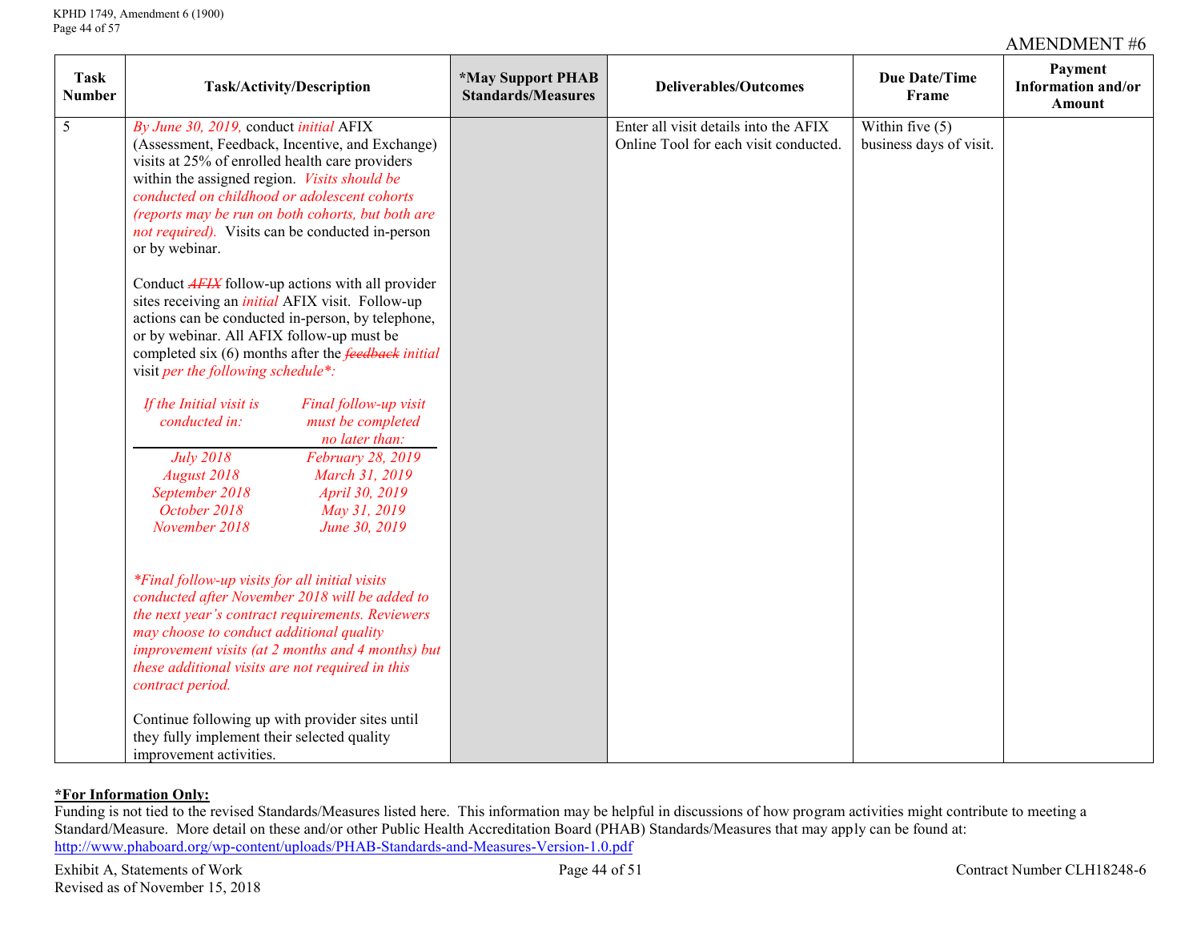AMENDMENT #6

| Task Number | Task/Activity/Description | *May Support PHAB Standards/Measures | Deliverables/Outcomes | Due Date/Time Frame | Payment Information and/or Amount |
|---|---|---|---|---|---|
| 5 | *By June 30, 2019,* conduct *initial* AFIX (Assessment, Feedback, Incentive, and Exchange) visits at 25% of enrolled health care providers within the assigned region. *Visits should be conducted on childhood or adolescent cohorts (reports may be run on both cohorts, but both are not required).* Visits can be conducted in-person or by webinar.<br><br>Conduct ~~*AFIX*~~ follow-up actions with all provider sites receiving an *initial* AFIX visit. Follow-up actions can be conducted in-person, by telephone, or by webinar. All AFIX follow-up must be completed six (6) months after the ~~*feedback*~~ *initial* visit *per the following schedule*:*<br><br>*If the Initial visit is conducted in: / Final follow-up visit must be completed no later than:*<br>*July 2018 — February 28, 2019*<br>*August 2018 — March 31, 2019*<br>*September 2018 — April 30, 2019*<br>*October 2018 — May 31, 2019*<br>*November 2018 — June 30, 2019*<br><br>*\*Final follow-up visits for all initial visits conducted after November 2018 will be added to the next year's contract requirements. Reviewers may choose to conduct additional quality improvement visits (at 2 months and 4 months) but these additional visits are not required in this contract period.*<br><br>Continue following up with provider sites until they fully implement their selected quality improvement activities. | | Enter all visit details into the AFIX Online Tool for each visit conducted. | Within five (5) business days of visit. | |

**\*For Information Only:**
Funding is not tied to the revised Standards/Measures listed here. This information may be helpful in discussions of how program activities might contribute to meeting a Standard/Measure. More detail on these and/or other Public Health Accreditation Board (PHAB) Standards/Measures that may apply can be found at: http://www.phaboard.org/wp-content/uploads/PHAB-Standards-and-Measures-Version-1.0.pdf

Exhibit A, Statements of Work
Revised as of November 15, 2018

Contract Number CLH18248-6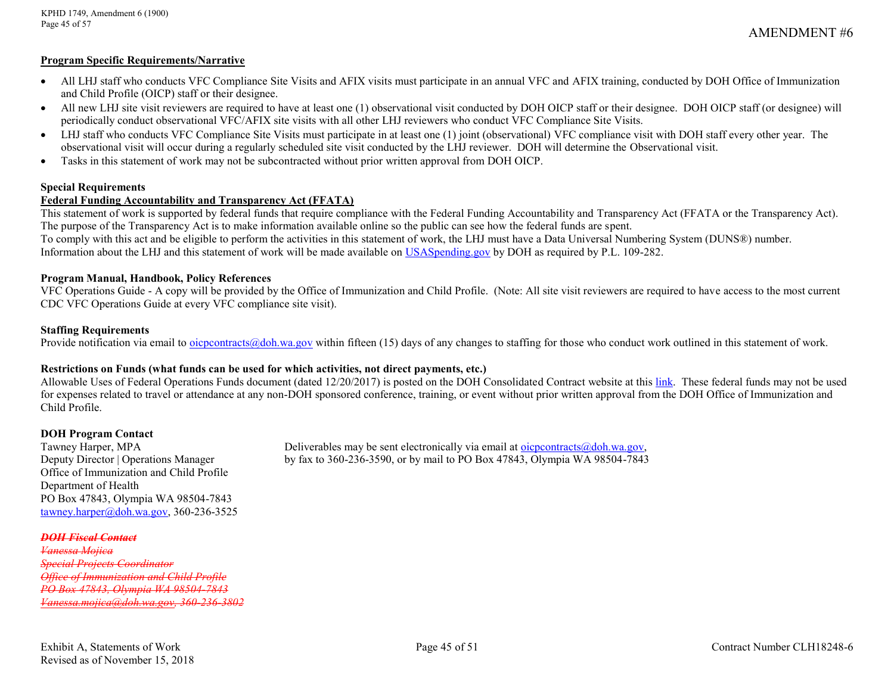AMENDMENT #6

**Program Specific Requirements/Narrative**

- All LHJ staff who conducts VFC Compliance Site Visits and AFIX visits must participate in an annual VFC and AFIX training, conducted by DOH Office of Immunization and Child Profile (OICP) staff or their designee.
- All new LHJ site visit reviewers are required to have at least one (1) observational visit conducted by DOH OICP staff or their designee. DOH OICP staff (or designee) will periodically conduct observational VFC/AFIX site visits with all other LHJ reviewers who conduct VFC Compliance Site Visits.
- LHJ staff who conducts VFC Compliance Site Visits must participate in at least one (1) joint (observational) VFC compliance visit with DOH staff every other year. The observational visit will occur during a regularly scheduled site visit conducted by the LHJ reviewer. DOH will determine the Observational visit.
- Tasks in this statement of work may not be subcontracted without prior written approval from DOH OICP.

**Special Requirements**

**Federal Funding Accountability and Transparency Act (FFATA)**

This statement of work is supported by federal funds that require compliance with the Federal Funding Accountability and Transparency Act (FFATA or the Transparency Act). The purpose of the Transparency Act is to make information available online so the public can see how the federal funds are spent.

To comply with this act and be eligible to perform the activities in this statement of work, the LHJ must have a Data Universal Numbering System (DUNS®) number. Information about the LHJ and this statement of work will be made available on USASpending.gov by DOH as required by P.L. 109-282.

**Program Manual, Handbook, Policy References**

VFC Operations Guide - A copy will be provided by the Office of Immunization and Child Profile. (Note: All site visit reviewers are required to have access to the most current CDC VFC Operations Guide at every VFC compliance site visit).

**Staffing Requirements**

Provide notification via email to oicpcontracts@doh.wa.gov within fifteen (15) days of any changes to staffing for those who conduct work outlined in this statement of work.

**Restrictions on Funds (what funds can be used for which activities, not direct payments, etc.)**

Allowable Uses of Federal Operations Funds document (dated 12/20/2017) is posted on the DOH Consolidated Contract website at this link. These federal funds may not be used for expenses related to travel or attendance at any non-DOH sponsored conference, training, or event without prior written approval from the DOH Office of Immunization and Child Profile.

**DOH Program Contact**

Tawney Harper, MPA
Deputy Director | Operations Manager
Office of Immunization and Child Profile
Department of Health
PO Box 47843, Olympia WA 98504-7843
tawney.harper@doh.wa.gov, 360-236-3525

Deliverables may be sent electronically via email at oicpcontracts@doh.wa.gov, by fax to 360-236-3590, or by mail to PO Box 47843, Olympia WA 98504-7843

~~***DOH Fiscal Contact***~~
~~*Vanessa Mojica*~~
~~*Special Projects Coordinator*~~
~~*Office of Immunization and Child Profile*~~
~~*PO Box 47843, Olympia WA 98504-7843*~~
~~*Vanessa.mojica@doh.wa.gov, 360-236-3802*~~

Exhibit A, Statements of Work
Revised as of November 15, 2018

Contract Number CLH18248-6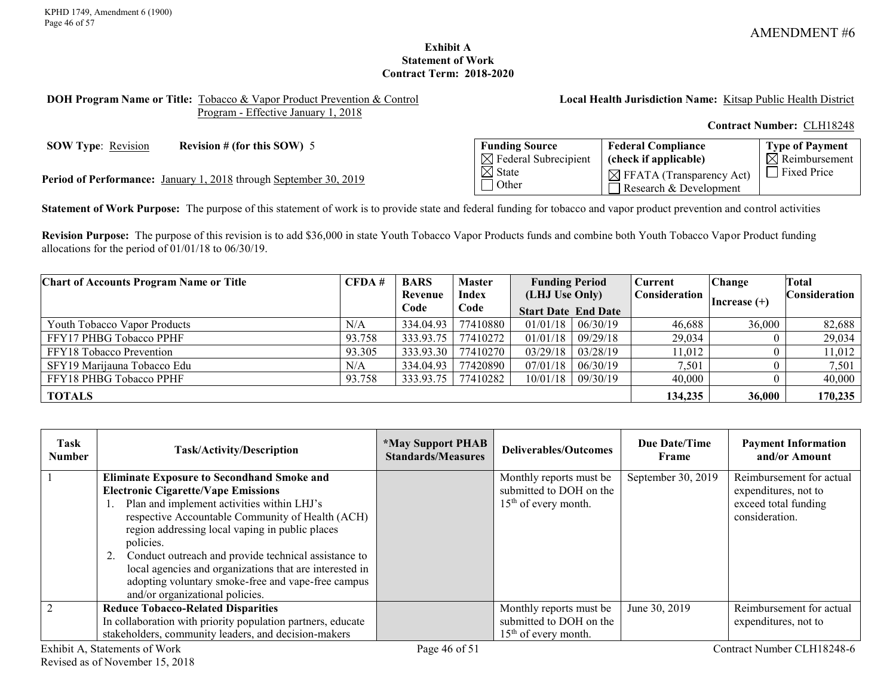AMENDMENT #6

**Exhibit A**
**Statement of Work**
**Contract Term: 2018-2020**

**DOH Program Name or Title:** Tobacco & Vapor Product Prevention & Control Program - Effective January 1, 2018

**Local Health Jurisdiction Name:** Kitsap Public Health District

**Contract Number:** CLH18248

**SOW Type**: Revision **Revision # (for this SOW)** 5

**Period of Performance:** January 1, 2018 through September 30, 2019

| Funding Source | Federal Compliance (check if applicable) | Type of Payment |
|---|---|---|
| ☒ Federal Subrecipient<br>☒ State<br>☐ Other | ☒ FFATA (Transparency Act)<br>☐ Research & Development | ☒ Reimbursement<br>☐ Fixed Price |

**Statement of Work Purpose:** The purpose of this statement of work is to provide state and federal funding for tobacco and vapor product prevention and control activities

**Revision Purpose:** The purpose of this revision is to add $36,000 in state Youth Tobacco Vapor Products funds and combine both Youth Tobacco Vapor Product funding allocations for the period of 01/01/18 to 06/30/19.

| Chart of Accounts Program Name or Title | CFDA # | BARS Revenue Code | Master Index Code | Funding Period (LHJ Use Only) Start Date | End Date | Current Consideration | Change Increase (+) | Total Consideration |
|---|---|---|---|---|---|---|---|---|
| Youth Tobacco Vapor Products | N/A | 334.04.93 | 77410880 | 01/01/18 | 06/30/19 | 46,688 | 36,000 | 82,688 |
| FFY17 PHBG Tobacco PPHF | 93.758 | 333.93.75 | 77410272 | 01/01/18 | 09/29/18 | 29,034 | 0 | 29,034 |
| FFY18 Tobacco Prevention | 93.305 | 333.93.30 | 77410270 | 03/29/18 | 03/28/19 | 11,012 | 0 | 11,012 |
| SFY19 Marijauna Tobacco Edu | N/A | 334.04.93 | 77420890 | 07/01/18 | 06/30/19 | 7,501 | 0 | 7,501 |
| FFY18 PHBG Tobacco PPHF | 93.758 | 333.93.75 | 77410282 | 10/01/18 | 09/30/19 | 40,000 | 0 | 40,000 |
| **TOTALS** | | | | | | **134,235** | **36,000** | **170,235** |

| Task Number | Task/Activity/Description | *May Support PHAB Standards/Measures | Deliverables/Outcomes | Due Date/Time Frame | Payment Information and/or Amount |
|---|---|---|---|---|---|
| 1 | **Eliminate Exposure to Secondhand Smoke and Electronic Cigarette/Vape Emissions**<br>1. Plan and implement activities within LHJ's respective Accountable Community of Health (ACH) region addressing local vaping in public places policies.<br>2. Conduct outreach and provide technical assistance to local agencies and organizations that are interested in adopting voluntary smoke-free and vape-free campus and/or organizational policies. | | Monthly reports must be submitted to DOH on the 15th of every month. | September 30, 2019 | Reimbursement for actual expenditures, not to exceed total funding consideration. |
| 2 | **Reduce Tobacco-Related Disparities**<br>In collaboration with priority population partners, educate stakeholders, community leaders, and decision-makers | | Monthly reports must be submitted to DOH on the 15th of every month. | June 30, 2019 | Reimbursement for actual expenditures, not to |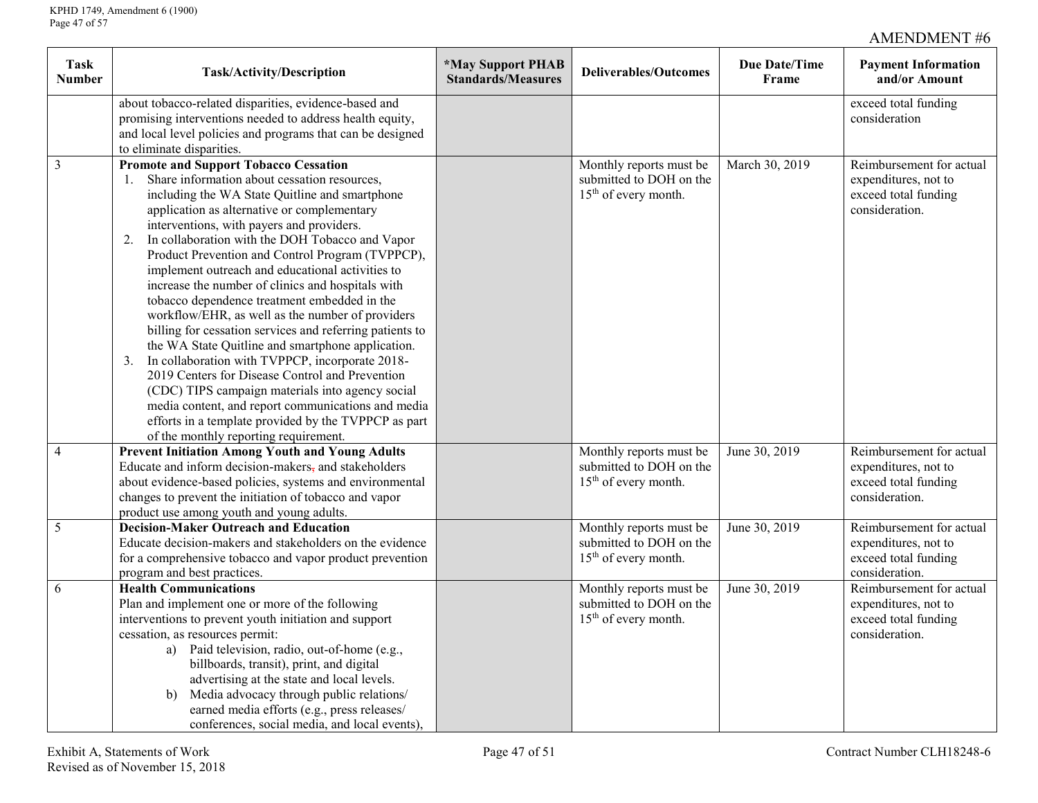AMENDMENT #6

| Task Number | Task/Activity/Description | *May Support PHAB Standards/Measures | Deliverables/Outcomes | Due Date/Time Frame | Payment Information and/or Amount |
|---|---|---|---|---|---|
| | about tobacco-related disparities, evidence-based and promising interventions needed to address health equity, and local level policies and programs that can be designed to eliminate disparities. | | | | exceed total funding consideration |
| 3 | **Promote and Support Tobacco Cessation**<br>1. Share information about cessation resources, including the WA State Quitline and smartphone application as alternative or complementary interventions, with payers and providers.<br>2. In collaboration with the DOH Tobacco and Vapor Product Prevention and Control Program (TVPPCP), implement outreach and educational activities to increase the number of clinics and hospitals with tobacco dependence treatment embedded in the workflow/EHR, as well as the number of providers billing for cessation services and referring patients to the WA State Quitline and smartphone application.<br>3. In collaboration with TVPPCP, incorporate 2018-2019 Centers for Disease Control and Prevention (CDC) TIPS campaign materials into agency social media content, and report communications and media efforts in a template provided by the TVPPCP as part of the monthly reporting requirement. | | Monthly reports must be submitted to DOH on the 15th of every month. | March 30, 2019 | Reimbursement for actual expenditures, not to exceed total funding consideration. |
| 4 | **Prevent Initiation Among Youth and Young Adults**<br>Educate and inform decision-makers, and stakeholders about evidence-based policies, systems and environmental changes to prevent the initiation of tobacco and vapor product use among youth and young adults. | | Monthly reports must be submitted to DOH on the 15th of every month. | June 30, 2019 | Reimbursement for actual expenditures, not to exceed total funding consideration. |
| 5 | **Decision-Maker Outreach and Education**<br>Educate decision-makers and stakeholders on the evidence for a comprehensive tobacco and vapor product prevention program and best practices. | | Monthly reports must be submitted to DOH on the 15th of every month. | June 30, 2019 | Reimbursement for actual expenditures, not to exceed total funding consideration. |
| 6 | **Health Communications**<br>Plan and implement one or more of the following interventions to prevent youth initiation and support cessation, as resources permit:<br>a) Paid television, radio, out-of-home (e.g., billboards, transit), print, and digital advertising at the state and local levels.<br>b) Media advocacy through public relations/ earned media efforts (e.g., press releases/ conferences, social media, and local events), | | Monthly reports must be submitted to DOH on the 15th of every month. | June 30, 2019 | Reimbursement for actual expenditures, not to exceed total funding consideration. |

Exhibit A, Statements of Work
Revised as of November 15, 2018

Contract Number CLH18248-6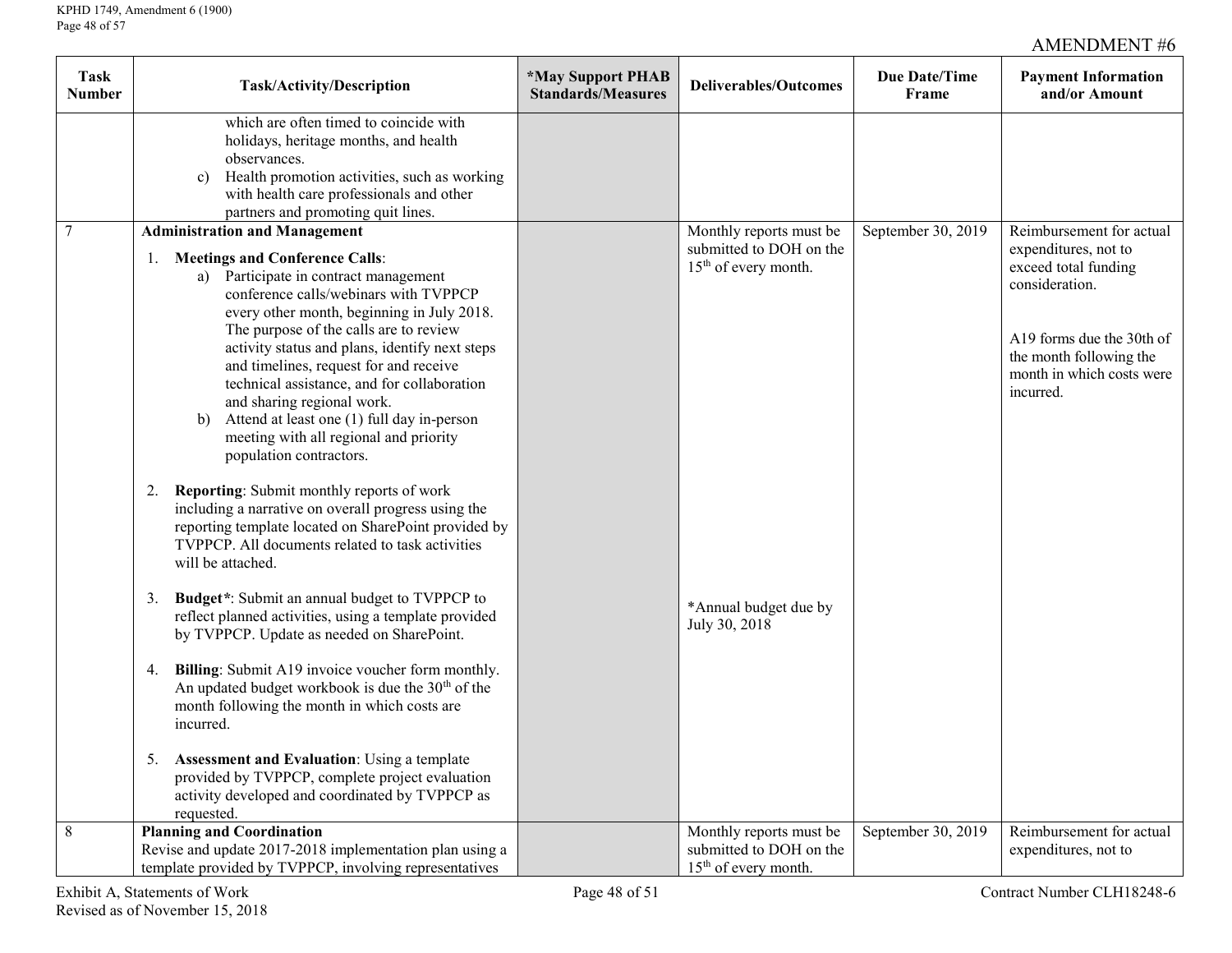AMENDMENT #6

| Task Number | Task/Activity/Description | *May Support PHAB Standards/Measures | Deliverables/Outcomes | Due Date/Time Frame | Payment Information and/or Amount |
|---|---|---|---|---|---|
| | which are often timed to coincide with holidays, heritage months, and health observances.<br>c) Health promotion activities, such as working with health care professionals and other partners and promoting quit lines. | | | | |
| 7 | **Administration and Management**<br>1. **Meetings and Conference Calls**:<br>a) Participate in contract management conference calls/webinars with TVPPCP every other month, beginning in July 2018. The purpose of the calls are to review activity status and plans, identify next steps and timelines, request for and receive technical assistance, and for collaboration and sharing regional work.<br>b) Attend at least one (1) full day in-person meeting with all regional and priority population contractors.<br><br>2. **Reporting**: Submit monthly reports of work including a narrative on overall progress using the reporting template located on SharePoint provided by TVPPCP. All documents related to task activities will be attached.<br><br>3. **Budget***: Submit an annual budget to TVPPCP to reflect planned activities, using a template provided by TVPPCP. Update as needed on SharePoint.<br><br>4. **Billing**: Submit A19 invoice voucher form monthly. An updated budget workbook is due the 30th of the month following the month in which costs are incurred.<br><br>5. **Assessment and Evaluation**: Using a template provided by TVPPCP, complete project evaluation activity developed and coordinated by TVPPCP as requested. | | Monthly reports must be submitted to DOH on the 15th of every month.<br><br>*Annual budget due by July 30, 2018 | September 30, 2019 | Reimbursement for actual expenditures, not to exceed total funding consideration.<br><br>A19 forms due the 30th of the month following the month in which costs were incurred. |
| 8 | **Planning and Coordination**<br>Revise and update 2017-2018 implementation plan using a template provided by TVPPCP, involving representatives | | Monthly reports must be submitted to DOH on the 15th of every month. | September 30, 2019 | Reimbursement for actual expenditures, not to |

Exhibit A, Statements of Work
Revised as of November 15, 2018

Contract Number CLH18248-6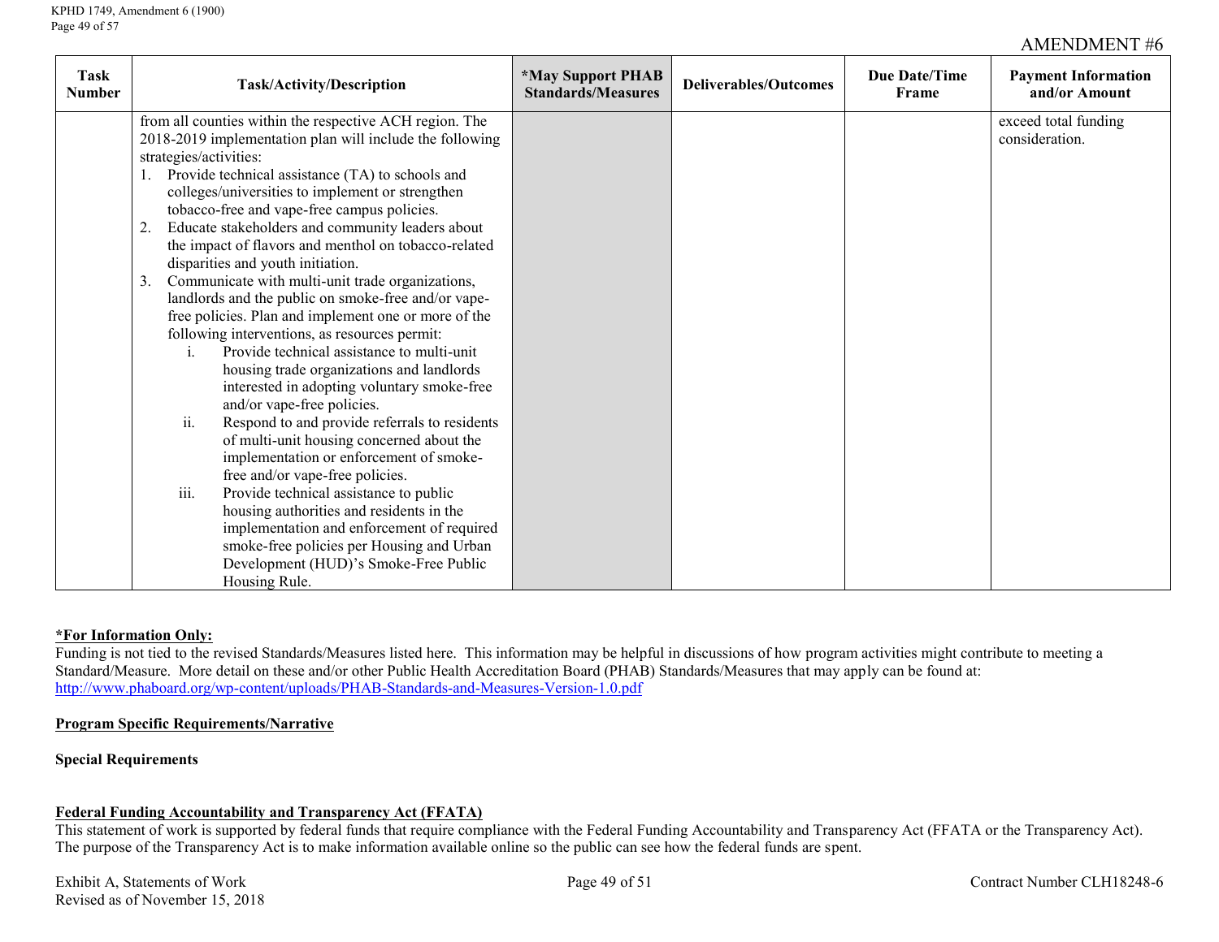AMENDMENT #6

| Task Number | Task/Activity/Description | *May Support PHAB Standards/Measures | Deliverables/Outcomes | Due Date/Time Frame | Payment Information and/or Amount |
|---|---|---|---|---|---|
| | from all counties within the respective ACH region. The 2018-2019 implementation plan will include the following strategies/activities:<br>1. Provide technical assistance (TA) to schools and colleges/universities to implement or strengthen tobacco-free and vape-free campus policies.<br>2. Educate stakeholders and community leaders about the impact of flavors and menthol on tobacco-related disparities and youth initiation.<br>3. Communicate with multi-unit trade organizations, landlords and the public on smoke-free and/or vape-free policies. Plan and implement one or more of the following interventions, as resources permit:<br>i. Provide technical assistance to multi-unit housing trade organizations and landlords interested in adopting voluntary smoke-free and/or vape-free policies.<br>ii. Respond to and provide referrals to residents of multi-unit housing concerned about the implementation or enforcement of smoke-free and/or vape-free policies.<br>iii. Provide technical assistance to public housing authorities and residents in the implementation and enforcement of required smoke-free policies per Housing and Urban Development (HUD)'s Smoke-Free Public Housing Rule. | | | | exceed total funding consideration. |

**<u>*For Information Only:</u>**
Funding is not tied to the revised Standards/Measures listed here. This information may be helpful in discussions of how program activities might contribute to meeting a Standard/Measure. More detail on these and/or other Public Health Accreditation Board (PHAB) Standards/Measures that may apply can be found at: http://www.phaboard.org/wp-content/uploads/PHAB-Standards-and-Measures-Version-1.0.pdf

**<u>Program Specific Requirements/Narrative</u>**

**Special Requirements**

**<u>Federal Funding Accountability and Transparency Act (FFATA)</u>**
This statement of work is supported by federal funds that require compliance with the Federal Funding Accountability and Transparency Act (FFATA or the Transparency Act). The purpose of the Transparency Act is to make information available online so the public can see how the federal funds are spent.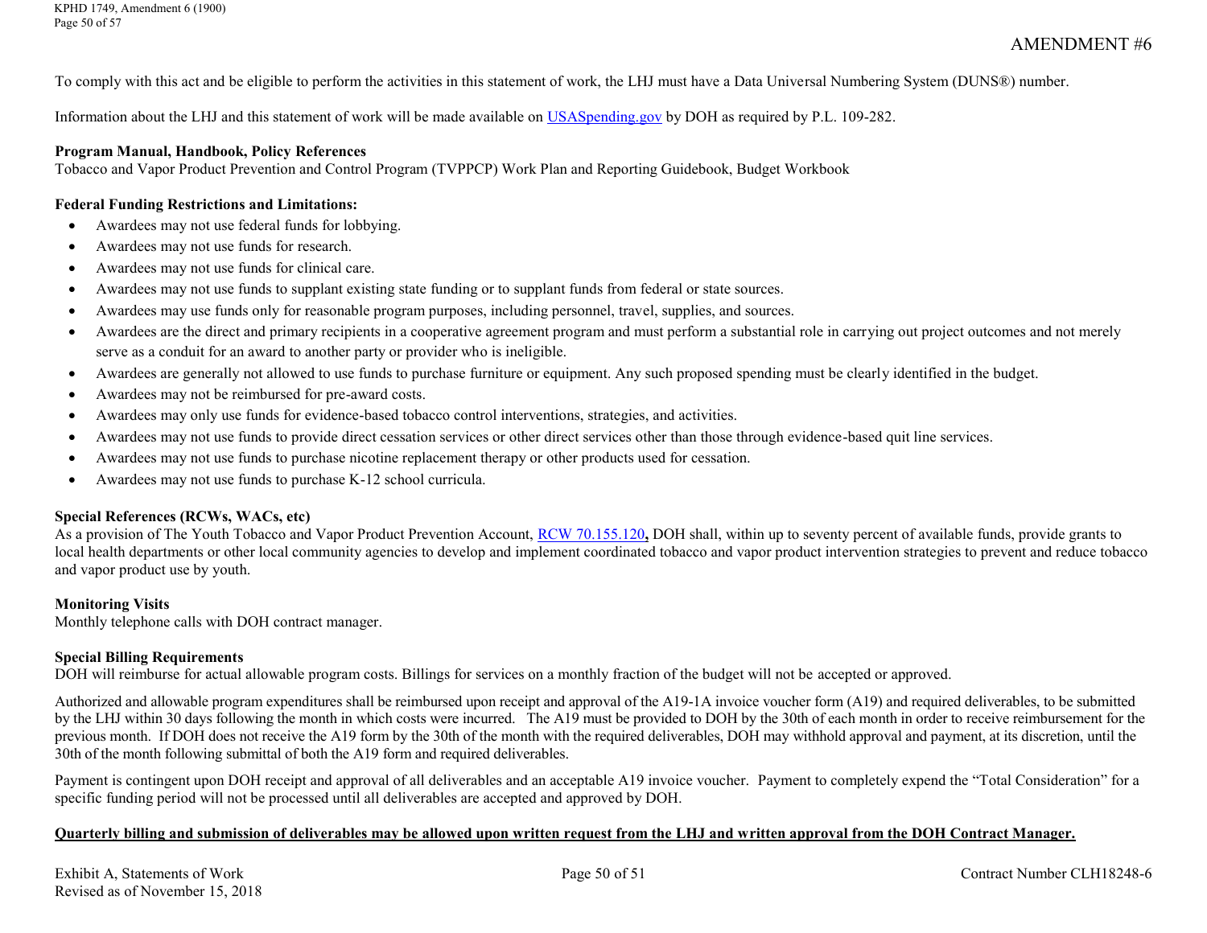# AMENDMENT #6

To comply with this act and be eligible to perform the activities in this statement of work, the LHJ must have a Data Universal Numbering System (DUNS®) number.

Information about the LHJ and this statement of work will be made available on USASpending.gov by DOH as required by P.L. 109-282.

**Program Manual, Handbook, Policy References**
Tobacco and Vapor Product Prevention and Control Program (TVPPCP) Work Plan and Reporting Guidebook, Budget Workbook

**Federal Funding Restrictions and Limitations:**

- Awardees may not use federal funds for lobbying.
- Awardees may not use funds for research.
- Awardees may not use funds for clinical care.
- Awardees may not use funds to supplant existing state funding or to supplant funds from federal or state sources.
- Awardees may use funds only for reasonable program purposes, including personnel, travel, supplies, and sources.
- Awardees are the direct and primary recipients in a cooperative agreement program and must perform a substantial role in carrying out project outcomes and not merely serve as a conduit for an award to another party or provider who is ineligible.
- Awardees are generally not allowed to use funds to purchase furniture or equipment. Any such proposed spending must be clearly identified in the budget.
- Awardees may not be reimbursed for pre-award costs.
- Awardees may only use funds for evidence-based tobacco control interventions, strategies, and activities.
- Awardees may not use funds to provide direct cessation services or other direct services other than those through evidence-based quit line services.
- Awardees may not use funds to purchase nicotine replacement therapy or other products used for cessation.
- Awardees may not use funds to purchase K-12 school curricula.

**Special References (RCWs, WACs, etc)**
As a provision of The Youth Tobacco and Vapor Product Prevention Account, RCW 70.155.120**,** DOH shall, within up to seventy percent of available funds, provide grants to local health departments or other local community agencies to develop and implement coordinated tobacco and vapor product intervention strategies to prevent and reduce tobacco and vapor product use by youth.

**Monitoring Visits**
Monthly telephone calls with DOH contract manager.

**Special Billing Requirements**
DOH will reimburse for actual allowable program costs. Billings for services on a monthly fraction of the budget will not be accepted or approved.

Authorized and allowable program expenditures shall be reimbursed upon receipt and approval of the A19-1A invoice voucher form (A19) and required deliverables, to be submitted by the LHJ within 30 days following the month in which costs were incurred. The A19 must be provided to DOH by the 30th of each month in order to receive reimbursement for the previous month. If DOH does not receive the A19 form by the 30th of the month with the required deliverables, DOH may withhold approval and payment, at its discretion, until the 30th of the month following submittal of both the A19 form and required deliverables.

Payment is contingent upon DOH receipt and approval of all deliverables and an acceptable A19 invoice voucher. Payment to completely expend the "Total Consideration" for a specific funding period will not be processed until all deliverables are accepted and approved by DOH.

**Quarterly billing and submission of deliverables may be allowed upon written request from the LHJ and written approval from the DOH Contract Manager.**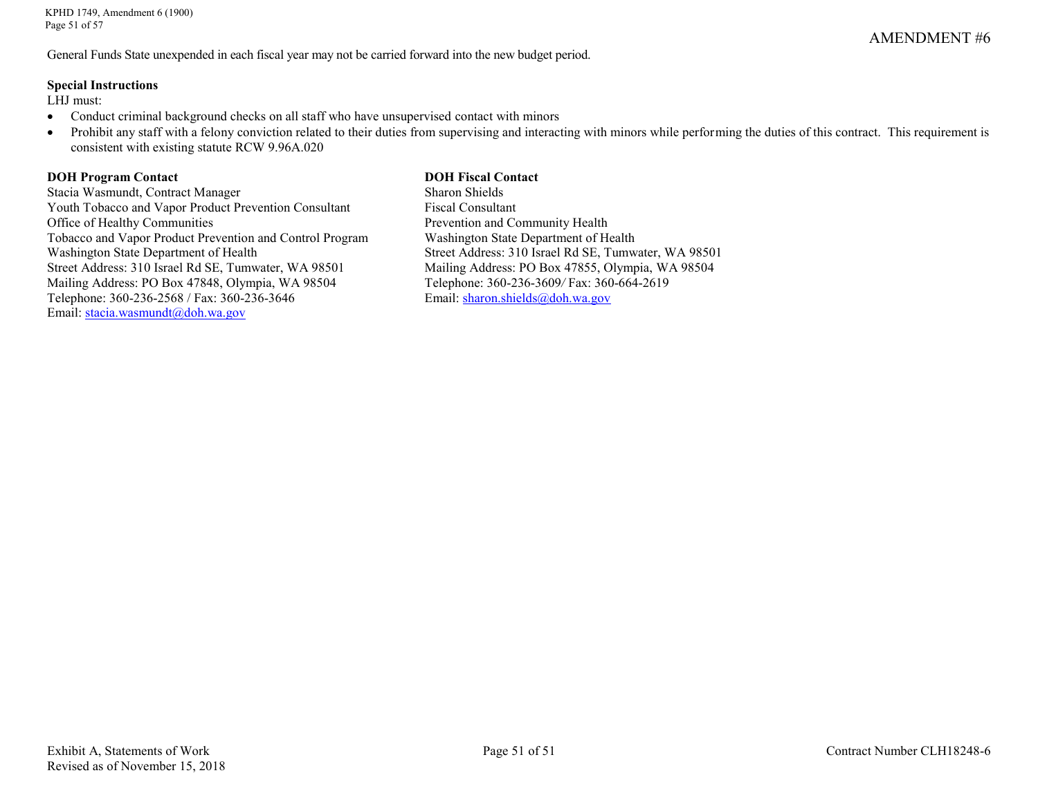General Funds State unexpended in each fiscal year may not be carried forward into the new budget period.

**Special Instructions**

LHJ must:

- Conduct criminal background checks on all staff who have unsupervised contact with minors
- Prohibit any staff with a felony conviction related to their duties from supervising and interacting with minors while performing the duties of this contract. This requirement is consistent with existing statute RCW 9.96A.020

**DOH Program Contact**

Stacia Wasmundt, Contract Manager
Youth Tobacco and Vapor Product Prevention Consultant
Office of Healthy Communities
Tobacco and Vapor Product Prevention and Control Program
Washington State Department of Health
Street Address: 310 Israel Rd SE, Tumwater, WA 98501
Mailing Address: PO Box 47848, Olympia, WA 98504
Telephone: 360-236-2568 / Fax: 360-236-3646
Email: stacia.wasmundt@doh.wa.gov

**DOH Fiscal Contact**

Sharon Shields
Fiscal Consultant
Prevention and Community Health
Washington State Department of Health
Street Address: 310 Israel Rd SE, Tumwater, WA 98501
Mailing Address: PO Box 47855, Olympia, WA 98504
Telephone: 360-236-3609/ Fax: 360-664-2619
Email: sharon.shields@doh.wa.gov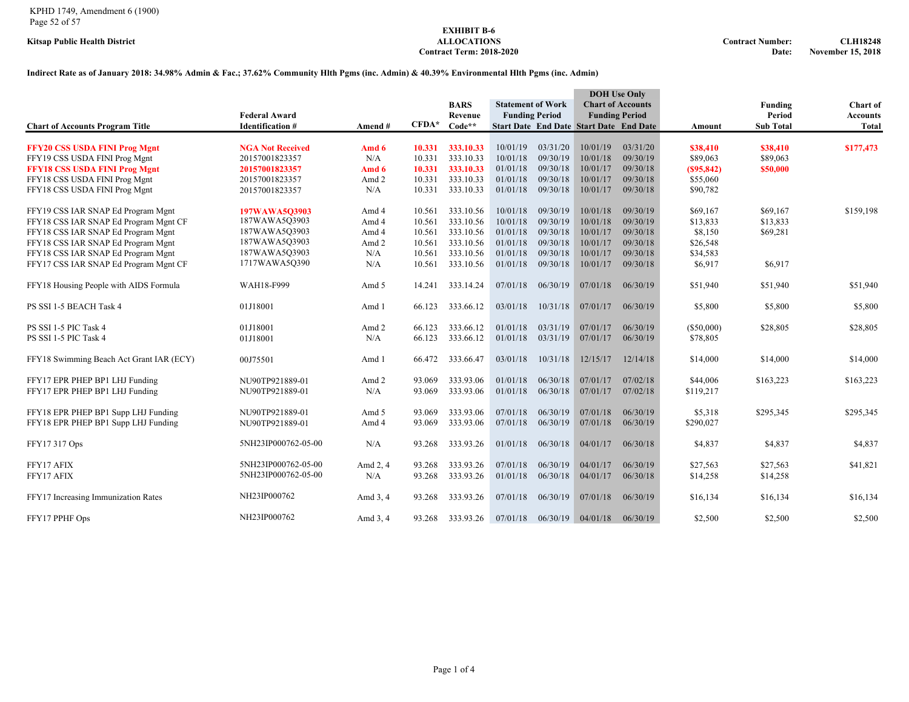**Kitsap Public Health District**

**EXHIBIT B-6**
**ALLOCATIONS**
**Contract Term: 2018-2020**

**Contract Number: CLH18248**
**Date: November 15, 2018**

**Indirect Rate as of January 2018: 34.98% Admin & Fac.; 37.62% Community Hlth Pgms (inc. Admin) & 40.39% Environmental Hlth Pgms (inc. Admin)**

| Chart of Accounts Program Title | Federal Award Identification # | Amend # | CFDA* | BARS Revenue Code** | Statement of Work Funding Period Start Date | Statement of Work Funding Period End Date | DOH Use Only Chart of Accounts Funding Period Start Date | DOH Use Only Chart of Accounts Funding Period End Date | Amount | Funding Period Sub Total | Chart of Accounts Total |
|---|---|---|---|---|---|---|---|---|---|---|---|
| **FFY20 CSS USDA FINI Prog Mgnt** | **NGA Not Received** | **Amd 6** | **10.331** | **333.10.33** | 10/01/19 | 03/31/20 | 10/01/19 | 03/31/20 | **$38,410** | **$38,410** | **$177,473** |
| FFY19 CSS USDA FINI Prog Mgnt | 20157001823357 | N/A | 10.331 | 333.10.33 | 10/01/18 | 09/30/19 | 10/01/18 | 09/30/19 | $89,063 | $89,063 | |
| **FFY18 CSS USDA FINI Prog Mgnt** | **20157001823357** | **Amd 6** | **10.331** | **333.10.33** | 01/01/18 | 09/30/18 | 10/01/17 | 09/30/18 | **($95,842)** | **$50,000** | |
| FFY18 CSS USDA FINI Prog Mgnt | 20157001823357 | Amd 2 | 10.331 | 333.10.33 | 01/01/18 | 09/30/18 | 10/01/17 | 09/30/18 | $55,060 | | |
| FFY18 CSS USDA FINI Prog Mgnt | 20157001823357 | N/A | 10.331 | 333.10.33 | 01/01/18 | 09/30/18 | 10/01/17 | 09/30/18 | $90,782 | | |
| FFY19 CSS IAR SNAP Ed Program Mgnt | **197WAWA5Q3903** | Amd 4 | 10.561 | 333.10.56 | 10/01/18 | 09/30/19 | 10/01/18 | 09/30/19 | $69,167 | $69,167 | $159,198 |
| FFY18 CSS IAR SNAP Ed Program Mgnt CF | 187WAWA5Q3903 | Amd 4 | 10.561 | 333.10.56 | 10/01/18 | 09/30/19 | 10/01/18 | 09/30/19 | $13,833 | $13,833 | |
| FFY18 CSS IAR SNAP Ed Program Mgnt | 187WAWA5Q3903 | Amd 4 | 10.561 | 333.10.56 | 01/01/18 | 09/30/18 | 10/01/17 | 09/30/18 | $8,150 | $69,281 | |
| FFY18 CSS IAR SNAP Ed Program Mgnt | 187WAWA5Q3903 | Amd 2 | 10.561 | 333.10.56 | 01/01/18 | 09/30/18 | 10/01/17 | 09/30/18 | $26,548 | | |
| FFY18 CSS IAR SNAP Ed Program Mgnt | 187WAWA5Q3903 | N/A | 10.561 | 333.10.56 | 01/01/18 | 09/30/18 | 10/01/17 | 09/30/18 | $34,583 | | |
| FFY17 CSS IAR SNAP Ed Program Mgnt CF | 1717WAWA5Q390 | N/A | 10.561 | 333.10.56 | 01/01/18 | 09/30/18 | 10/01/17 | 09/30/18 | $6,917 | $6,917 | |
| FFY18 Housing People with AIDS Formula | WAH18-F999 | Amd 5 | 14.241 | 333.14.24 | 07/01/18 | 06/30/19 | 07/01/18 | 06/30/19 | $51,940 | $51,940 | $51,940 |
| PS SSI 1-5 BEACH Task 4 | 01J18001 | Amd 1 | 66.123 | 333.66.12 | 03/01/18 | 10/31/18 | 07/01/17 | 06/30/19 | $5,800 | $5,800 | $5,800 |
| PS SSI 1-5 PIC Task 4 | 01J18001 | Amd 2 | 66.123 | 333.66.12 | 01/01/18 | 03/31/19 | 07/01/17 | 06/30/19 | ($50,000) | $28,805 | $28,805 |
| PS SSI 1-5 PIC Task 4 | 01J18001 | N/A | 66.123 | 333.66.12 | 01/01/18 | 03/31/19 | 07/01/17 | 06/30/19 | $78,805 | | |
| FFY18 Swimming Beach Act Grant IAR (ECY) | 00J75501 | Amd 1 | 66.472 | 333.66.47 | 03/01/18 | 10/31/18 | 12/15/17 | 12/14/18 | $14,000 | $14,000 | $14,000 |
| FFY17 EPR PHEP BP1 LHJ Funding | NU90TP921889-01 | Amd 2 | 93.069 | 333.93.06 | 01/01/18 | 06/30/18 | 07/01/17 | 07/02/18 | $44,006 | $163,223 | $163,223 |
| FFY17 EPR PHEP BP1 LHJ Funding | NU90TP921889-01 | N/A | 93.069 | 333.93.06 | 01/01/18 | 06/30/18 | 07/01/17 | 07/02/18 | $119,217 | | |
| FFY18 EPR PHEP BP1 Supp LHJ Funding | NU90TP921889-01 | Amd 5 | 93.069 | 333.93.06 | 07/01/18 | 06/30/19 | 07/01/18 | 06/30/19 | $5,318 | $295,345 | $295,345 |
| FFY18 EPR PHEP BP1 Supp LHJ Funding | NU90TP921889-01 | Amd 4 | 93.069 | 333.93.06 | 07/01/18 | 06/30/19 | 07/01/18 | 06/30/19 | $290,027 | | |
| FFY17 317 Ops | 5NH23IP000762-05-00 | N/A | 93.268 | 333.93.26 | 01/01/18 | 06/30/18 | 04/01/17 | 06/30/18 | $4,837 | $4,837 | $4,837 |
| FFY17 AFIX | 5NH23IP000762-05-00 | Amd 2, 4 | 93.268 | 333.93.26 | 07/01/18 | 06/30/19 | 04/01/17 | 06/30/19 | $27,563 | $27,563 | $41,821 |
| FFY17 AFIX | 5NH23IP000762-05-00 | N/A | 93.268 | 333.93.26 | 01/01/18 | 06/30/18 | 04/01/17 | 06/30/18 | $14,258 | $14,258 | |
| FFY17 Increasing Immunization Rates | NH23IP000762 | Amd 3, 4 | 93.268 | 333.93.26 | 07/01/18 | 06/30/19 | 07/01/18 | 06/30/19 | $16,134 | $16,134 | $16,134 |
| FFY17 PPHF Ops | NH23IP000762 | Amd 3, 4 | 93.268 | 333.93.26 | 07/01/18 | 06/30/19 | 04/01/18 | 06/30/19 | $2,500 | $2,500 | $2,500 |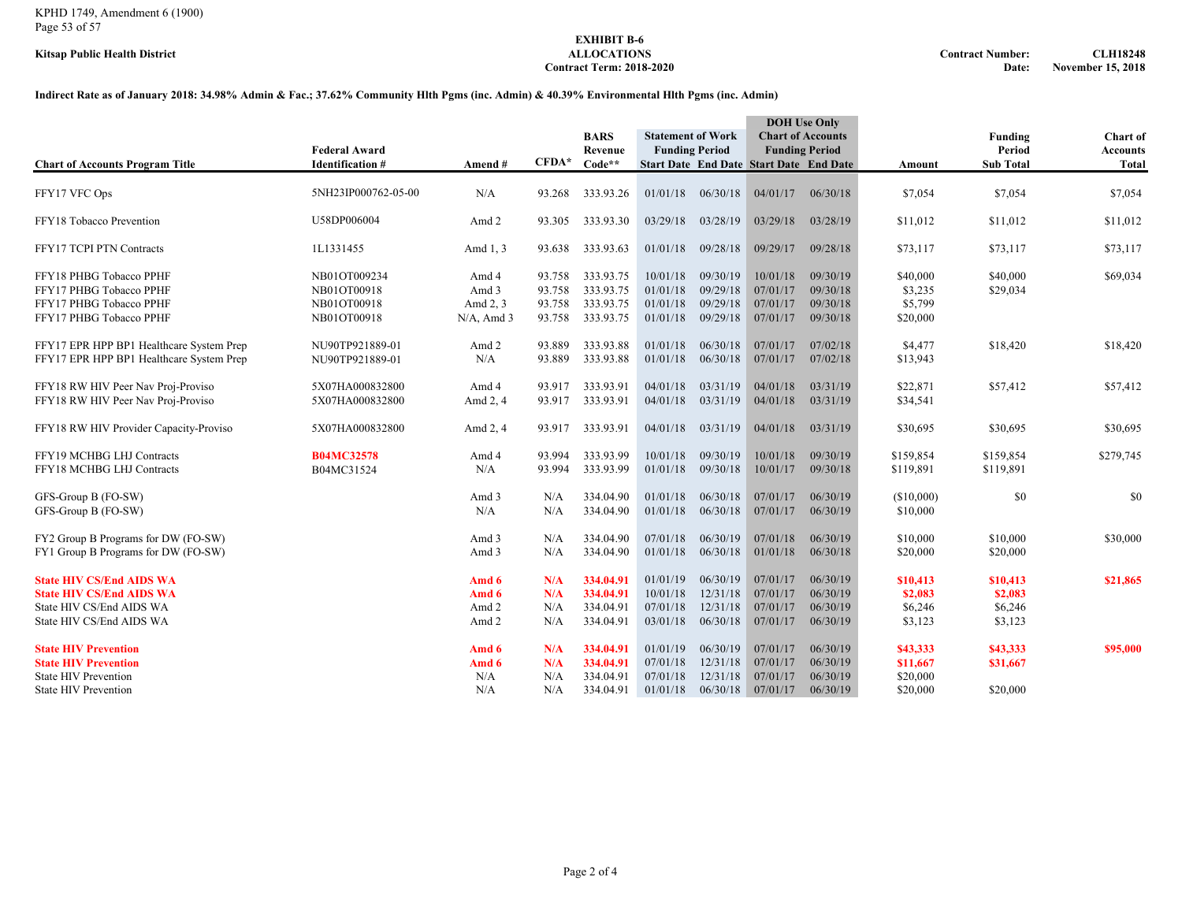Kitsap Public Health District

**EXHIBIT B-6**
**ALLOCATIONS**
**Contract Term: 2018-2020**

**Contract Number: CLH18248**
**Date: November 15, 2018**

**Indirect Rate as of January 2018: 34.98% Admin & Fac.; 37.62% Community Hlth Pgms (inc. Admin) & 40.39% Environmental Hlth Pgms (inc. Admin)**

| Chart of Accounts Program Title | Federal Award Identification # | Amend # | CFDA* | BARS Revenue Code** | Statement of Work Funding Period Start Date | Statement of Work Funding Period End Date | DOH Use Only Chart of Accounts Funding Period Start Date | DOH Use Only Chart of Accounts Funding Period End Date | Amount | Funding Period Sub Total | Chart of Accounts Total |
|---|---|---|---|---|---|---|---|---|---|---|---|
| FFY17 VFC Ops | 5NH23IP000762-05-00 | N/A | 93.268 | 333.93.26 | 01/01/18 | 06/30/18 | 04/01/17 | 06/30/18 | $7,054 | $7,054 | $7,054 |
| FFY18 Tobacco Prevention | U58DP006004 | Amd 2 | 93.305 | 333.93.30 | 03/29/18 | 03/28/19 | 03/29/18 | 03/28/19 | $11,012 | $11,012 | $11,012 |
| FFY17 TCPI PTN Contracts | 1L1331455 | Amd 1, 3 | 93.638 | 333.93.63 | 01/01/18 | 09/28/18 | 09/29/17 | 09/28/18 | $73,117 | $73,117 | $73,117 |
| FFY18 PHBG Tobacco PPHF | NB01OT009234 | Amd 4 | 93.758 | 333.93.75 | 10/01/18 | 09/30/19 | 10/01/18 | 09/30/19 | $40,000 | $40,000 | $69,034 |
| FFY17 PHBG Tobacco PPHF | NB01OT00918 | Amd 3 | 93.758 | 333.93.75 | 01/01/18 | 09/29/18 | 07/01/17 | 09/30/18 | $3,235 | $29,034 | |
| FFY17 PHBG Tobacco PPHF | NB01OT00918 | Amd 2, 3 | 93.758 | 333.93.75 | 01/01/18 | 09/29/18 | 07/01/17 | 09/30/18 | $5,799 | | |
| FFY17 PHBG Tobacco PPHF | NB01OT00918 | N/A, Amd 3 | 93.758 | 333.93.75 | 01/01/18 | 09/29/18 | 07/01/17 | 09/30/18 | $20,000 | | |
| FFY17 EPR HPP BP1 Healthcare System Prep | NU90TP921889-01 | Amd 2 | 93.889 | 333.93.88 | 01/01/18 | 06/30/18 | 07/01/17 | 07/02/18 | $4,477 | $18,420 | $18,420 |
| FFY17 EPR HPP BP1 Healthcare System Prep | NU90TP921889-01 | N/A | 93.889 | 333.93.88 | 01/01/18 | 06/30/18 | 07/01/17 | 07/02/18 | $13,943 | | |
| FFY18 RW HIV Peer Nav Proj-Proviso | 5X07HA000832800 | Amd 4 | 93.917 | 333.93.91 | 04/01/18 | 03/31/19 | 04/01/18 | 03/31/19 | $22,871 | $57,412 | $57,412 |
| FFY18 RW HIV Peer Nav Proj-Proviso | 5X07HA000832800 | Amd 2, 4 | 93.917 | 333.93.91 | 04/01/18 | 03/31/19 | 04/01/18 | 03/31/19 | $34,541 | | |
| FFY18 RW HIV Provider Capacity-Proviso | 5X07HA000832800 | Amd 2, 4 | 93.917 | 333.93.91 | 04/01/18 | 03/31/19 | 04/01/18 | 03/31/19 | $30,695 | $30,695 | $30,695 |
| FFY19 MCHBG LHJ Contracts | **B04MC32578** | Amd 4 | 93.994 | 333.93.99 | 10/01/18 | 09/30/19 | 10/01/18 | 09/30/19 | $159,854 | $159,854 | $279,745 |
| FFY18 MCHBG LHJ Contracts | B04MC31524 | N/A | 93.994 | 333.93.99 | 01/01/18 | 09/30/18 | 10/01/17 | 09/30/18 | $119,891 | $119,891 | |
| GFS-Group B (FO-SW) | | Amd 3 | N/A | 334.04.90 | 01/01/18 | 06/30/18 | 07/01/17 | 06/30/19 | ($10,000) | $0 | $0 |
| GFS-Group B (FO-SW) | | N/A | N/A | 334.04.90 | 01/01/18 | 06/30/18 | 07/01/17 | 06/30/19 | $10,000 | | |
| FY2 Group B Programs for DW (FO-SW) | | Amd 3 | N/A | 334.04.90 | 07/01/18 | 06/30/19 | 07/01/18 | 06/30/19 | $10,000 | $10,000 | $30,000 |
| FY1 Group B Programs for DW (FO-SW) | | Amd 3 | N/A | 334.04.90 | 01/01/18 | 06/30/18 | 01/01/18 | 06/30/18 | $20,000 | $20,000 | |
| **State HIV CS/End AIDS WA** | | **Amd 6** | **N/A** | **334.04.91** | 01/01/19 | 06/30/19 | 07/01/17 | 06/30/19 | **$10,413** | **$10,413** | **$21,865** |
| **State HIV CS/End AIDS WA** | | **Amd 6** | **N/A** | **334.04.91** | 10/01/18 | 12/31/18 | 07/01/17 | 06/30/19 | **$2,083** | **$2,083** | |
| State HIV CS/End AIDS WA | | Amd 2 | N/A | 334.04.91 | 07/01/18 | 12/31/18 | 07/01/17 | 06/30/19 | $6,246 | $6,246 | |
| State HIV CS/End AIDS WA | | Amd 2 | N/A | 334.04.91 | 03/01/18 | 06/30/18 | 07/01/17 | 06/30/19 | $3,123 | $3,123 | |
| **State HIV Prevention** | | **Amd 6** | **N/A** | **334.04.91** | 01/01/19 | 06/30/19 | 07/01/17 | 06/30/19 | **$43,333** | **$43,333** | **$95,000** |
| **State HIV Prevention** | | **Amd 6** | **N/A** | **334.04.91** | 07/01/18 | 12/31/18 | 07/01/17 | 06/30/19 | **$11,667** | **$31,667** | |
| State HIV Prevention | | N/A | N/A | 334.04.91 | 07/01/18 | 12/31/18 | 07/01/17 | 06/30/19 | $20,000 | | |
| State HIV Prevention | | N/A | N/A | 334.04.91 | 01/01/18 | 06/30/18 | 07/01/17 | 06/30/19 | $20,000 | $20,000 | |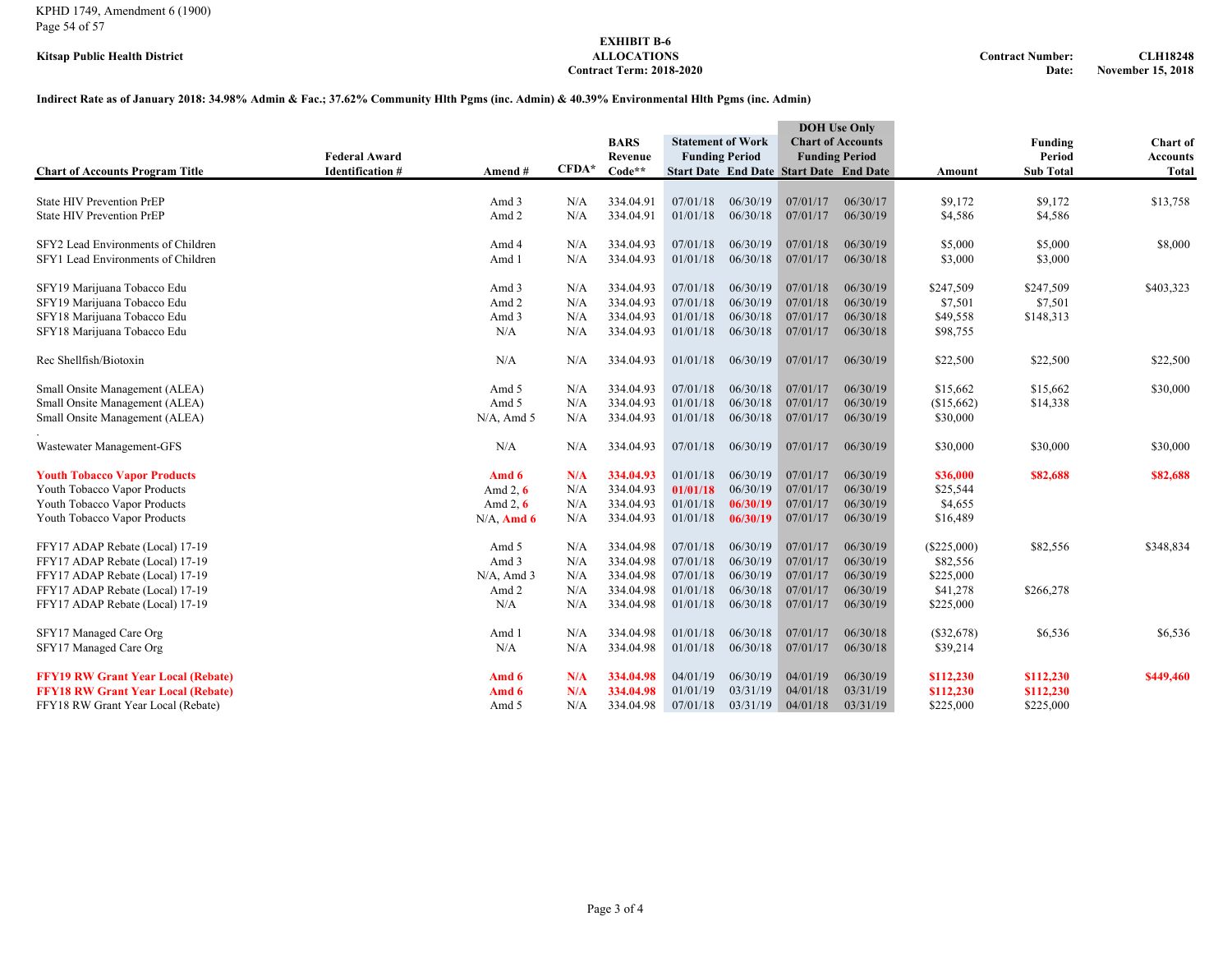Kitsap Public Health District

**EXHIBIT B-6**
**ALLOCATIONS**
**Contract Term: 2018-2020**

**Contract Number: CLH18248**
**Date: November 15, 2018**

**Indirect Rate as of January 2018: 34.98% Admin & Fac.; 37.62% Community Hlth Pgms (inc. Admin) & 40.39% Environmental Hlth Pgms (inc. Admin)**

| Chart of Accounts Program Title | Federal Award Identification # | Amend # | CFDA* | BARS Revenue Code** | Statement of Work Funding Period Start Date | Statement of Work Funding Period End Date | DOH Use Only Chart of Accounts Funding Period Start Date | DOH Use Only Chart of Accounts Funding Period End Date | Amount | Funding Period Sub Total | Chart of Accounts Total |
|---|---|---|---|---|---|---|---|---|---|---|---|
| State HIV Prevention PrEP | | Amd 3 | N/A | 334.04.91 | 07/01/18 | 06/30/19 | 07/01/17 | 06/30/17 | $9,172 | $9,172 | $13,758 |
| State HIV Prevention PrEP | | Amd 2 | N/A | 334.04.91 | 01/01/18 | 06/30/18 | 07/01/17 | 06/30/19 | $4,586 | $4,586 | |
| SFY2 Lead Environments of Children | | Amd 4 | N/A | 334.04.93 | 07/01/18 | 06/30/19 | 07/01/18 | 06/30/19 | $5,000 | $5,000 | $8,000 |
| SFY1 Lead Environments of Children | | Amd 1 | N/A | 334.04.93 | 01/01/18 | 06/30/18 | 07/01/17 | 06/30/18 | $3,000 | $3,000 | |
| SFY19 Marijuana Tobacco Edu | | Amd 3 | N/A | 334.04.93 | 07/01/18 | 06/30/19 | 07/01/18 | 06/30/19 | $247,509 | $247,509 | $403,323 |
| SFY19 Marijuana Tobacco Edu | | Amd 2 | N/A | 334.04.93 | 07/01/18 | 06/30/19 | 07/01/18 | 06/30/19 | $7,501 | $7,501 | |
| SFY18 Marijuana Tobacco Edu | | Amd 3 | N/A | 334.04.93 | 01/01/18 | 06/30/18 | 07/01/17 | 06/30/18 | $49,558 | $148,313 | |
| SFY18 Marijuana Tobacco Edu | | N/A | N/A | 334.04.93 | 01/01/18 | 06/30/18 | 07/01/17 | 06/30/18 | $98,755 | | |
| Rec Shellfish/Biotoxin | | N/A | N/A | 334.04.93 | 01/01/18 | 06/30/19 | 07/01/17 | 06/30/19 | $22,500 | $22,500 | $22,500 |
| Small Onsite Management (ALEA) | | Amd 5 | N/A | 334.04.93 | 07/01/18 | 06/30/18 | 07/01/17 | 06/30/19 | $15,662 | $15,662 | $30,000 |
| Small Onsite Management (ALEA) | | Amd 5 | N/A | 334.04.93 | 01/01/18 | 06/30/18 | 07/01/17 | 06/30/19 | ($15,662) | $14,338 | |
| Small Onsite Management (ALEA) | | N/A, Amd 5 | N/A | 334.04.93 | 01/01/18 | 06/30/18 | 07/01/17 | 06/30/19 | $30,000 | | |
| Wastewater Management-GFS | | N/A | N/A | 334.04.93 | 07/01/18 | 06/30/19 | 07/01/17 | 06/30/19 | $30,000 | $30,000 | $30,000 |
| **Youth Tobacco Vapor Products** | | **Amd 6** | **N/A** | **334.04.93** | 01/01/18 | 06/30/19 | 07/01/17 | 06/30/19 | **$36,000** | **$82,688** | **$82,688** |
| Youth Tobacco Vapor Products | | Amd 2, **6** | N/A | 334.04.93 | **01/01/18** | 06/30/19 | 07/01/17 | 06/30/19 | $25,544 | | |
| Youth Tobacco Vapor Products | | Amd 2, **6** | N/A | 334.04.93 | 01/01/18 | **06/30/19** | 07/01/17 | 06/30/19 | $4,655 | | |
| Youth Tobacco Vapor Products | | N/A, **Amd 6** | N/A | 334.04.93 | 01/01/18 | **06/30/19** | 07/01/17 | 06/30/19 | $16,489 | | |
| FFY17 ADAP Rebate (Local) 17-19 | | Amd 5 | N/A | 334.04.98 | 07/01/18 | 06/30/19 | 07/01/17 | 06/30/19 | ($225,000) | $82,556 | $348,834 |
| FFY17 ADAP Rebate (Local) 17-19 | | Amd 3 | N/A | 334.04.98 | 07/01/18 | 06/30/19 | 07/01/17 | 06/30/19 | $82,556 | | |
| FFY17 ADAP Rebate (Local) 17-19 | | N/A, Amd 3 | N/A | 334.04.98 | 07/01/18 | 06/30/19 | 07/01/17 | 06/30/19 | $225,000 | | |
| FFY17 ADAP Rebate (Local) 17-19 | | Amd 2 | N/A | 334.04.98 | 01/01/18 | 06/30/18 | 07/01/17 | 06/30/19 | $41,278 | $266,278 | |
| FFY17 ADAP Rebate (Local) 17-19 | | N/A | N/A | 334.04.98 | 01/01/18 | 06/30/18 | 07/01/17 | 06/30/19 | $225,000 | | |
| SFY17 Managed Care Org | | Amd 1 | N/A | 334.04.98 | 01/01/18 | 06/30/18 | 07/01/17 | 06/30/18 | ($32,678) | $6,536 | $6,536 |
| SFY17 Managed Care Org | | N/A | N/A | 334.04.98 | 01/01/18 | 06/30/18 | 07/01/17 | 06/30/18 | $39,214 | | |
| **FFY19 RW Grant Year Local (Rebate)** | | **Amd 6** | **N/A** | **334.04.98** | 04/01/19 | 06/30/19 | 04/01/19 | 06/30/19 | **$112,230** | **$112,230** | **$449,460** |
| **FFY18 RW Grant Year Local (Rebate)** | | **Amd 6** | **N/A** | **334.04.98** | 01/01/19 | 03/31/19 | 04/01/18 | 03/31/19 | **$112,230** | **$112,230** | |
| FFY18 RW Grant Year Local (Rebate) | | Amd 5 | N/A | 334.04.98 | 07/01/18 | 03/31/19 | 04/01/18 | 03/31/19 | $225,000 | $225,000 | |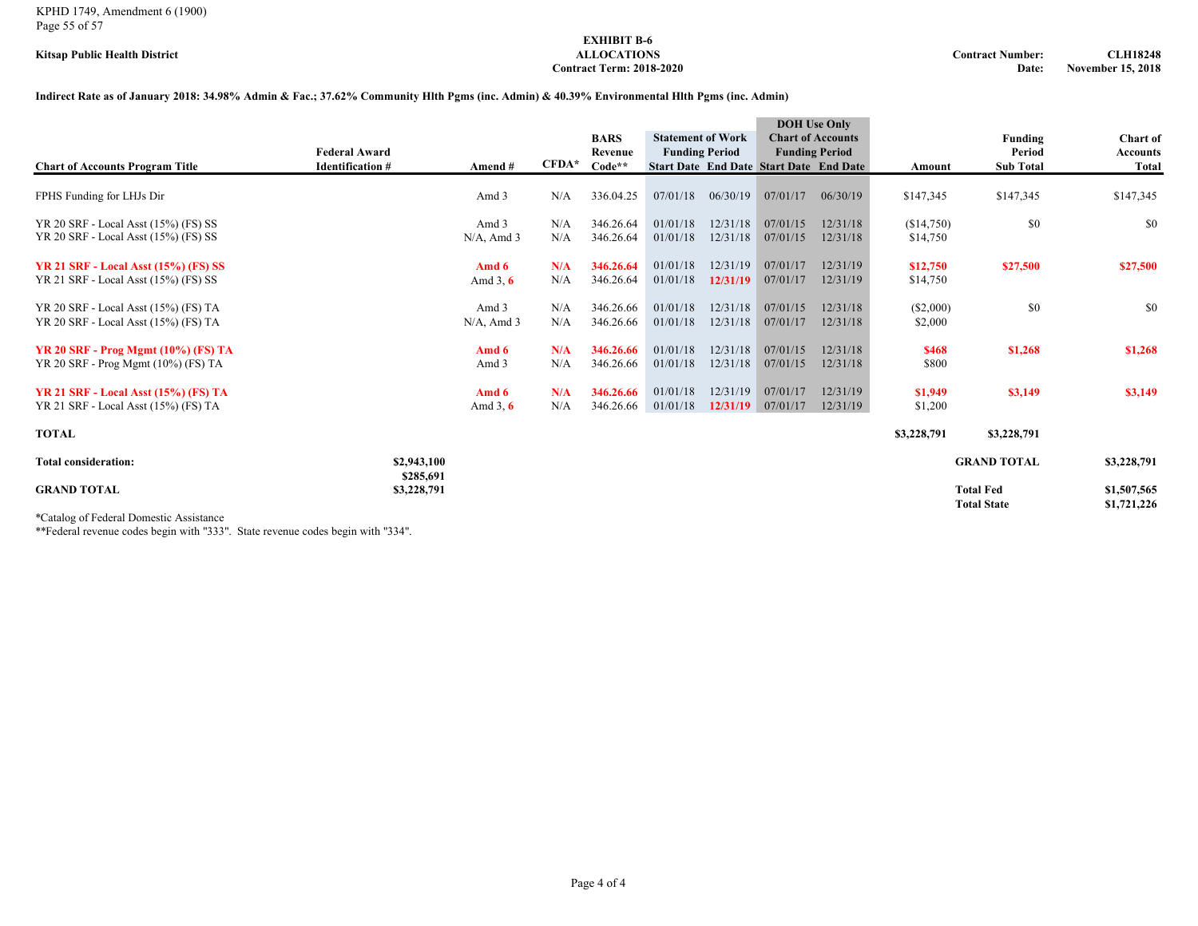KPHD 1749, Amendment 6 (1900)

**Kitsap Public Health District**

**EXHIBIT B-6**
**ALLOCATIONS**
**Contract Term: 2018-2020**

**Contract Number:** **CLH18248**
**Date:** **November 15, 2018**

**Indirect Rate as of January 2018: 34.98% Admin & Fac.; 37.62% Community Hlth Pgms (inc. Admin) & 40.39% Environmental Hlth Pgms (inc. Admin)**

| Chart of Accounts Program Title | Federal Award Identification # | Amend # | CFDA* | BARS Revenue Code** | Statement of Work Funding Period | | DOH Use Only Chart of Accounts Funding Period | | Amount | Funding Period Sub Total | Chart of Accounts Total |
|---|---|---|---|---|---|---|---|---|---|---|---|
| | | | | | Start Date | End Date | Start Date | End Date | | | |
| FPHS Funding for LHJs Dir | | Amd 3 | N/A | 336.04.25 | 07/01/18 | 06/30/19 | 07/01/17 | 06/30/19 | $147,345 | $147,345 | $147,345 |
| YR 20 SRF - Local Asst (15%) (FS) SS | | Amd 3 | N/A | 346.26.64 | 01/01/18 | 12/31/18 | 07/01/15 | 12/31/18 | ($14,750) | $0 | $0 |
| YR 20 SRF - Local Asst (15%) (FS) SS | | N/A, Amd 3 | N/A | 346.26.64 | 01/01/18 | 12/31/18 | 07/01/15 | 12/31/18 | $14,750 | | |
| **YR 21 SRF - Local Asst (15%) (FS) SS** | | **Amd 6** | **N/A** | **346.26.64** | 01/01/18 | 12/31/19 | 07/01/17 | 12/31/19 | **$12,750** | **$27,500** | **$27,500** |
| YR 21 SRF - Local Asst (15%) (FS) SS | | Amd 3, **6** | N/A | 346.26.64 | 01/01/18 | **12/31/19** | 07/01/17 | 12/31/19 | $14,750 | | |
| YR 20 SRF - Local Asst (15%) (FS) TA | | Amd 3 | N/A | 346.26.66 | 01/01/18 | 12/31/18 | 07/01/15 | 12/31/18 | ($2,000) | $0 | $0 |
| YR 20 SRF - Local Asst (15%) (FS) TA | | N/A, Amd 3 | N/A | 346.26.66 | 01/01/18 | 12/31/18 | 07/01/17 | 12/31/18 | $2,000 | | |
| **YR 20 SRF - Prog Mgmt (10%) (FS) TA** | | **Amd 6** | **N/A** | **346.26.66** | 01/01/18 | 12/31/18 | 07/01/15 | 12/31/18 | **$468** | **$1,268** | **$1,268** |
| YR 20 SRF - Prog Mgmt (10%) (FS) TA | | Amd 3 | N/A | 346.26.66 | 01/01/18 | 12/31/18 | 07/01/15 | 12/31/18 | $800 | | |
| **YR 21 SRF - Local Asst (15%) (FS) TA** | | **Amd 6** | **N/A** | **346.26.66** | 01/01/18 | 12/31/19 | 07/01/17 | 12/31/19 | **$1,949** | **$3,149** | **$3,149** |
| YR 21 SRF - Local Asst (15%) (FS) TA | | Amd 3, **6** | N/A | 346.26.66 | 01/01/18 | **12/31/19** | 07/01/17 | 12/31/19 | $1,200 | | |
| **TOTAL** | | | | | | | | | **$3,228,791** | **$3,228,791** | |

| | | | |
|---|---|---|---|
| **Total consideration:** | **$2,943,100** | **GRAND TOTAL** | **$3,228,791** |
| | **$285,691** | | |
| **GRAND TOTAL** | **$3,228,791** | **Total Fed** | **$1,507,565** |
| | | **Total State** | **$1,721,226** |

*Catalog of Federal Domestic Assistance

**Federal revenue codes begin with "333". State revenue codes begin with "334".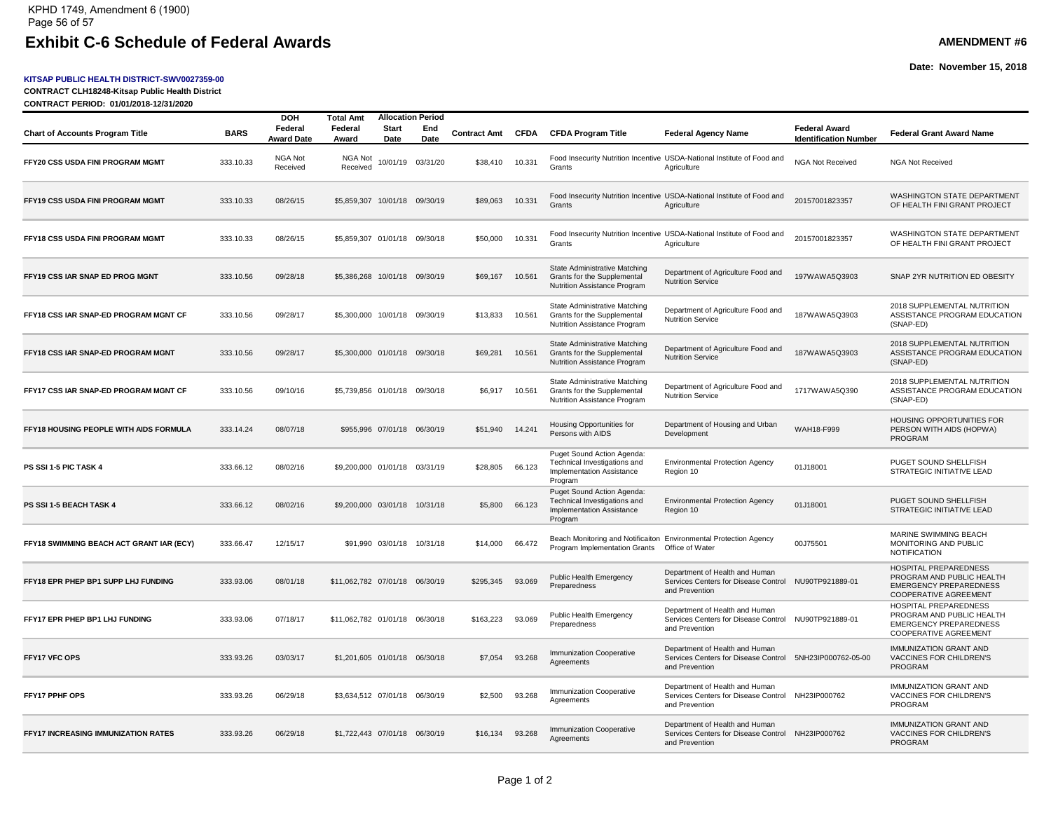# Exhibit C-6 Schedule of Federal Awards

**AMENDMENT #6**

**Date: November 15, 2018**

**KITSAP PUBLIC HEALTH DISTRICT-SWV0027359-00**

**CONTRACT CLH18248-Kitsap Public Health District**

**CONTRACT PERIOD: 01/01/2018-12/31/2020**

| Chart of Accounts Program Title | BARS | DOH Federal Award Date | Total Amt Federal Award | Allocation Period Start Date | Allocation Period End Date | Contract Amt | CFDA | CFDA Program Title | Federal Agency Name | Federal Award Identification Number | Federal Grant Award Name |
|---|---|---|---|---|---|---|---|---|---|---|---|
| FFY20 CSS USDA FINI PROGRAM MGMT | 333.10.33 | NGA Not Received | NGA Not Received | 10/01/19 | 03/31/20 | $38,410 | 10.331 | Food Insecurity Nutrition Incentive Grants | USDA-National Institute of Food and Agriculture | NGA Not Received | NGA Not Received |
| FFY19 CSS USDA FINI PROGRAM MGMT | 333.10.33 | 08/26/15 | $5,859,307 | 10/01/18 | 09/30/19 | $89,063 | 10.331 | Food Insecurity Nutrition Incentive Grants | USDA-National Institute of Food and Agriculture | 20157001823357 | WASHINGTON STATE DEPARTMENT OF HEALTH FINI GRANT PROJECT |
| FFY18 CSS USDA FINI PROGRAM MGMT | 333.10.33 | 08/26/15 | $5,859,307 | 01/01/18 | 09/30/18 | $50,000 | 10.331 | Food Insecurity Nutrition Incentive Grants | USDA-National Institute of Food and Agriculture | 20157001823357 | WASHINGTON STATE DEPARTMENT OF HEALTH FINI GRANT PROJECT |
| FFY19 CSS IAR SNAP ED PROG MGNT | 333.10.56 | 09/28/18 | $5,386,268 | 10/01/18 | 09/30/19 | $69,167 | 10.561 | State Administrative Matching Grants for the Supplemental Nutrition Assistance Program | Department of Agriculture Food and Nutrition Service | 197WAWA5Q3903 | SNAP 2YR NUTRITION ED OBESITY |
| FFY18 CSS IAR SNAP-ED PROGRAM MGNT CF | 333.10.56 | 09/28/17 | $5,300,000 | 10/01/18 | 09/30/19 | $13,833 | 10.561 | State Administrative Matching Grants for the Supplemental Nutrition Assistance Program | Department of Agriculture Food and Nutrition Service | 187WAWA5Q3903 | 2018 SUPPLEMENTAL NUTRITION ASSISTANCE PROGRAM EDUCATION (SNAP-ED) |
| FFY18 CSS IAR SNAP-ED PROGRAM MGNT | 333.10.56 | 09/28/17 | $5,300,000 | 01/01/18 | 09/30/18 | $69,281 | 10.561 | State Administrative Matching Grants for the Supplemental Nutrition Assistance Program | Department of Agriculture Food and Nutrition Service | 187WAWA5Q3903 | 2018 SUPPLEMENTAL NUTRITION ASSISTANCE PROGRAM EDUCATION (SNAP-ED) |
| FFY17 CSS IAR SNAP-ED PROGRAM MGNT CF | 333.10.56 | 09/10/16 | $5,739,856 | 01/01/18 | 09/30/18 | $6,917 | 10.561 | State Administrative Matching Grants for the Supplemental Nutrition Assistance Program | Department of Agriculture Food and Nutrition Service | 1717WAWA5Q390 | 2018 SUPPLEMENTAL NUTRITION ASSISTANCE PROGRAM EDUCATION (SNAP-ED) |
| FFY18 HOUSING PEOPLE WITH AIDS FORMULA | 333.14.24 | 08/07/18 | $955,996 | 07/01/18 | 06/30/19 | $51,940 | 14.241 | Housing Opportunities for Persons with AIDS | Department of Housing and Urban Development | WAH18-F999 | HOUSING OPPORTUNITIES FOR PERSON WITH AIDS (HOPWA) PROGRAM |
| PS SSI 1-5 PIC TASK 4 | 333.66.12 | 08/02/16 | $9,200,000 | 01/01/18 | 03/31/19 | $28,805 | 66.123 | Puget Sound Action Agenda: Technical Investigations and Implementation Assistance Program | Environmental Protection Agency Region 10 | 01J18001 | PUGET SOUND SHELLFISH STRATEGIC INITIATIVE LEAD |
| PS SSI 1-5 BEACH TASK 4 | 333.66.12 | 08/02/16 | $9,200,000 | 03/01/18 | 10/31/18 | $5,800 | 66.123 | Puget Sound Action Agenda: Technical Investigations and Implementation Assistance Program | Environmental Protection Agency Region 10 | 01J18001 | PUGET SOUND SHELLFISH STRATEGIC INITIATIVE LEAD |
| FFY18 SWIMMING BEACH ACT GRANT IAR (ECY) | 333.66.47 | 12/15/17 | $91,990 | 03/01/18 | 10/31/18 | $14,000 | 66.472 | Beach Monitoring and Notificaiton Program Implementation Grants | Environmental Protection Agency Office of Water | 00J75501 | MARINE SWIMMING BEACH MONITORING AND PUBLIC NOTIFICATION |
| FFY18 EPR PHEP BP1 SUPP LHJ FUNDING | 333.93.06 | 08/01/18 | $11,062,782 | 07/01/18 | 06/30/19 | $295,345 | 93.069 | Public Health Emergency Preparedness | Department of Health and Human Services Centers for Disease Control and Prevention | NU90TP921889-01 | HOSPITAL PREPAREDNESS PROGRAM AND PUBLIC HEALTH EMERGENCY PREPAREDNESS COOPERATIVE AGREEMENT |
| FFY17 EPR PHEP BP1 LHJ FUNDING | 333.93.06 | 07/18/17 | $11,062,782 | 01/01/18 | 06/30/18 | $163,223 | 93.069 | Public Health Emergency Preparedness | Department of Health and Human Services Centers for Disease Control and Prevention | NU90TP921889-01 | HOSPITAL PREPAREDNESS PROGRAM AND PUBLIC HEALTH EMERGENCY PREPAREDNESS COOPERATIVE AGREEMENT |
| FFY17 VFC OPS | 333.93.26 | 03/03/17 | $1,201,605 | 01/01/18 | 06/30/18 | $7,054 | 93.268 | Immunization Cooperative Agreements | Department of Health and Human Services Centers for Disease Control and Prevention | 5NH23IP000762-05-00 | IMMUNIZATION GRANT AND VACCINES FOR CHILDREN'S PROGRAM |
| FFY17 PPHF OPS | 333.93.26 | 06/29/18 | $3,634,512 | 07/01/18 | 06/30/19 | $2,500 | 93.268 | Immunization Cooperative Agreements | Department of Health and Human Services Centers for Disease Control and Prevention | NH23IP000762 | IMMUNIZATION GRANT AND VACCINES FOR CHILDREN'S PROGRAM |
| FFY17 INCREASING IMMUNIZATION RATES | 333.93.26 | 06/29/18 | $1,722,443 | 07/01/18 | 06/30/19 | $16,134 | 93.268 | Immunization Cooperative Agreements | Department of Health and Human Services Centers for Disease Control and Prevention | NH23IP000762 | IMMUNIZATION GRANT AND VACCINES FOR CHILDREN'S PROGRAM |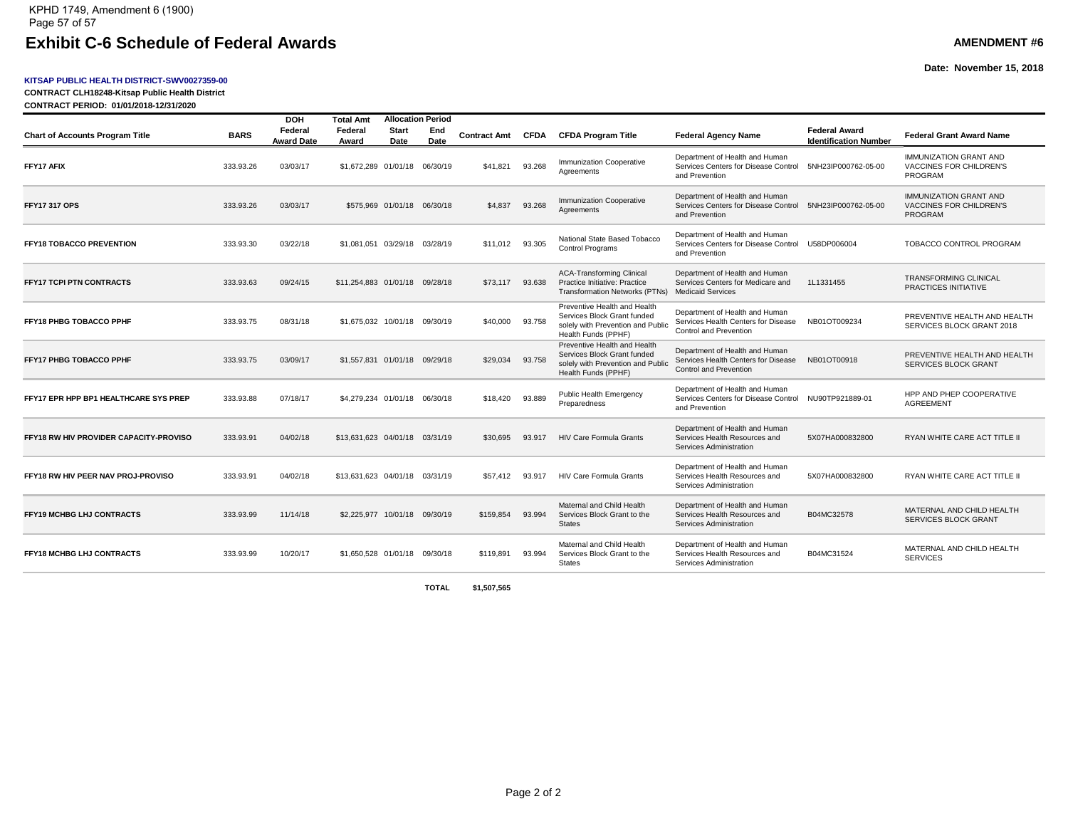# Exhibit C-6 Schedule of Federal Awards

**AMENDMENT #6**

**Date: November 15, 2018**

**KITSAP PUBLIC HEALTH DISTRICT-SWV0027359-00**

**CONTRACT CLH18248-Kitsap Public Health District**

**CONTRACT PERIOD: 01/01/2018-12/31/2020**

| Chart of Accounts Program Title | BARS | DOH Federal Award Date | Total Amt Federal Award | Allocation Period Start Date | Allocation Period End Date | Contract Amt | CFDA | CFDA Program Title | Federal Agency Name | Federal Award Identification Number | Federal Grant Award Name |
|---|---|---|---|---|---|---|---|---|---|---|---|
| FFY17 AFIX | 333.93.26 | 03/03/17 | $1,672,289 | 01/01/18 | 06/30/19 | $41,821 | 93.268 | Immunization Cooperative Agreements | Department of Health and Human Services Centers for Disease Control and Prevention | 5NH23IP000762-05-00 | IMMUNIZATION GRANT AND VACCINES FOR CHILDREN'S PROGRAM |
| FFY17 317 OPS | 333.93.26 | 03/03/17 | $575,969 | 01/01/18 | 06/30/18 | $4,837 | 93.268 | Immunization Cooperative Agreements | Department of Health and Human Services Centers for Disease Control and Prevention | 5NH23IP000762-05-00 | IMMUNIZATION GRANT AND VACCINES FOR CHILDREN'S PROGRAM |
| FFY18 TOBACCO PREVENTION | 333.93.30 | 03/22/18 | $1,081,051 | 03/29/18 | 03/28/19 | $11,012 | 93.305 | National State Based Tobacco Control Programs | Department of Health and Human Services Centers for Disease Control and Prevention | U58DP006004 | TOBACCO CONTROL PROGRAM |
| FFY17 TCPI PTN CONTRACTS | 333.93.63 | 09/24/15 | $11,254,883 | 01/01/18 | 09/28/18 | $73,117 | 93.638 | ACA-Transforming Clinical Practice Initiative: Practice Transformation Networks (PTNs) | Department of Health and Human Services Centers for Medicare and Medicaid Services | 1L1331455 | TRANSFORMING CLINICAL PRACTICES INITIATIVE |
| FFY18 PHBG TOBACCO PPHF | 333.93.75 | 08/31/18 | $1,675,032 | 10/01/18 | 09/30/19 | $40,000 | 93.758 | Preventive Health and Health Services Block Grant funded solely with Prevention and Public Health Funds (PPHF) | Department of Health and Human Services Health Centers for Disease Control and Prevention | NB01OT009234 | PREVENTIVE HEALTH AND HEALTH SERVICES BLOCK GRANT 2018 |
| FFY17 PHBG TOBACCO PPHF | 333.93.75 | 03/09/17 | $1,557,831 | 01/01/18 | 09/29/18 | $29,034 | 93.758 | Preventive Health and Health Services Block Grant funded solely with Prevention and Public Health Funds (PPHF) | Department of Health and Human Services Health Centers for Disease Control and Prevention | NB01OT00918 | PREVENTIVE HEALTH AND HEALTH SERVICES BLOCK GRANT |
| FFY17 EPR HPP BP1 HEALTHCARE SYS PREP | 333.93.88 | 07/18/17 | $4,279,234 | 01/01/18 | 06/30/18 | $18,420 | 93.889 | Public Health Emergency Preparedness | Department of Health and Human Services Centers for Disease Control and Prevention | NU90TP921889-01 | HPP AND PHEP COOPERATIVE AGREEMENT |
| FFY18 RW HIV PROVIDER CAPACITY-PROVISO | 333.93.91 | 04/02/18 | $13,631,623 | 04/01/18 | 03/31/19 | $30,695 | 93.917 | HIV Care Formula Grants | Department of Health and Human Services Health Resources and Services Administration | 5X07HA000832800 | RYAN WHITE CARE ACT TITLE II |
| FFY18 RW HIV PEER NAV PROJ-PROVISO | 333.93.91 | 04/02/18 | $13,631,623 | 04/01/18 | 03/31/19 | $57,412 | 93.917 | HIV Care Formula Grants | Department of Health and Human Services Health Resources and Services Administration | 5X07HA000832800 | RYAN WHITE CARE ACT TITLE II |
| FFY19 MCHBG LHJ CONTRACTS | 333.93.99 | 11/14/18 | $2,225,977 | 10/01/18 | 09/30/19 | $159,854 | 93.994 | Maternal and Child Health Services Block Grant to the States | Department of Health and Human Services Health Resources and Services Administration | B04MC32578 | MATERNAL AND CHILD HEALTH SERVICES BLOCK GRANT |
| FFY18 MCHBG LHJ CONTRACTS | 333.93.99 | 10/20/17 | $1,650,528 | 01/01/18 | 09/30/18 | $119,891 | 93.994 | Maternal and Child Health Services Block Grant to the States | Department of Health and Human Services Health Resources and Services Administration | B04MC31524 | MATERNAL AND CHILD HEALTH SERVICES |
| | | | | | **TOTAL** | **$1,507,565** | | | | | |